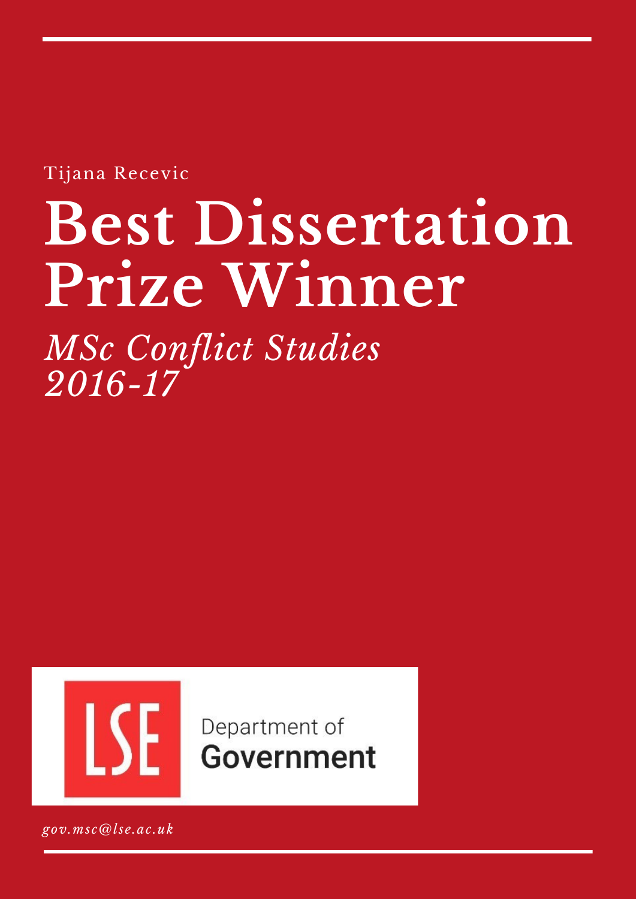Tijana Recevic

# Best Dissertation Prize Winner

*MSc Conflict Studies 2016-17*

LSE Department of Government

*gov.msc@lse.ac.uk*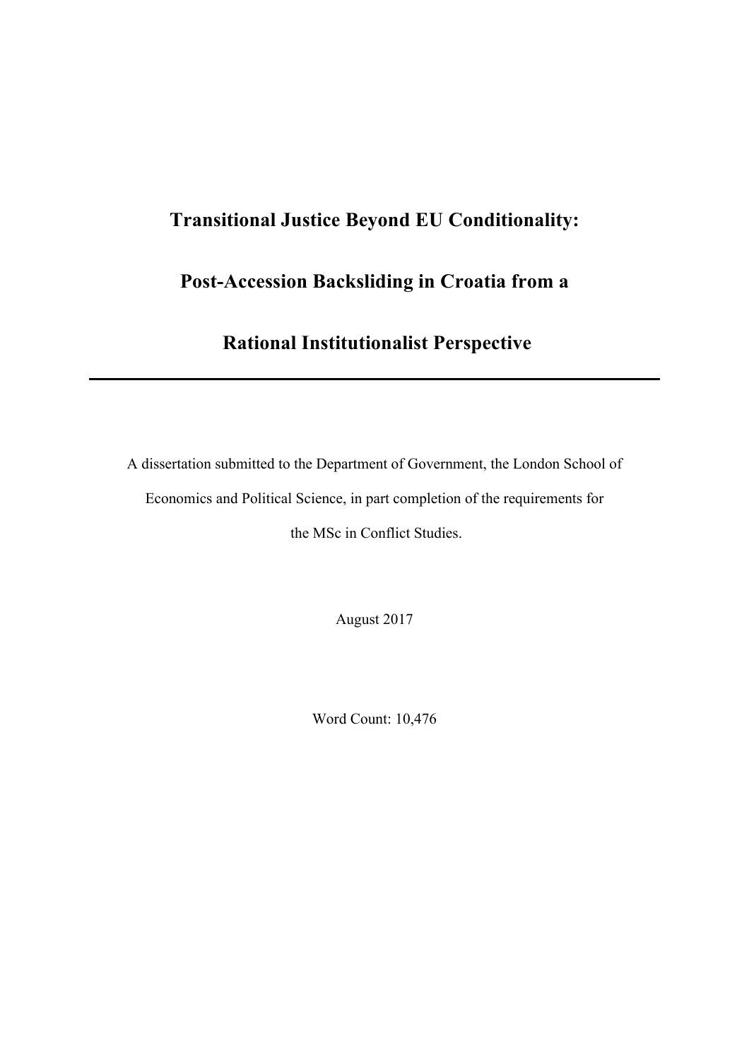# Transitional Justice Beyond EU Conditionality:

# Post-Accession Backsliding in Croatia from a

# Rational Institutionalist Perspective

---

A dissertation submitted to the Department of Government, the London School of Economics and Political Science, in part completion of the requirements for the MSc in Conflict Studies.

August 2017

Word Count: 10,476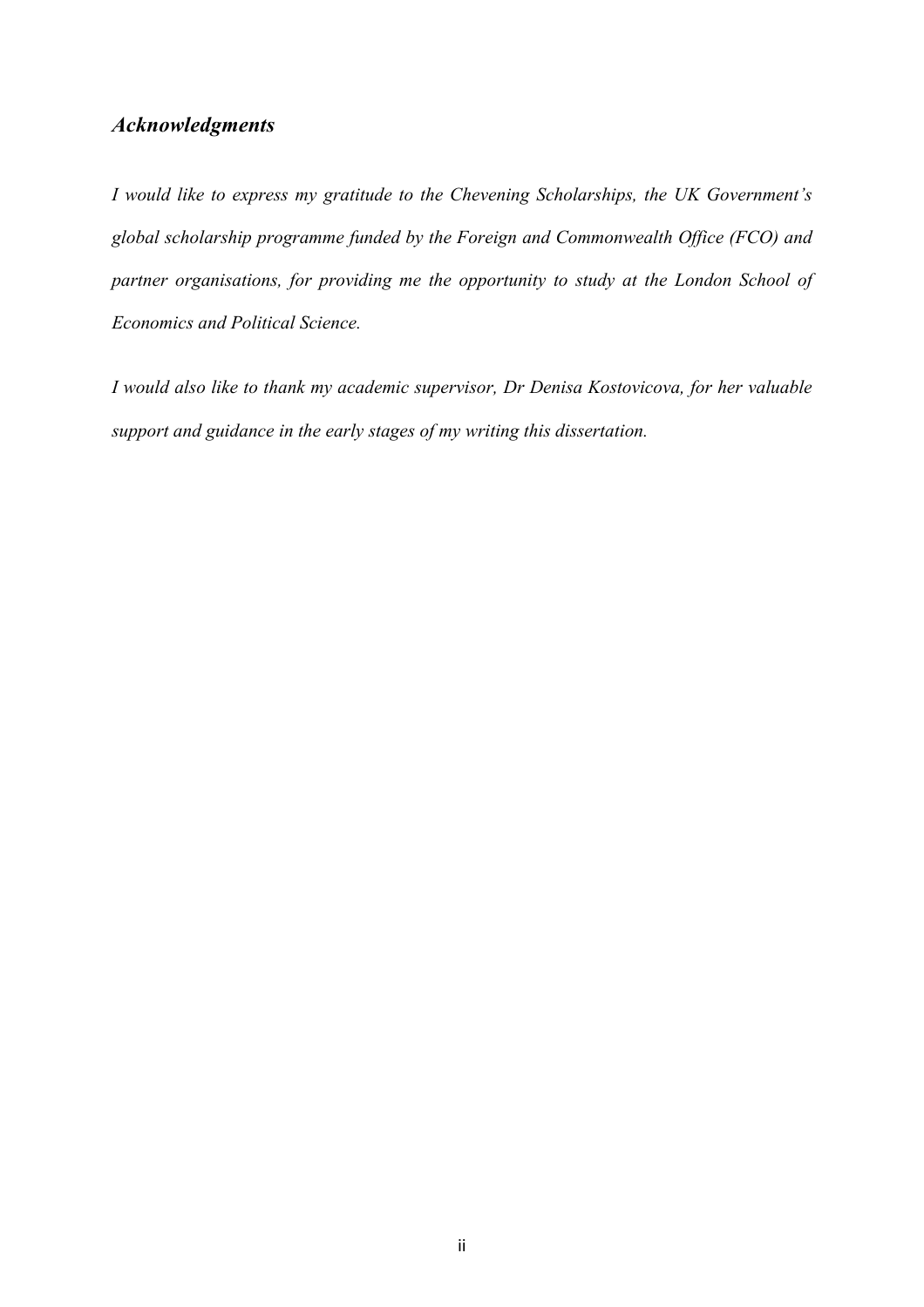## *Acknowledgments*

*I would like to express my gratitude to the Chevening Scholarships, the UK Government's global scholarship programme funded by the Foreign and Commonwealth Office (FCO) and partner organisations, for providing me the opportunity to study at the London School of Economics and Political Science.*

*I would also like to thank my academic supervisor, Dr Denisa Kostovicova, for her valuable support and guidance in the early stages of my writing this dissertation.*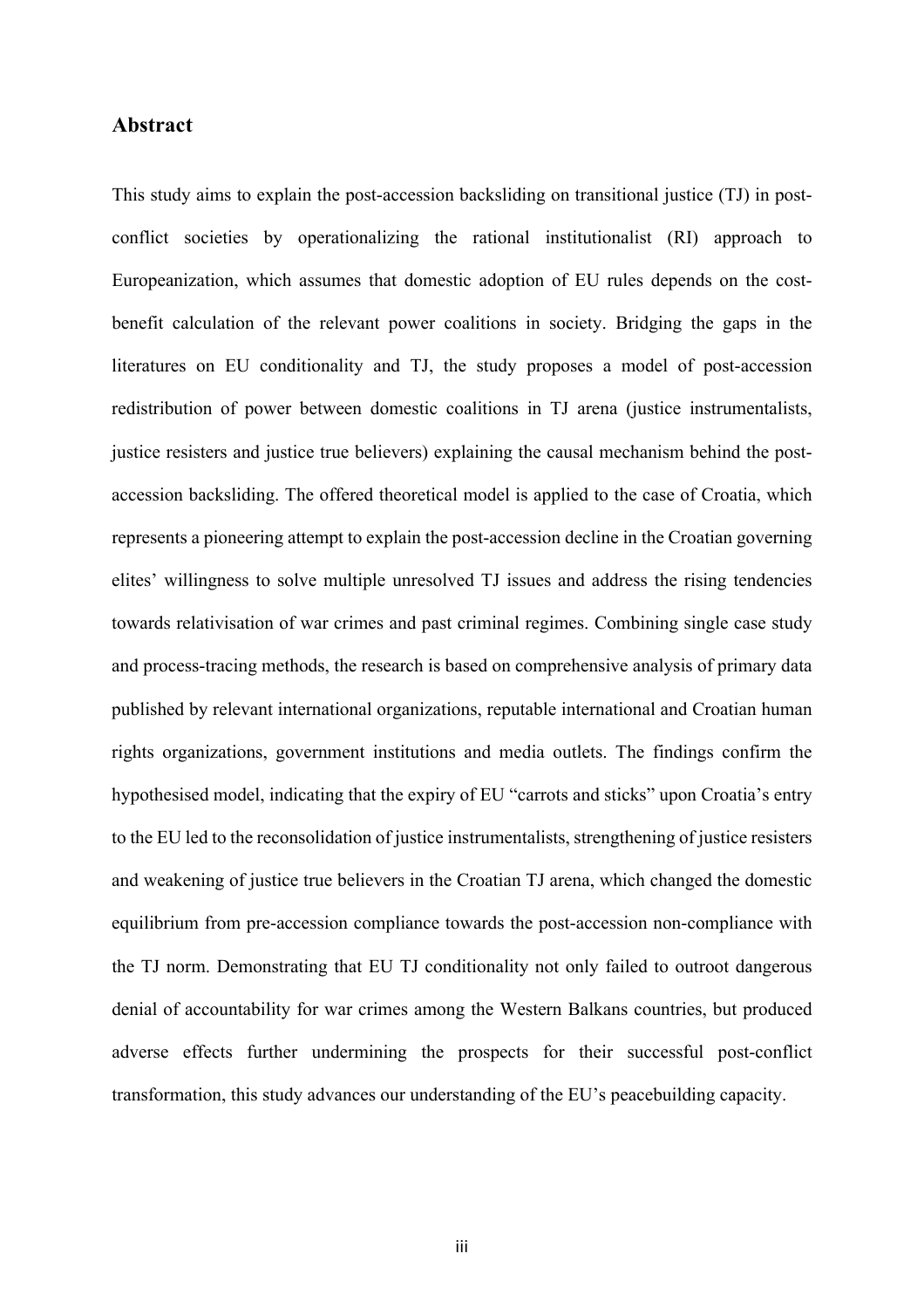## Abstract

This study aims to explain the post-accession backsliding on transitional justice (TJ) in post-conflict societies by operationalizing the rational institutionalist (RI) approach to Europeanization, which assumes that domestic adoption of EU rules depends on the cost-benefit calculation of the relevant power coalitions in society. Bridging the gaps in the literatures on EU conditionality and TJ, the study proposes a model of post-accession redistribution of power between domestic coalitions in TJ arena (justice instrumentalists, justice resisters and justice true believers) explaining the causal mechanism behind the post-accession backsliding. The offered theoretical model is applied to the case of Croatia, which represents a pioneering attempt to explain the post-accession decline in the Croatian governing elites' willingness to solve multiple unresolved TJ issues and address the rising tendencies towards relativisation of war crimes and past criminal regimes. Combining single case study and process-tracing methods, the research is based on comprehensive analysis of primary data published by relevant international organizations, reputable international and Croatian human rights organizations, government institutions and media outlets. The findings confirm the hypothesised model, indicating that the expiry of EU "carrots and sticks" upon Croatia's entry to the EU led to the reconsolidation of justice instrumentalists, strengthening of justice resisters and weakening of justice true believers in the Croatian TJ arena, which changed the domestic equilibrium from pre-accession compliance towards the post-accession non-compliance with the TJ norm. Demonstrating that EU TJ conditionality not only failed to outroot dangerous denial of accountability for war crimes among the Western Balkans countries, but produced adverse effects further undermining the prospects for their successful post-conflict transformation, this study advances our understanding of the EU's peacebuilding capacity.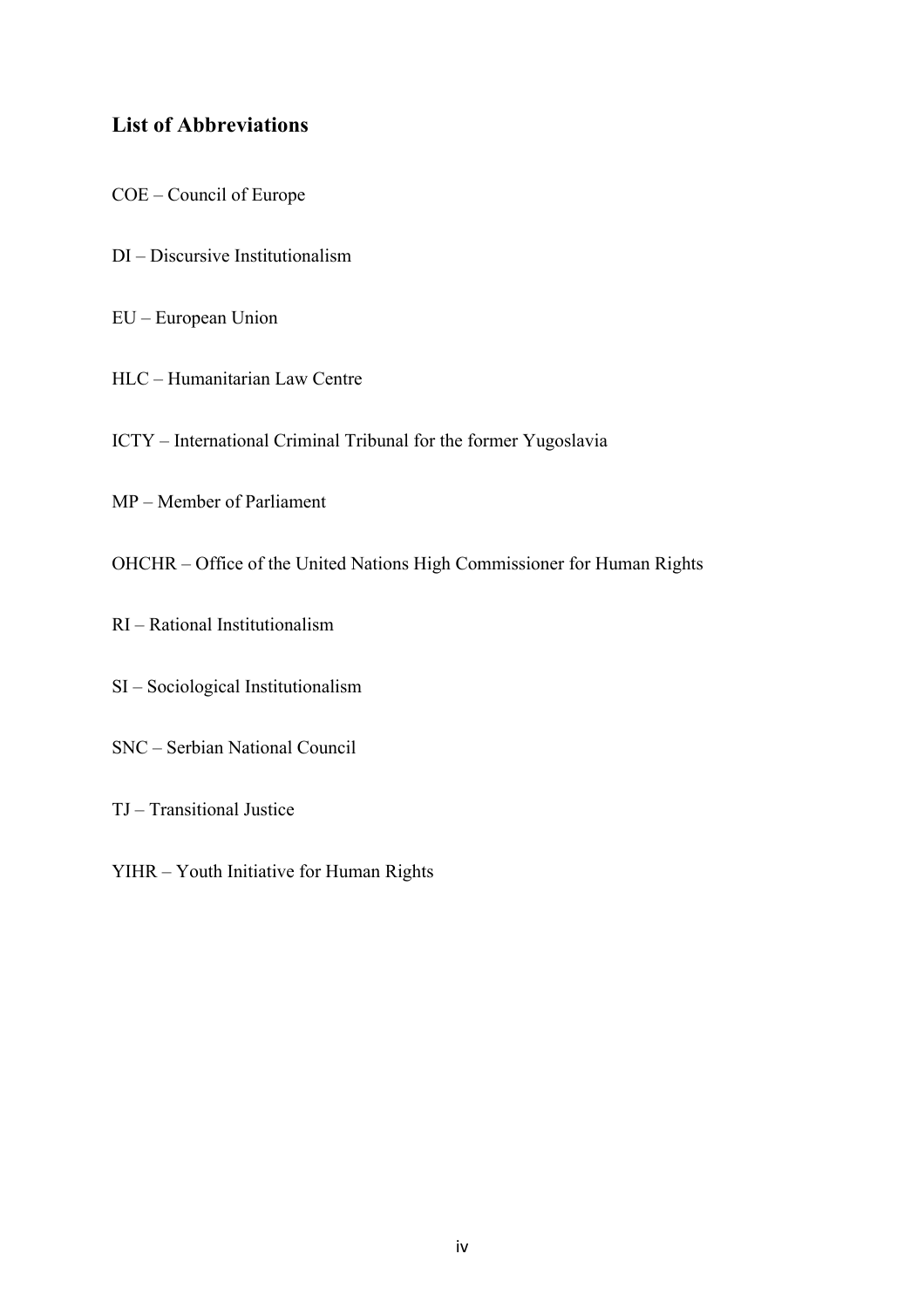## List of Abbreviations

COE – Council of Europe

DI – Discursive Institutionalism

EU – European Union

HLC – Humanitarian Law Centre

ICTY – International Criminal Tribunal for the former Yugoslavia

MP – Member of Parliament

OHCHR – Office of the United Nations High Commissioner for Human Rights

RI – Rational Institutionalism

SI – Sociological Institutionalism

SNC – Serbian National Council

TJ – Transitional Justice

YIHR – Youth Initiative for Human Rights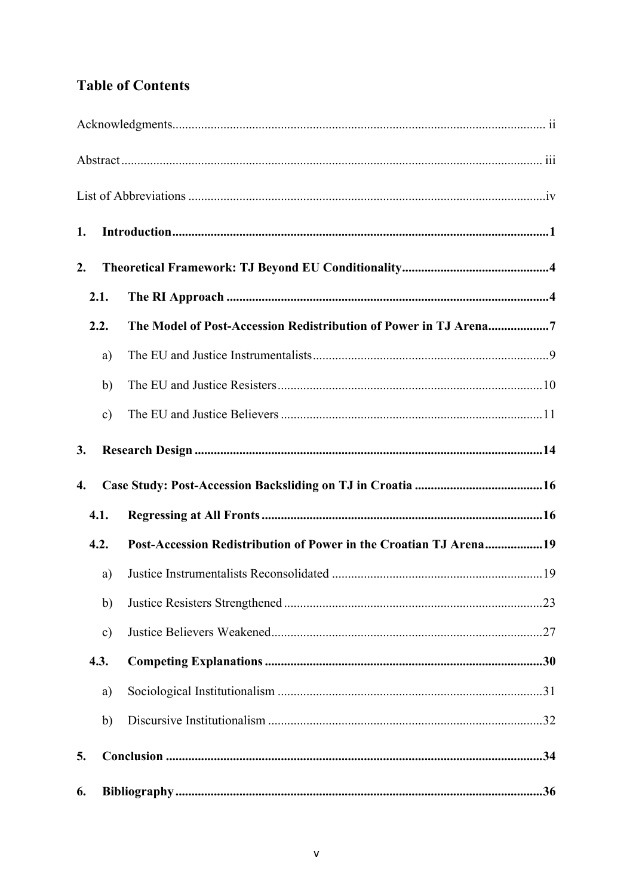# Table of Contents

Acknowledgments .......... ii

Abstract .......... iii

List of Abbreviations .......... iv

**1. Introduction .......... 1**

**2. Theoretical Framework: TJ Beyond EU Conditionality .......... 4**

**2.1. The RI Approach .......... 4**

**2.2. The Model of Post-Accession Redistribution of Power in TJ Arena .......... 7**

a) The EU and Justice Instrumentalists .......... 9

b) The EU and Justice Resisters .......... 10

c) The EU and Justice Believers .......... 11

**3. Research Design .......... 14**

**4. Case Study: Post-Accession Backsliding on TJ in Croatia .......... 16**

**4.1. Regressing at All Fronts .......... 16**

**4.2. Post-Accession Redistribution of Power in the Croatian TJ Arena .......... 19**

a) Justice Instrumentalists Reconsolidated .......... 19

b) Justice Resisters Strengthened .......... 23

c) Justice Believers Weakened .......... 27

**4.3. Competing Explanations .......... 30**

a) Sociological Institutionalism .......... 31

b) Discursive Institutionalism .......... 32

**5. Conclusion .......... 34**

**6. Bibliography .......... 36**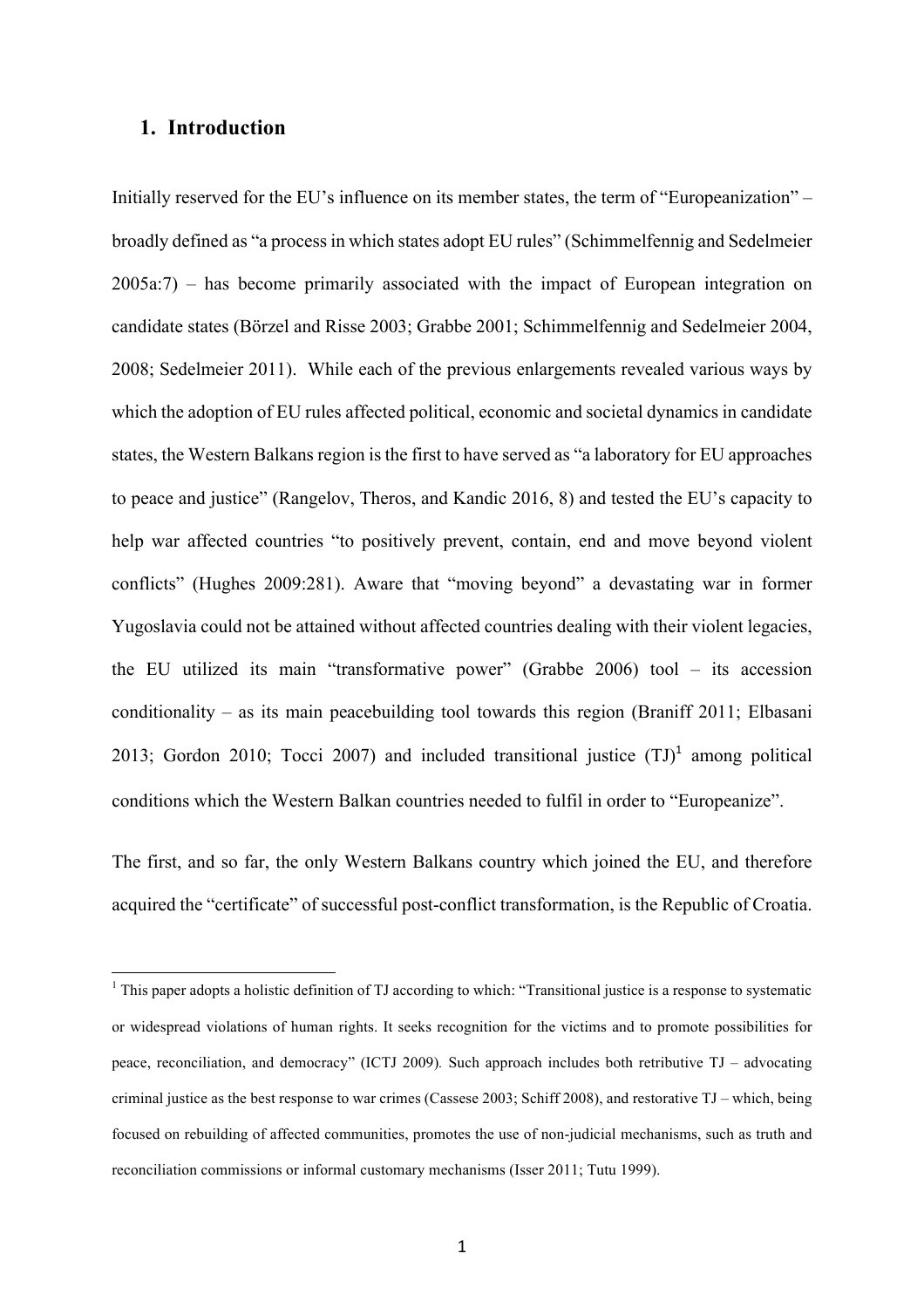## 1. Introduction

Initially reserved for the EU's influence on its member states, the term of "Europeanization" – broadly defined as "a process in which states adopt EU rules" (Schimmelfennig and Sedelmeier 2005a:7) – has become primarily associated with the impact of European integration on candidate states (Börzel and Risse 2003; Grabbe 2001; Schimmelfennig and Sedelmeier 2004, 2008; Sedelmeier 2011). While each of the previous enlargements revealed various ways by which the adoption of EU rules affected political, economic and societal dynamics in candidate states, the Western Balkans region is the first to have served as "a laboratory for EU approaches to peace and justice" (Rangelov, Theros, and Kandic 2016, 8) and tested the EU's capacity to help war affected countries "to positively prevent, contain, end and move beyond violent conflicts" (Hughes 2009:281). Aware that "moving beyond" a devastating war in former Yugoslavia could not be attained without affected countries dealing with their violent legacies, the EU utilized its main "transformative power" (Grabbe 2006) tool – its accession conditionality – as its main peacebuilding tool towards this region (Braniff 2011; Elbasani 2013; Gordon 2010; Tocci 2007) and included transitional justice (TJ)[1] among political conditions which the Western Balkan countries needed to fulfil in order to "Europeanize".

The first, and so far, the only Western Balkans country which joined the EU, and therefore acquired the "certificate" of successful post-conflict transformation, is the Republic of Croatia.

[1] This paper adopts a holistic definition of TJ according to which: "Transitional justice is a response to systematic or widespread violations of human rights. It seeks recognition for the victims and to promote possibilities for peace, reconciliation, and democracy" (ICTJ 2009). Such approach includes both retributive TJ – advocating criminal justice as the best response to war crimes (Cassese 2003; Schiff 2008), and restorative TJ – which, being focused on rebuilding of affected communities, promotes the use of non-judicial mechanisms, such as truth and reconciliation commissions or informal customary mechanisms (Isser 2011; Tutu 1999).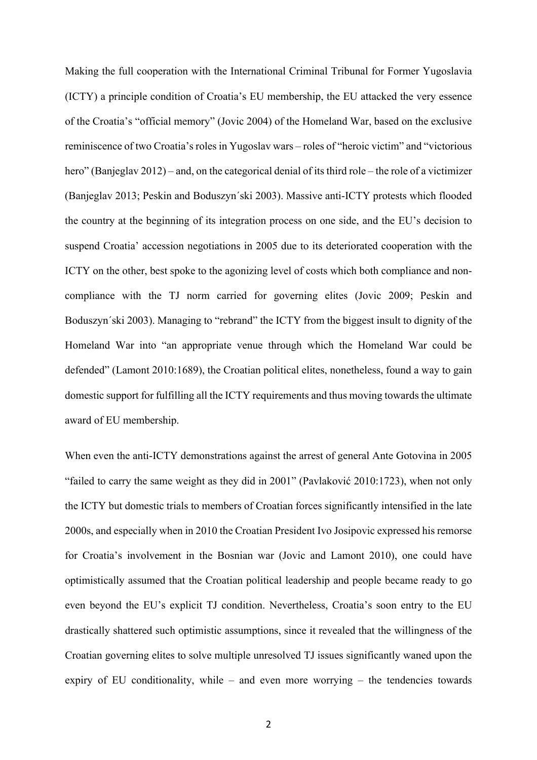Making the full cooperation with the International Criminal Tribunal for Former Yugoslavia (ICTY) a principle condition of Croatia's EU membership, the EU attacked the very essence of the Croatia's "official memory" (Jovic 2004) of the Homeland War, based on the exclusive reminiscence of two Croatia's roles in Yugoslav wars – roles of "heroic victim" and "victorious hero" (Banjeglav 2012) – and, on the categorical denial of its third role – the role of a victimizer (Banjeglav 2013; Peskin and Boduszyn´ski 2003). Massive anti-ICTY protests which flooded the country at the beginning of its integration process on one side, and the EU's decision to suspend Croatia' accession negotiations in 2005 due to its deteriorated cooperation with the ICTY on the other, best spoke to the agonizing level of costs which both compliance and non-compliance with the TJ norm carried for governing elites (Jovic 2009; Peskin and Boduszyn´ski 2003). Managing to "rebrand" the ICTY from the biggest insult to dignity of the Homeland War into "an appropriate venue through which the Homeland War could be defended" (Lamont 2010:1689), the Croatian political elites, nonetheless, found a way to gain domestic support for fulfilling all the ICTY requirements and thus moving towards the ultimate award of EU membership.

When even the anti-ICTY demonstrations against the arrest of general Ante Gotovina in 2005 "failed to carry the same weight as they did in 2001" (Pavlaković 2010:1723), when not only the ICTY but domestic trials to members of Croatian forces significantly intensified in the late 2000s, and especially when in 2010 the Croatian President Ivo Josipovic expressed his remorse for Croatia's involvement in the Bosnian war (Jovic and Lamont 2010), one could have optimistically assumed that the Croatian political leadership and people became ready to go even beyond the EU's explicit TJ condition. Nevertheless, Croatia's soon entry to the EU drastically shattered such optimistic assumptions, since it revealed that the willingness of the Croatian governing elites to solve multiple unresolved TJ issues significantly waned upon the expiry of EU conditionality, while – and even more worrying – the tendencies towards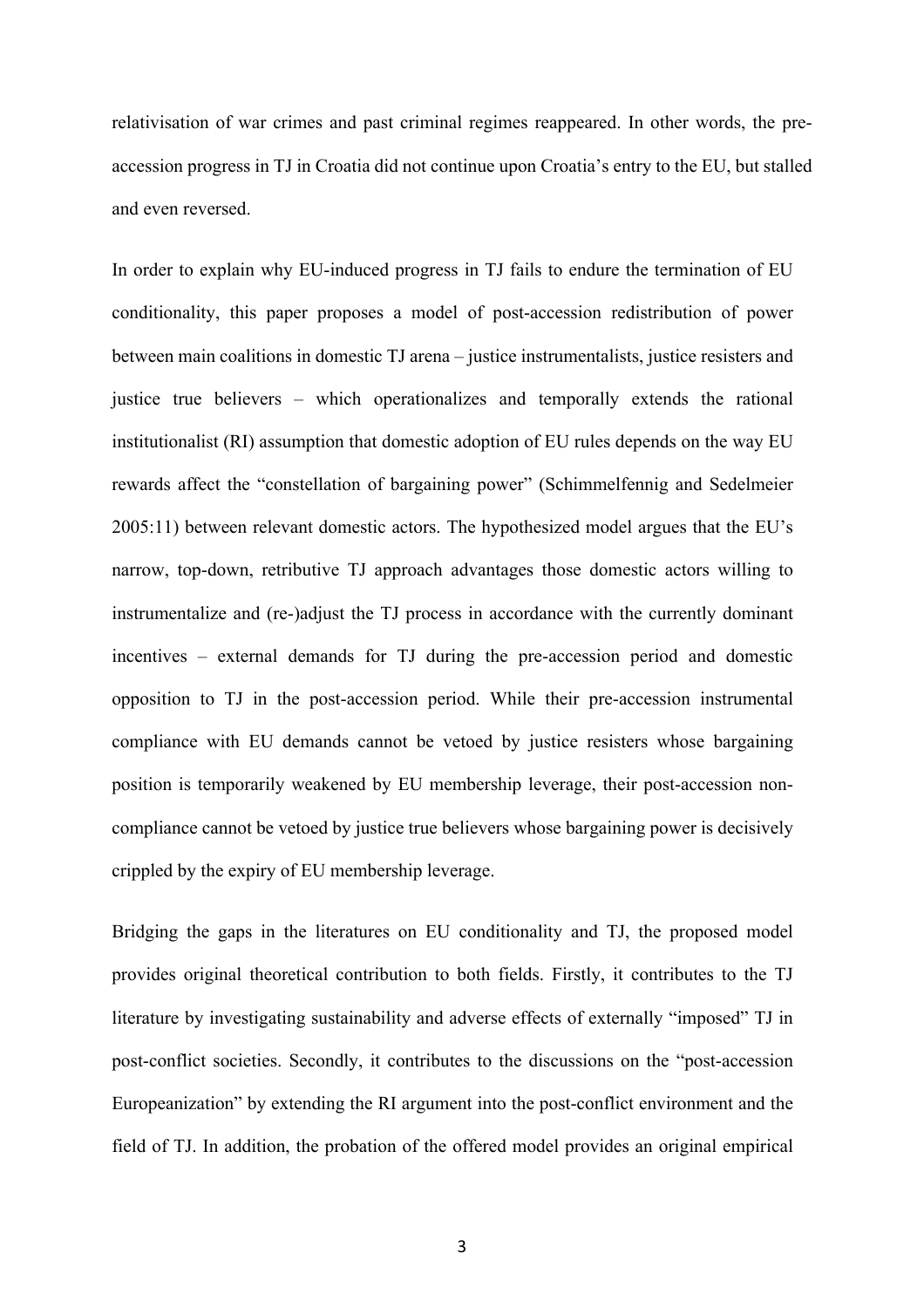relativisation of war crimes and past criminal regimes reappeared. In other words, the pre-accession progress in TJ in Croatia did not continue upon Croatia's entry to the EU, but stalled and even reversed.

In order to explain why EU-induced progress in TJ fails to endure the termination of EU conditionality, this paper proposes a model of post-accession redistribution of power between main coalitions in domestic TJ arena – justice instrumentalists, justice resisters and justice true believers – which operationalizes and temporally extends the rational institutionalist (RI) assumption that domestic adoption of EU rules depends on the way EU rewards affect the "constellation of bargaining power" (Schimmelfennig and Sedelmeier 2005:11) between relevant domestic actors. The hypothesized model argues that the EU's narrow, top-down, retributive TJ approach advantages those domestic actors willing to instrumentalize and (re-)adjust the TJ process in accordance with the currently dominant incentives – external demands for TJ during the pre-accession period and domestic opposition to TJ in the post-accession period. While their pre-accession instrumental compliance with EU demands cannot be vetoed by justice resisters whose bargaining position is temporarily weakened by EU membership leverage, their post-accession non-compliance cannot be vetoed by justice true believers whose bargaining power is decisively crippled by the expiry of EU membership leverage.

Bridging the gaps in the literatures on EU conditionality and TJ, the proposed model provides original theoretical contribution to both fields. Firstly, it contributes to the TJ literature by investigating sustainability and adverse effects of externally "imposed" TJ in post-conflict societies. Secondly, it contributes to the discussions on the "post-accession Europeanization" by extending the RI argument into the post-conflict environment and the field of TJ. In addition, the probation of the offered model provides an original empirical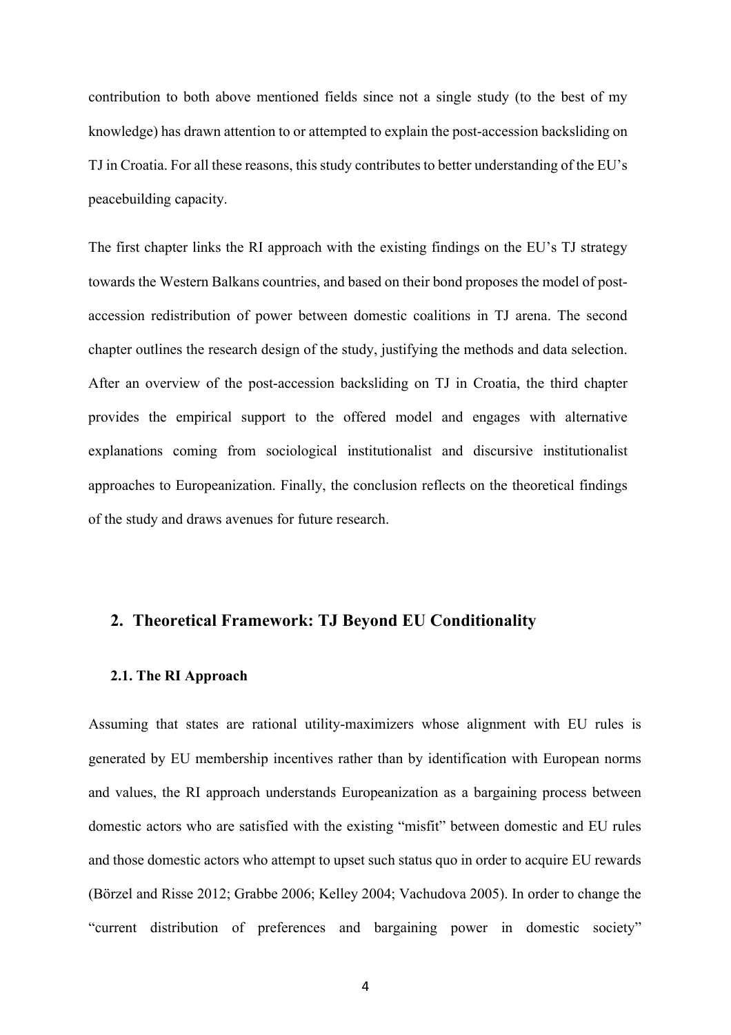contribution to both above mentioned fields since not a single study (to the best of my knowledge) has drawn attention to or attempted to explain the post-accession backsliding on TJ in Croatia. For all these reasons, this study contributes to better understanding of the EU's peacebuilding capacity.

The first chapter links the RI approach with the existing findings on the EU's TJ strategy towards the Western Balkans countries, and based on their bond proposes the model of post-accession redistribution of power between domestic coalitions in TJ arena. The second chapter outlines the research design of the study, justifying the methods and data selection. After an overview of the post-accession backsliding on TJ in Croatia, the third chapter provides the empirical support to the offered model and engages with alternative explanations coming from sociological institutionalist and discursive institutionalist approaches to Europeanization. Finally, the conclusion reflects on the theoretical findings of the study and draws avenues for future research.

## 2. Theoretical Framework: TJ Beyond EU Conditionality

### 2.1. The RI Approach

Assuming that states are rational utility-maximizers whose alignment with EU rules is generated by EU membership incentives rather than by identification with European norms and values, the RI approach understands Europeanization as a bargaining process between domestic actors who are satisfied with the existing "misfit" between domestic and EU rules and those domestic actors who attempt to upset such status quo in order to acquire EU rewards (Börzel and Risse 2012; Grabbe 2006; Kelley 2004; Vachudova 2005). In order to change the "current distribution of preferences and bargaining power in domestic society"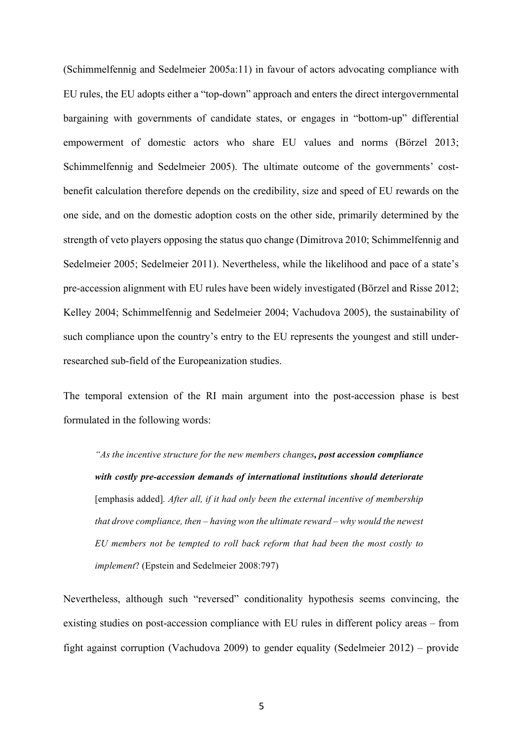(Schimmelfennig and Sedelmeier 2005a:11) in favour of actors advocating compliance with EU rules, the EU adopts either a "top-down" approach and enters the direct intergovernmental bargaining with governments of candidate states, or engages in "bottom-up" differential empowerment of domestic actors who share EU values and norms (Börzel 2013; Schimmelfennig and Sedelmeier 2005). The ultimate outcome of the governments' cost-benefit calculation therefore depends on the credibility, size and speed of EU rewards on the one side, and on the domestic adoption costs on the other side, primarily determined by the strength of veto players opposing the status quo change (Dimitrova 2010; Schimmelfennig and Sedelmeier 2005; Sedelmeier 2011). Nevertheless, while the likelihood and pace of a state's pre-accession alignment with EU rules have been widely investigated (Börzel and Risse 2012; Kelley 2004; Schimmelfennig and Sedelmeier 2004; Vachudova 2005), the sustainability of such compliance upon the country's entry to the EU represents the youngest and still under-researched sub-field of the Europeanization studies.

The temporal extension of the RI main argument into the post-accession phase is best formulated in the following words:

> *"As the incentive structure for the new members changes,* ***post accession compliance with costly pre-accession demands of international institutions should deteriorate*** [emphasis added]*. After all, if it had only been the external incentive of membership that drove compliance, then – having won the ultimate reward – why would the newest EU members not be tempted to roll back reform that had been the most costly to implement*? (Epstein and Sedelmeier 2008:797)

Nevertheless, although such "reversed" conditionality hypothesis seems convincing, the existing studies on post-accession compliance with EU rules in different policy areas – from fight against corruption (Vachudova 2009) to gender equality (Sedelmeier 2012) – provide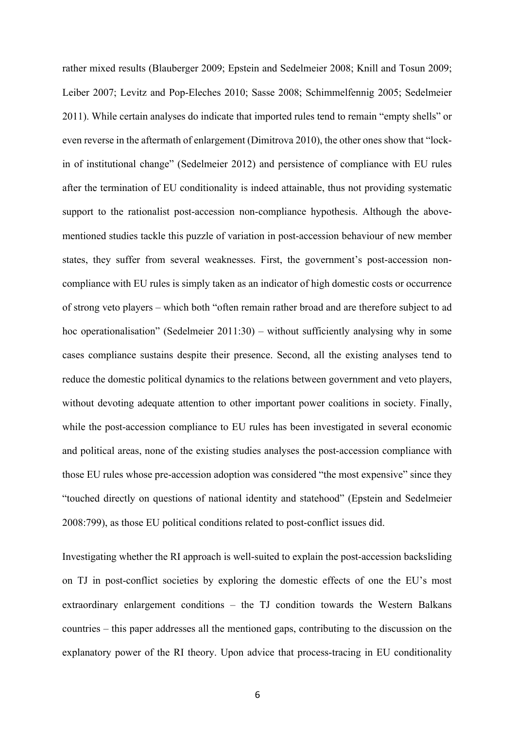rather mixed results (Blauberger 2009; Epstein and Sedelmeier 2008; Knill and Tosun 2009; Leiber 2007; Levitz and Pop-Eleches 2010; Sasse 2008; Schimmelfennig 2005; Sedelmeier 2011). While certain analyses do indicate that imported rules tend to remain "empty shells" or even reverse in the aftermath of enlargement (Dimitrova 2010), the other ones show that "lock-in of institutional change" (Sedelmeier 2012) and persistence of compliance with EU rules after the termination of EU conditionality is indeed attainable, thus not providing systematic support to the rationalist post-accession non-compliance hypothesis. Although the above-mentioned studies tackle this puzzle of variation in post-accession behaviour of new member states, they suffer from several weaknesses. First, the government's post-accession non-compliance with EU rules is simply taken as an indicator of high domestic costs or occurrence of strong veto players – which both "often remain rather broad and are therefore subject to ad hoc operationalisation" (Sedelmeier 2011:30) – without sufficiently analysing why in some cases compliance sustains despite their presence. Second, all the existing analyses tend to reduce the domestic political dynamics to the relations between government and veto players, without devoting adequate attention to other important power coalitions in society. Finally, while the post-accession compliance to EU rules has been investigated in several economic and political areas, none of the existing studies analyses the post-accession compliance with those EU rules whose pre-accession adoption was considered "the most expensive" since they "touched directly on questions of national identity and statehood" (Epstein and Sedelmeier 2008:799), as those EU political conditions related to post-conflict issues did.

Investigating whether the RI approach is well-suited to explain the post-accession backsliding on TJ in post-conflict societies by exploring the domestic effects of one the EU's most extraordinary enlargement conditions – the TJ condition towards the Western Balkans countries – this paper addresses all the mentioned gaps, contributing to the discussion on the explanatory power of the RI theory. Upon advice that process-tracing in EU conditionality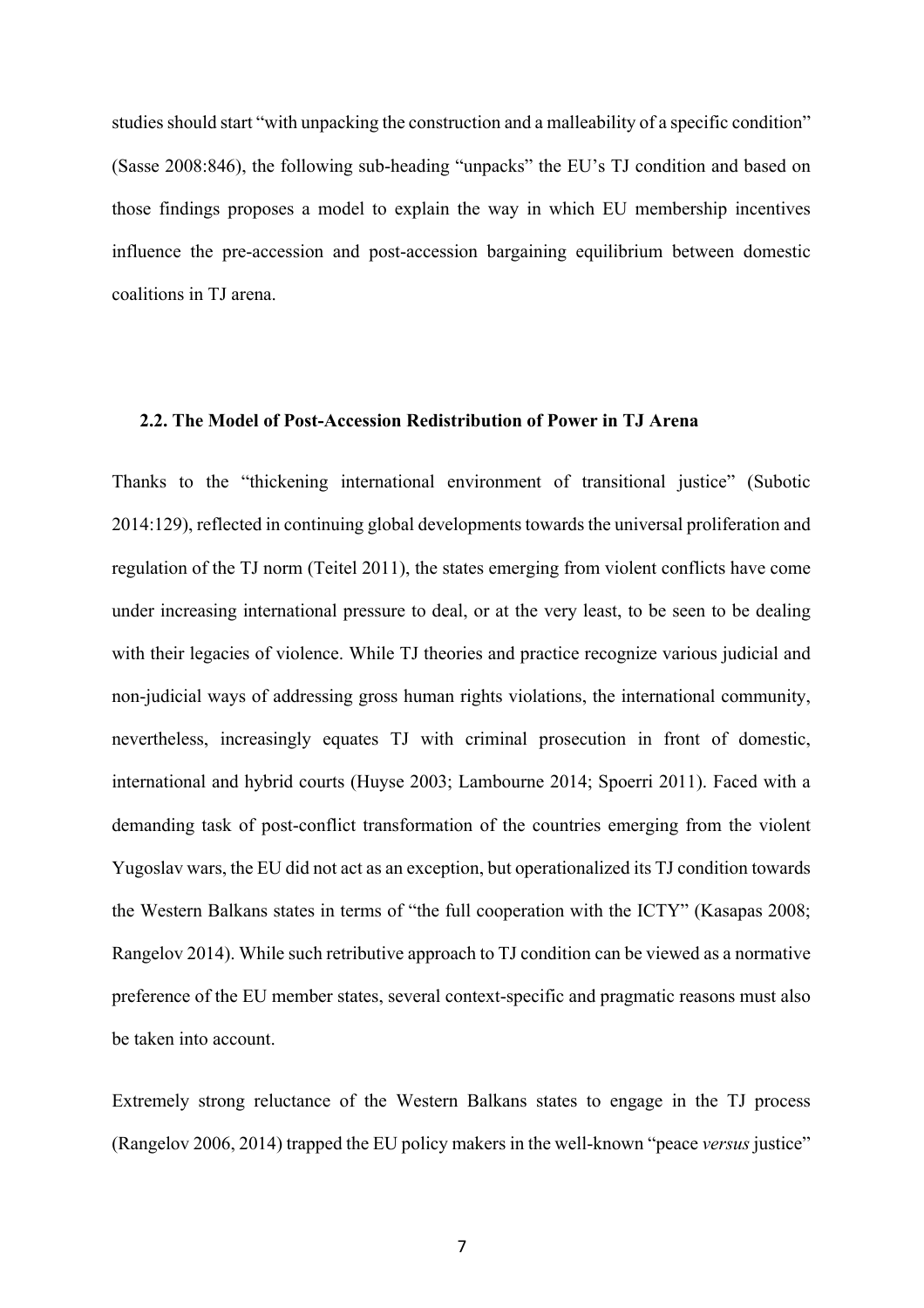studies should start "with unpacking the construction and a malleability of a specific condition" (Sasse 2008:846), the following sub-heading "unpacks" the EU's TJ condition and based on those findings proposes a model to explain the way in which EU membership incentives influence the pre-accession and post-accession bargaining equilibrium between domestic coalitions in TJ arena.

### 2.2. The Model of Post-Accession Redistribution of Power in TJ Arena

Thanks to the "thickening international environment of transitional justice" (Subotic 2014:129), reflected in continuing global developments towards the universal proliferation and regulation of the TJ norm (Teitel 2011), the states emerging from violent conflicts have come under increasing international pressure to deal, or at the very least, to be seen to be dealing with their legacies of violence. While TJ theories and practice recognize various judicial and non-judicial ways of addressing gross human rights violations, the international community, nevertheless, increasingly equates TJ with criminal prosecution in front of domestic, international and hybrid courts (Huyse 2003; Lambourne 2014; Spoerri 2011). Faced with a demanding task of post-conflict transformation of the countries emerging from the violent Yugoslav wars, the EU did not act as an exception, but operationalized its TJ condition towards the Western Balkans states in terms of "the full cooperation with the ICTY" (Kasapas 2008; Rangelov 2014). While such retributive approach to TJ condition can be viewed as a normative preference of the EU member states, several context-specific and pragmatic reasons must also be taken into account.

Extremely strong reluctance of the Western Balkans states to engage in the TJ process (Rangelov 2006, 2014) trapped the EU policy makers in the well-known "peace *versus* justice"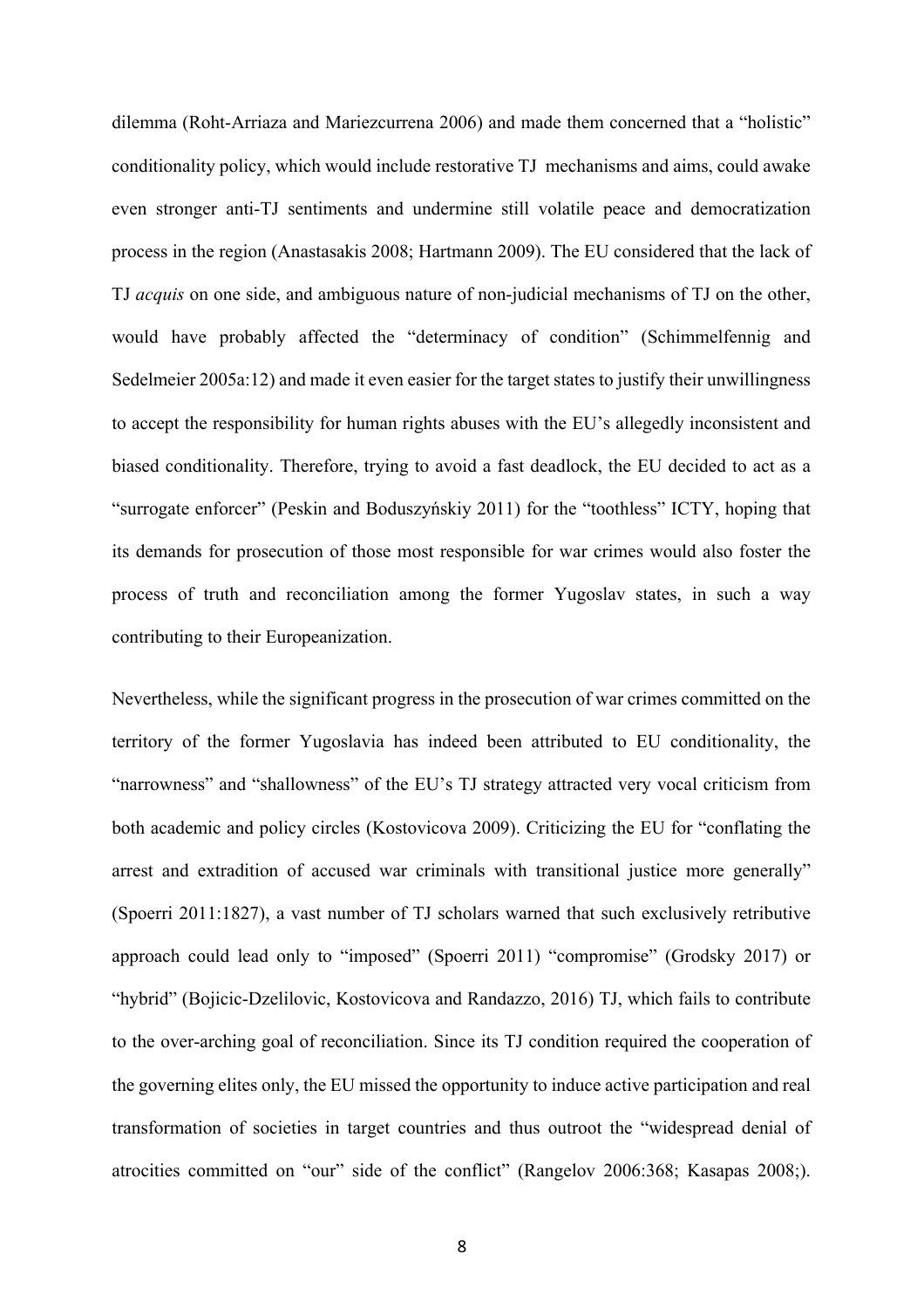dilemma (Roht-Arriaza and Mariezcurrena 2006) and made them concerned that a "holistic" conditionality policy, which would include restorative TJ mechanisms and aims, could awake even stronger anti-TJ sentiments and undermine still volatile peace and democratization process in the region (Anastasakis 2008; Hartmann 2009). The EU considered that the lack of TJ *acquis* on one side, and ambiguous nature of non-judicial mechanisms of TJ on the other, would have probably affected the "determinacy of condition" (Schimmelfennig and Sedelmeier 2005a:12) and made it even easier for the target states to justify their unwillingness to accept the responsibility for human rights abuses with the EU's allegedly inconsistent and biased conditionality. Therefore, trying to avoid a fast deadlock, the EU decided to act as a "surrogate enforcer" (Peskin and Boduszyńskiy 2011) for the "toothless" ICTY, hoping that its demands for prosecution of those most responsible for war crimes would also foster the process of truth and reconciliation among the former Yugoslav states, in such a way contributing to their Europeanization.

Nevertheless, while the significant progress in the prosecution of war crimes committed on the territory of the former Yugoslavia has indeed been attributed to EU conditionality, the "narrowness" and "shallowness" of the EU's TJ strategy attracted very vocal criticism from both academic and policy circles (Kostovicova 2009). Criticizing the EU for "conflating the arrest and extradition of accused war criminals with transitional justice more generally" (Spoerri 2011:1827), a vast number of TJ scholars warned that such exclusively retributive approach could lead only to "imposed" (Spoerri 2011) "compromise" (Grodsky 2017) or "hybrid" (Bojicic-Dzelilovic, Kostovicova and Randazzo, 2016) TJ, which fails to contribute to the over-arching goal of reconciliation. Since its TJ condition required the cooperation of the governing elites only, the EU missed the opportunity to induce active participation and real transformation of societies in target countries and thus outroot the "widespread denial of atrocities committed on "our" side of the conflict" (Rangelov 2006:368; Kasapas 2008;).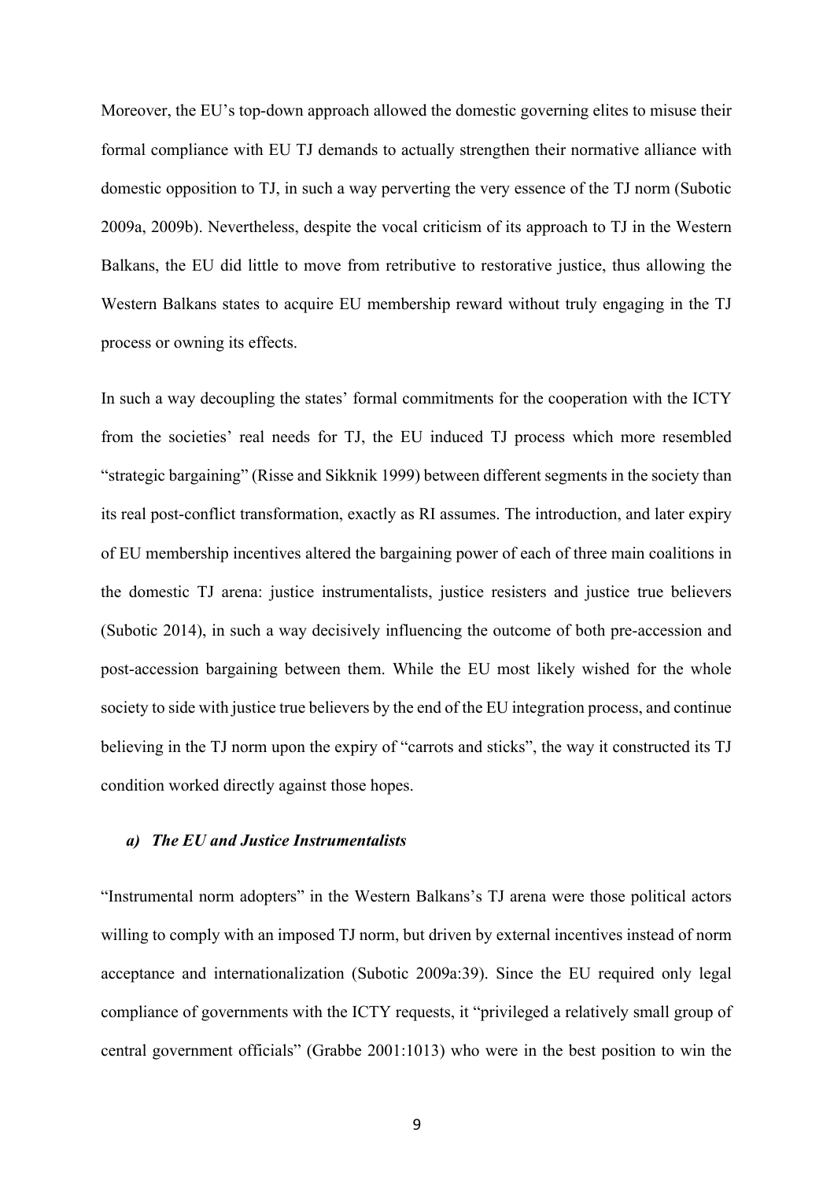Moreover, the EU's top-down approach allowed the domestic governing elites to misuse their formal compliance with EU TJ demands to actually strengthen their normative alliance with domestic opposition to TJ, in such a way perverting the very essence of the TJ norm (Subotic 2009a, 2009b). Nevertheless, despite the vocal criticism of its approach to TJ in the Western Balkans, the EU did little to move from retributive to restorative justice, thus allowing the Western Balkans states to acquire EU membership reward without truly engaging in the TJ process or owning its effects.

In such a way decoupling the states' formal commitments for the cooperation with the ICTY from the societies' real needs for TJ, the EU induced TJ process which more resembled "strategic bargaining" (Risse and Sikknik 1999) between different segments in the society than its real post-conflict transformation, exactly as RI assumes. The introduction, and later expiry of EU membership incentives altered the bargaining power of each of three main coalitions in the domestic TJ arena: justice instrumentalists, justice resisters and justice true believers (Subotic 2014), in such a way decisively influencing the outcome of both pre-accession and post-accession bargaining between them. While the EU most likely wished for the whole society to side with justice true believers by the end of the EU integration process, and continue believing in the TJ norm upon the expiry of "carrots and sticks", the way it constructed its TJ condition worked directly against those hopes.

### *a) The EU and Justice Instrumentalists*

"Instrumental norm adopters" in the Western Balkans's TJ arena were those political actors willing to comply with an imposed TJ norm, but driven by external incentives instead of norm acceptance and internationalization (Subotic 2009a:39). Since the EU required only legal compliance of governments with the ICTY requests, it "privileged a relatively small group of central government officials" (Grabbe 2001:1013) who were in the best position to win the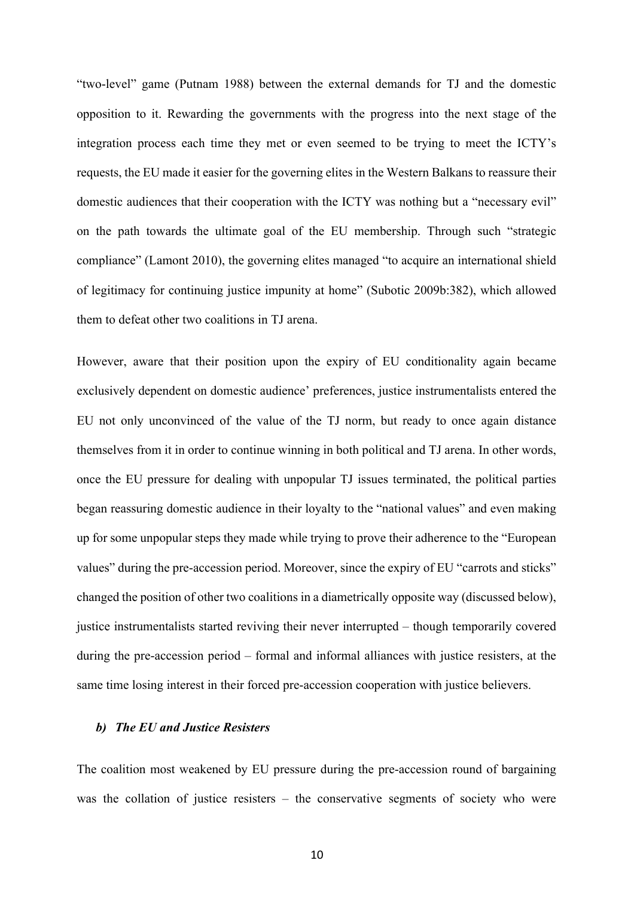"two-level" game (Putnam 1988) between the external demands for TJ and the domestic opposition to it. Rewarding the governments with the progress into the next stage of the integration process each time they met or even seemed to be trying to meet the ICTY's requests, the EU made it easier for the governing elites in the Western Balkans to reassure their domestic audiences that their cooperation with the ICTY was nothing but a "necessary evil" on the path towards the ultimate goal of the EU membership. Through such "strategic compliance" (Lamont 2010), the governing elites managed "to acquire an international shield of legitimacy for continuing justice impunity at home" (Subotic 2009b:382), which allowed them to defeat other two coalitions in TJ arena.

However, aware that their position upon the expiry of EU conditionality again became exclusively dependent on domestic audience' preferences, justice instrumentalists entered the EU not only unconvinced of the value of the TJ norm, but ready to once again distance themselves from it in order to continue winning in both political and TJ arena. In other words, once the EU pressure for dealing with unpopular TJ issues terminated, the political parties began reassuring domestic audience in their loyalty to the "national values" and even making up for some unpopular steps they made while trying to prove their adherence to the "European values" during the pre-accession period. Moreover, since the expiry of EU "carrots and sticks" changed the position of other two coalitions in a diametrically opposite way (discussed below), justice instrumentalists started reviving their never interrupted – though temporarily covered during the pre-accession period – formal and informal alliances with justice resisters, at the same time losing interest in their forced pre-accession cooperation with justice believers.

### *b) The EU and Justice Resisters*

The coalition most weakened by EU pressure during the pre-accession round of bargaining was the collation of justice resisters – the conservative segments of society who were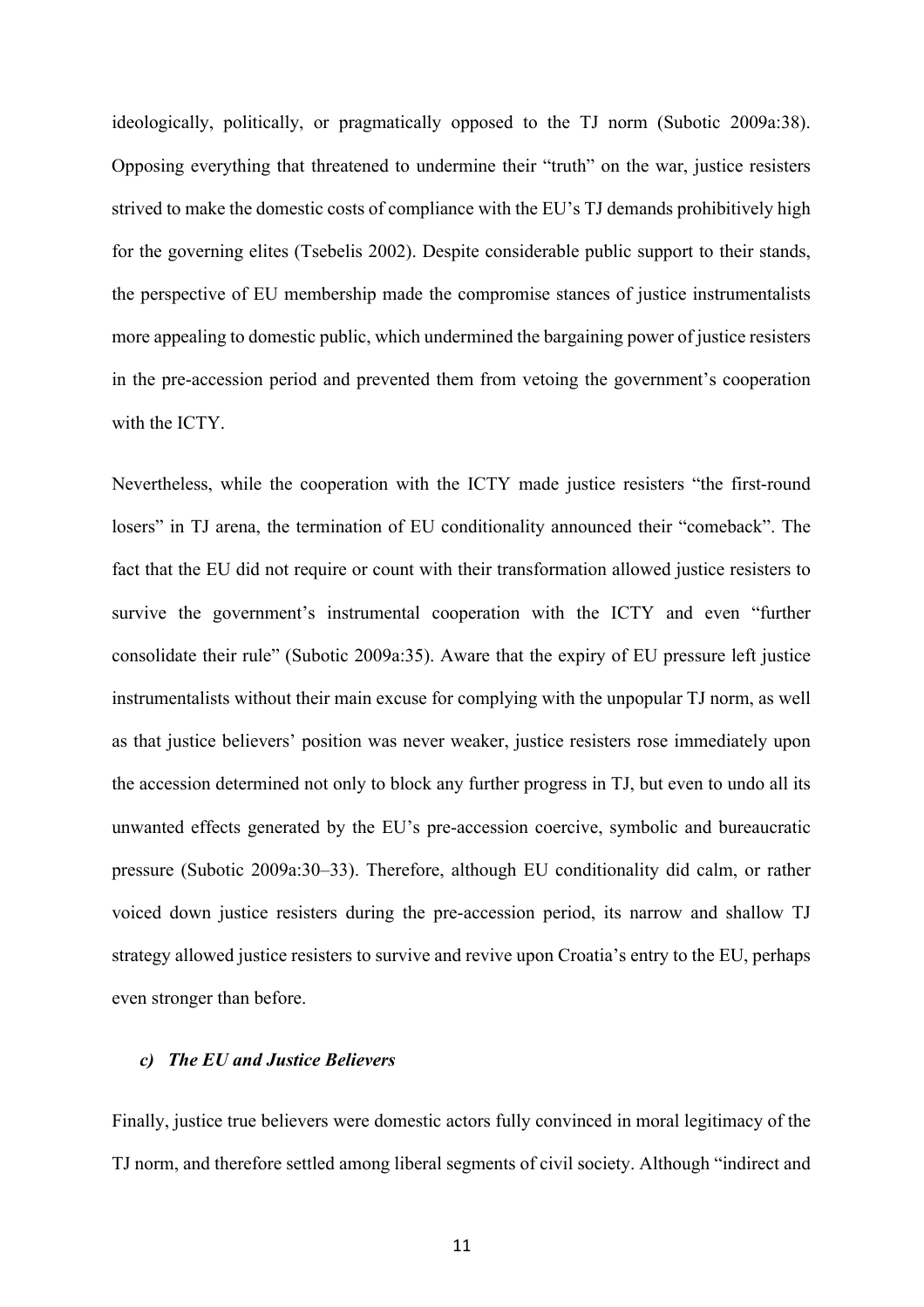ideologically, politically, or pragmatically opposed to the TJ norm (Subotic 2009a:38). Opposing everything that threatened to undermine their "truth" on the war, justice resisters strived to make the domestic costs of compliance with the EU's TJ demands prohibitively high for the governing elites (Tsebelis 2002). Despite considerable public support to their stands, the perspective of EU membership made the compromise stances of justice instrumentalists more appealing to domestic public, which undermined the bargaining power of justice resisters in the pre-accession period and prevented them from vetoing the government's cooperation with the ICTY.

Nevertheless, while the cooperation with the ICTY made justice resisters "the first-round losers" in TJ arena, the termination of EU conditionality announced their "comeback". The fact that the EU did not require or count with their transformation allowed justice resisters to survive the government's instrumental cooperation with the ICTY and even "further consolidate their rule" (Subotic 2009a:35). Aware that the expiry of EU pressure left justice instrumentalists without their main excuse for complying with the unpopular TJ norm, as well as that justice believers' position was never weaker, justice resisters rose immediately upon the accession determined not only to block any further progress in TJ, but even to undo all its unwanted effects generated by the EU's pre-accession coercive, symbolic and bureaucratic pressure (Subotic 2009a:30–33). Therefore, although EU conditionality did calm, or rather voiced down justice resisters during the pre-accession period, its narrow and shallow TJ strategy allowed justice resisters to survive and revive upon Croatia's entry to the EU, perhaps even stronger than before.

### *c) The EU and Justice Believers*

Finally, justice true believers were domestic actors fully convinced in moral legitimacy of the TJ norm, and therefore settled among liberal segments of civil society. Although "indirect and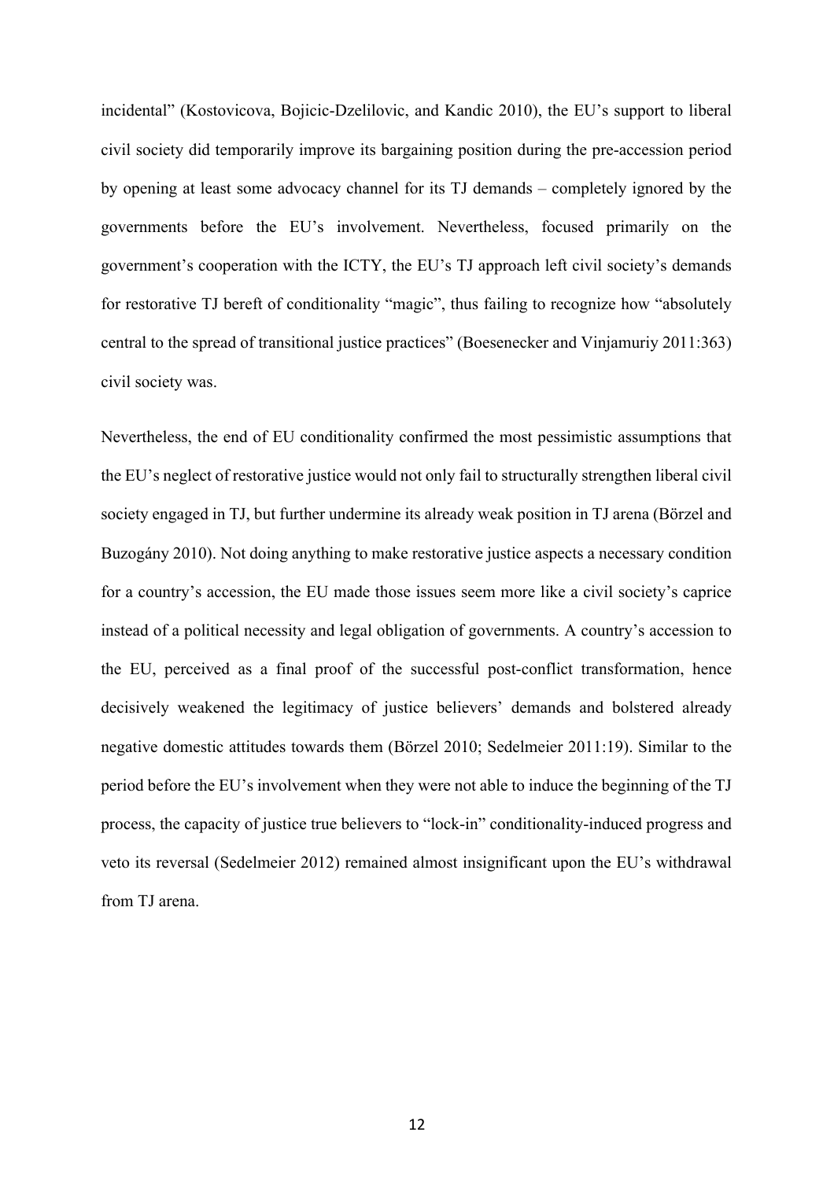incidental" (Kostovicova, Bojicic-Dzelilovic, and Kandic 2010), the EU's support to liberal civil society did temporarily improve its bargaining position during the pre-accession period by opening at least some advocacy channel for its TJ demands – completely ignored by the governments before the EU's involvement. Nevertheless, focused primarily on the government's cooperation with the ICTY, the EU's TJ approach left civil society's demands for restorative TJ bereft of conditionality "magic", thus failing to recognize how "absolutely central to the spread of transitional justice practices" (Boesenecker and Vinjamuriy 2011:363) civil society was.

Nevertheless, the end of EU conditionality confirmed the most pessimistic assumptions that the EU's neglect of restorative justice would not only fail to structurally strengthen liberal civil society engaged in TJ, but further undermine its already weak position in TJ arena (Börzel and Buzogány 2010). Not doing anything to make restorative justice aspects a necessary condition for a country's accession, the EU made those issues seem more like a civil society's caprice instead of a political necessity and legal obligation of governments. A country's accession to the EU, perceived as a final proof of the successful post-conflict transformation, hence decisively weakened the legitimacy of justice believers' demands and bolstered already negative domestic attitudes towards them (Börzel 2010; Sedelmeier 2011:19). Similar to the period before the EU's involvement when they were not able to induce the beginning of the TJ process, the capacity of justice true believers to "lock-in" conditionality-induced progress and veto its reversal (Sedelmeier 2012) remained almost insignificant upon the EU's withdrawal from TJ arena.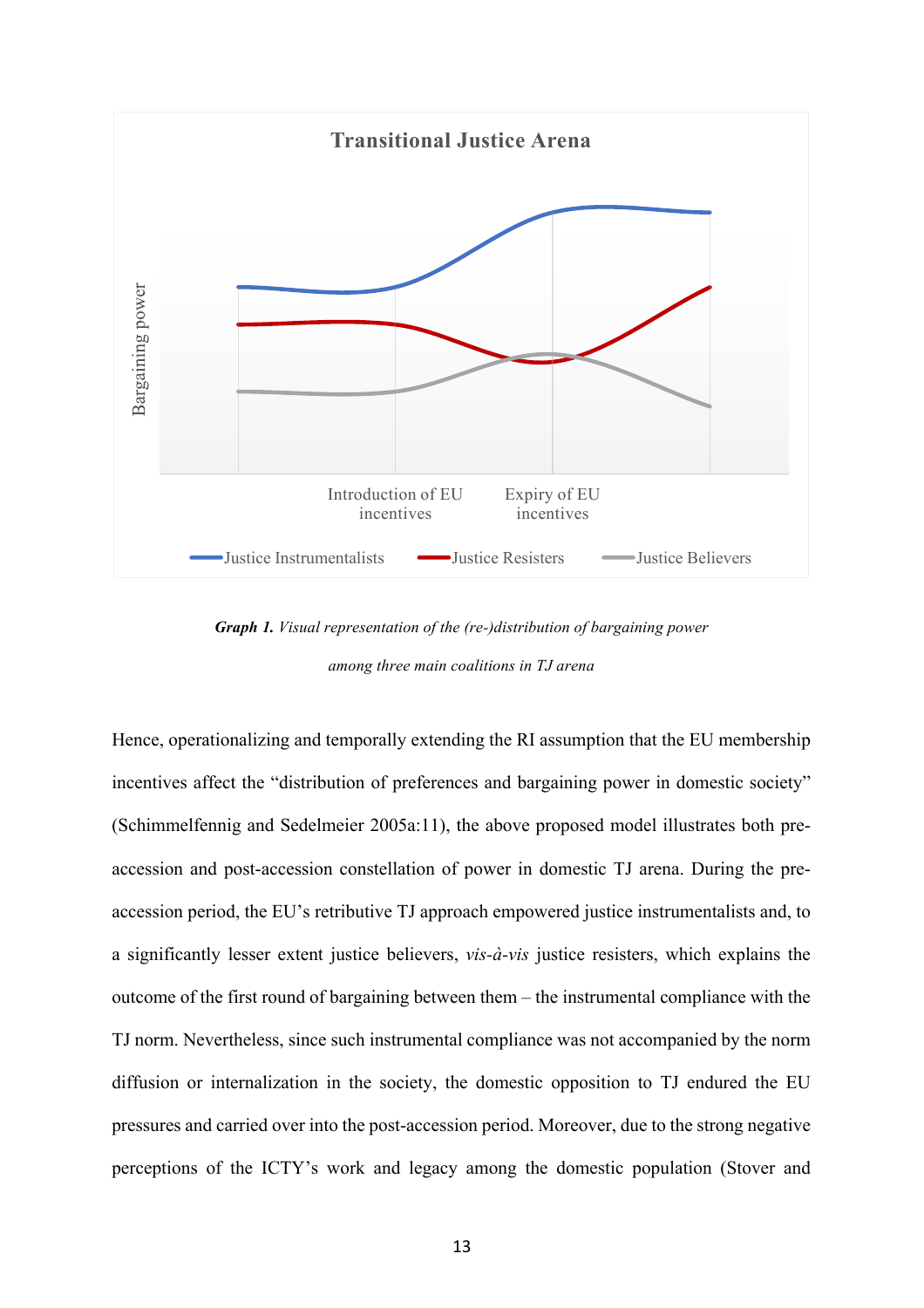**Graph 1.** *Visual representation of the (re-)distribution of bargaining power among three main coalitions in TJ arena*

Hence, operationalizing and temporally extending the RI assumption that the EU membership incentives affect the "distribution of preferences and bargaining power in domestic society" (Schimmelfennig and Sedelmeier 2005a:11), the above proposed model illustrates both pre-accession and post-accession constellation of power in domestic TJ arena. During the pre-accession period, the EU's retributive TJ approach empowered justice instrumentalists and, to a significantly lesser extent justice believers, *vis-à-vis* justice resisters, which explains the outcome of the first round of bargaining between them – the instrumental compliance with the TJ norm. Nevertheless, since such instrumental compliance was not accompanied by the norm diffusion or internalization in the society, the domestic opposition to TJ endured the EU pressures and carried over into the post-accession period. Moreover, due to the strong negative perceptions of the ICTY's work and legacy among the domestic population (Stover and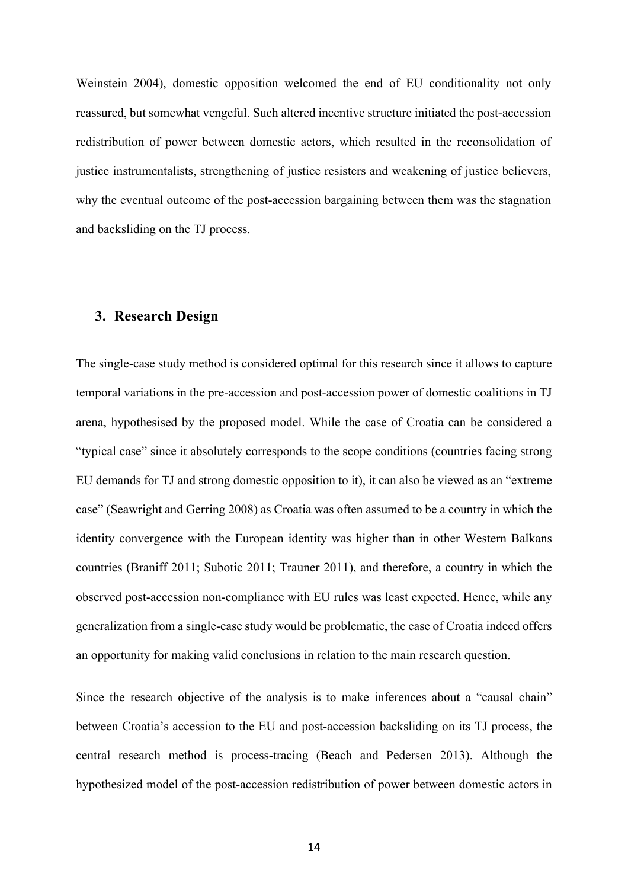Weinstein 2004), domestic opposition welcomed the end of EU conditionality not only reassured, but somewhat vengeful. Such altered incentive structure initiated the post-accession redistribution of power between domestic actors, which resulted in the reconsolidation of justice instrumentalists, strengthening of justice resisters and weakening of justice believers, why the eventual outcome of the post-accession bargaining between them was the stagnation and backsliding on the TJ process.

## 3. Research Design

The single-case study method is considered optimal for this research since it allows to capture temporal variations in the pre-accession and post-accession power of domestic coalitions in TJ arena, hypothesised by the proposed model. While the case of Croatia can be considered a "typical case" since it absolutely corresponds to the scope conditions (countries facing strong EU demands for TJ and strong domestic opposition to it), it can also be viewed as an "extreme case" (Seawright and Gerring 2008) as Croatia was often assumed to be a country in which the identity convergence with the European identity was higher than in other Western Balkans countries (Braniff 2011; Subotic 2011; Trauner 2011), and therefore, a country in which the observed post-accession non-compliance with EU rules was least expected. Hence, while any generalization from a single-case study would be problematic, the case of Croatia indeed offers an opportunity for making valid conclusions in relation to the main research question.

Since the research objective of the analysis is to make inferences about a "causal chain" between Croatia's accession to the EU and post-accession backsliding on its TJ process, the central research method is process-tracing (Beach and Pedersen 2013). Although the hypothesized model of the post-accession redistribution of power between domestic actors in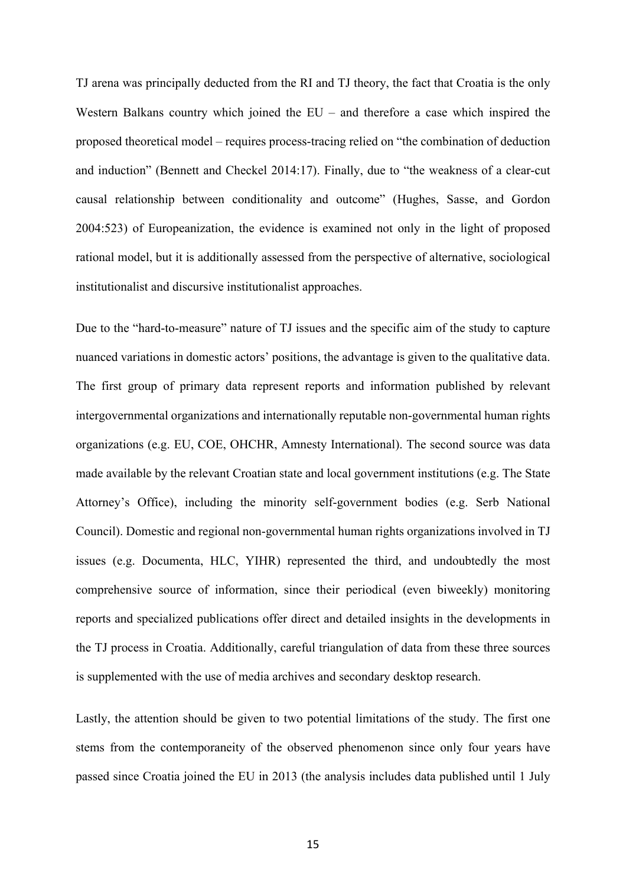TJ arena was principally deducted from the RI and TJ theory, the fact that Croatia is the only Western Balkans country which joined the EU – and therefore a case which inspired the proposed theoretical model – requires process-tracing relied on "the combination of deduction and induction" (Bennett and Checkel 2014:17). Finally, due to "the weakness of a clear-cut causal relationship between conditionality and outcome" (Hughes, Sasse, and Gordon 2004:523) of Europeanization, the evidence is examined not only in the light of proposed rational model, but it is additionally assessed from the perspective of alternative, sociological institutionalist and discursive institutionalist approaches.

Due to the "hard-to-measure" nature of TJ issues and the specific aim of the study to capture nuanced variations in domestic actors' positions, the advantage is given to the qualitative data. The first group of primary data represent reports and information published by relevant intergovernmental organizations and internationally reputable non-governmental human rights organizations (e.g. EU, COE, OHCHR, Amnesty International). The second source was data made available by the relevant Croatian state and local government institutions (e.g. The State Attorney's Office), including the minority self-government bodies (e.g. Serb National Council). Domestic and regional non-governmental human rights organizations involved in TJ issues (e.g. Documenta, HLC, YIHR) represented the third, and undoubtedly the most comprehensive source of information, since their periodical (even biweekly) monitoring reports and specialized publications offer direct and detailed insights in the developments in the TJ process in Croatia. Additionally, careful triangulation of data from these three sources is supplemented with the use of media archives and secondary desktop research.

Lastly, the attention should be given to two potential limitations of the study. The first one stems from the contemporaneity of the observed phenomenon since only four years have passed since Croatia joined the EU in 2013 (the analysis includes data published until 1 July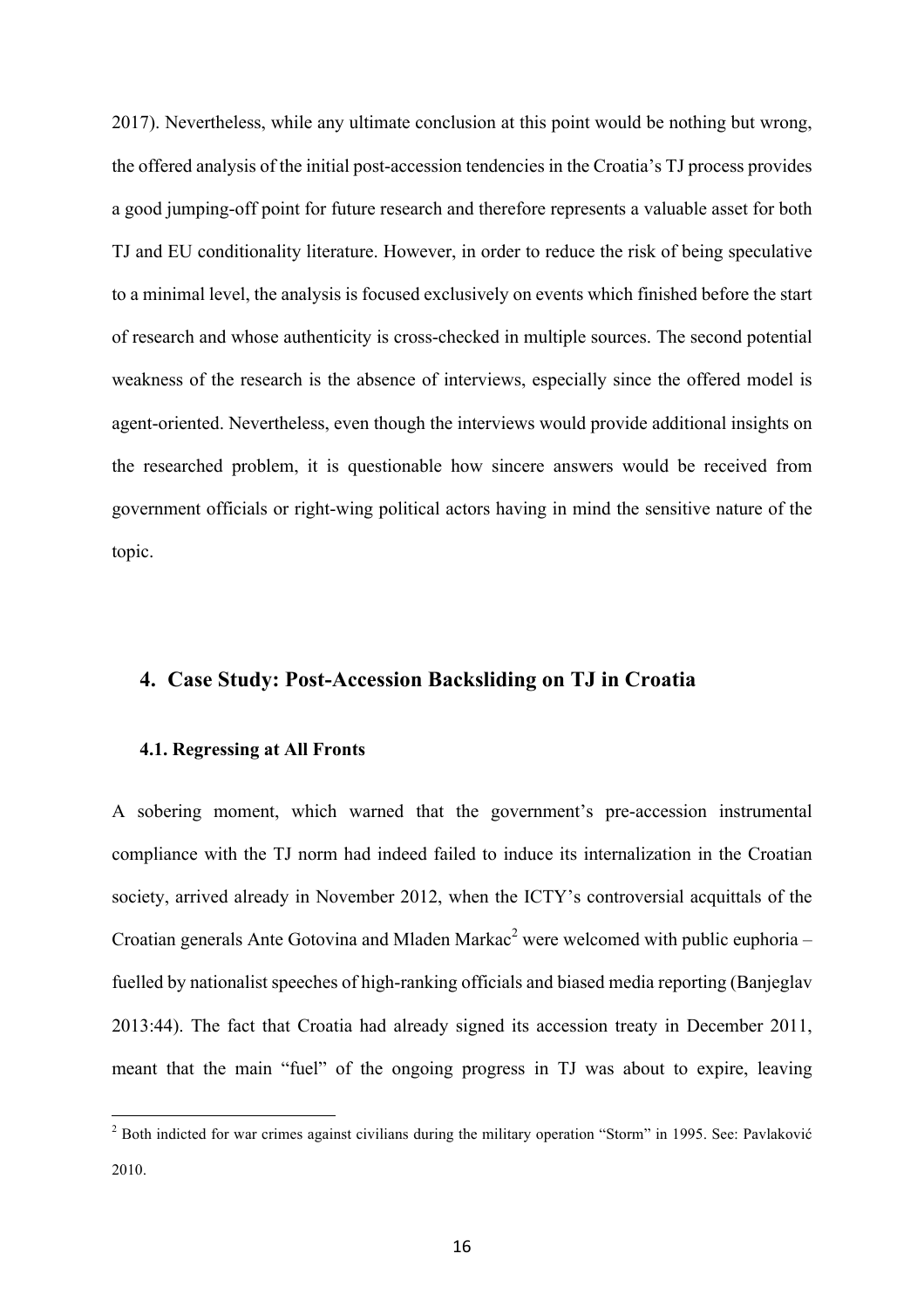2017). Nevertheless, while any ultimate conclusion at this point would be nothing but wrong, the offered analysis of the initial post-accession tendencies in the Croatia's TJ process provides a good jumping-off point for future research and therefore represents a valuable asset for both TJ and EU conditionality literature. However, in order to reduce the risk of being speculative to a minimal level, the analysis is focused exclusively on events which finished before the start of research and whose authenticity is cross-checked in multiple sources. The second potential weakness of the research is the absence of interviews, especially since the offered model is agent-oriented. Nevertheless, even though the interviews would provide additional insights on the researched problem, it is questionable how sincere answers would be received from government officials or right-wing political actors having in mind the sensitive nature of the topic.

## 4. Case Study: Post-Accession Backsliding on TJ in Croatia

### 4.1. Regressing at All Fronts

A sobering moment, which warned that the government's pre-accession instrumental compliance with the TJ norm had indeed failed to induce its internalization in the Croatian society, arrived already in November 2012, when the ICTY's controversial acquittals of the Croatian generals Ante Gotovina and Mladen Markac[2] were welcomed with public euphoria – fuelled by nationalist speeches of high-ranking officials and biased media reporting (Banjeglav 2013:44). The fact that Croatia had already signed its accession treaty in December 2011, meant that the main "fuel" of the ongoing progress in TJ was about to expire, leaving

[2] Both indicted for war crimes against civilians during the military operation "Storm" in 1995. See: Pavlaković 2010.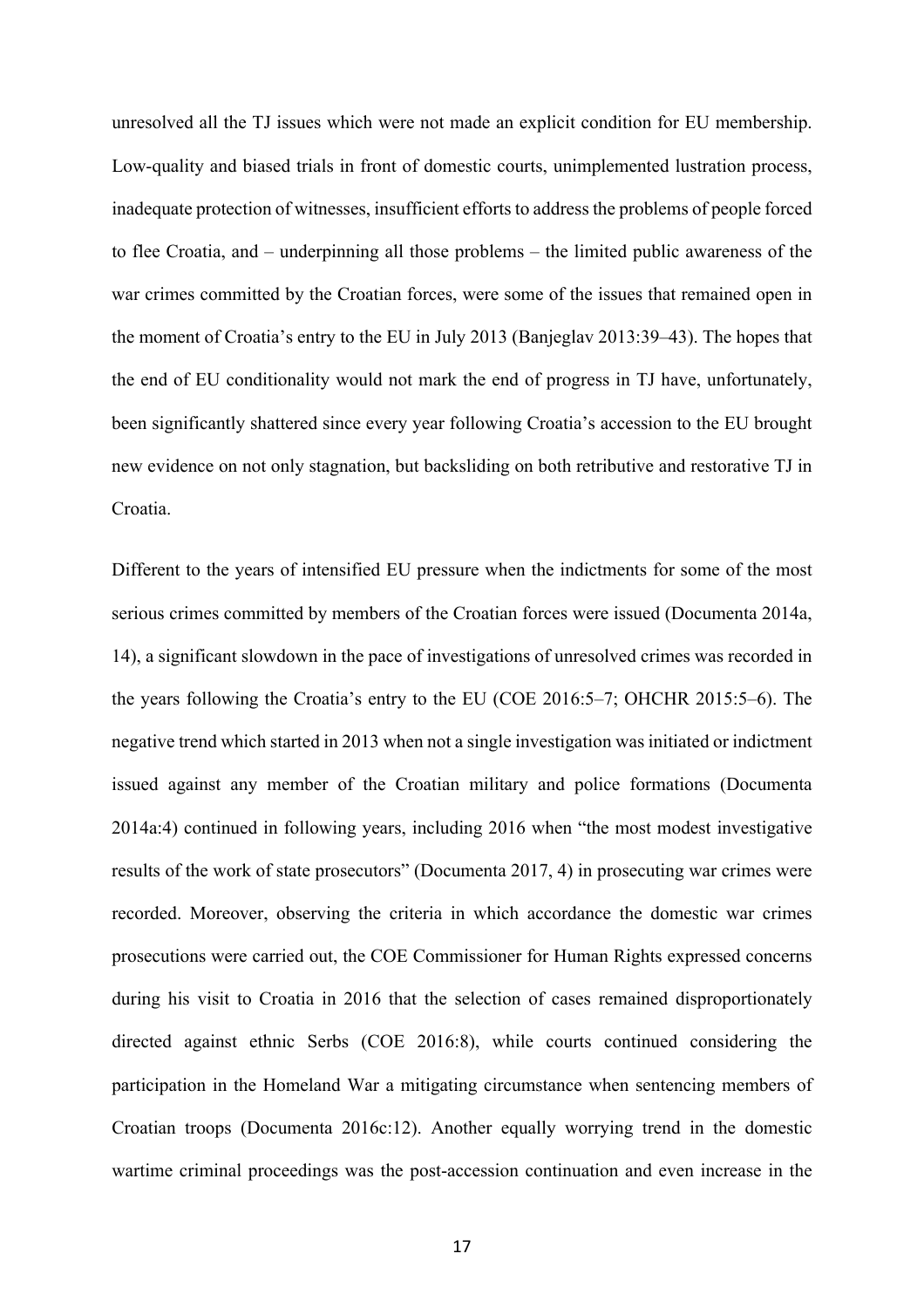unresolved all the TJ issues which were not made an explicit condition for EU membership. Low-quality and biased trials in front of domestic courts, unimplemented lustration process, inadequate protection of witnesses, insufficient efforts to address the problems of people forced to flee Croatia, and – underpinning all those problems – the limited public awareness of the war crimes committed by the Croatian forces, were some of the issues that remained open in the moment of Croatia's entry to the EU in July 2013 (Banjeglav 2013:39–43). The hopes that the end of EU conditionality would not mark the end of progress in TJ have, unfortunately, been significantly shattered since every year following Croatia's accession to the EU brought new evidence on not only stagnation, but backsliding on both retributive and restorative TJ in Croatia.

Different to the years of intensified EU pressure when the indictments for some of the most serious crimes committed by members of the Croatian forces were issued (Documenta 2014a, 14), a significant slowdown in the pace of investigations of unresolved crimes was recorded in the years following the Croatia's entry to the EU (COE 2016:5–7; OHCHR 2015:5–6). The negative trend which started in 2013 when not a single investigation was initiated or indictment issued against any member of the Croatian military and police formations (Documenta 2014a:4) continued in following years, including 2016 when "the most modest investigative results of the work of state prosecutors" (Documenta 2017, 4) in prosecuting war crimes were recorded. Moreover, observing the criteria in which accordance the domestic war crimes prosecutions were carried out, the COE Commissioner for Human Rights expressed concerns during his visit to Croatia in 2016 that the selection of cases remained disproportionately directed against ethnic Serbs (COE 2016:8), while courts continued considering the participation in the Homeland War a mitigating circumstance when sentencing members of Croatian troops (Documenta 2016c:12). Another equally worrying trend in the domestic wartime criminal proceedings was the post-accession continuation and even increase in the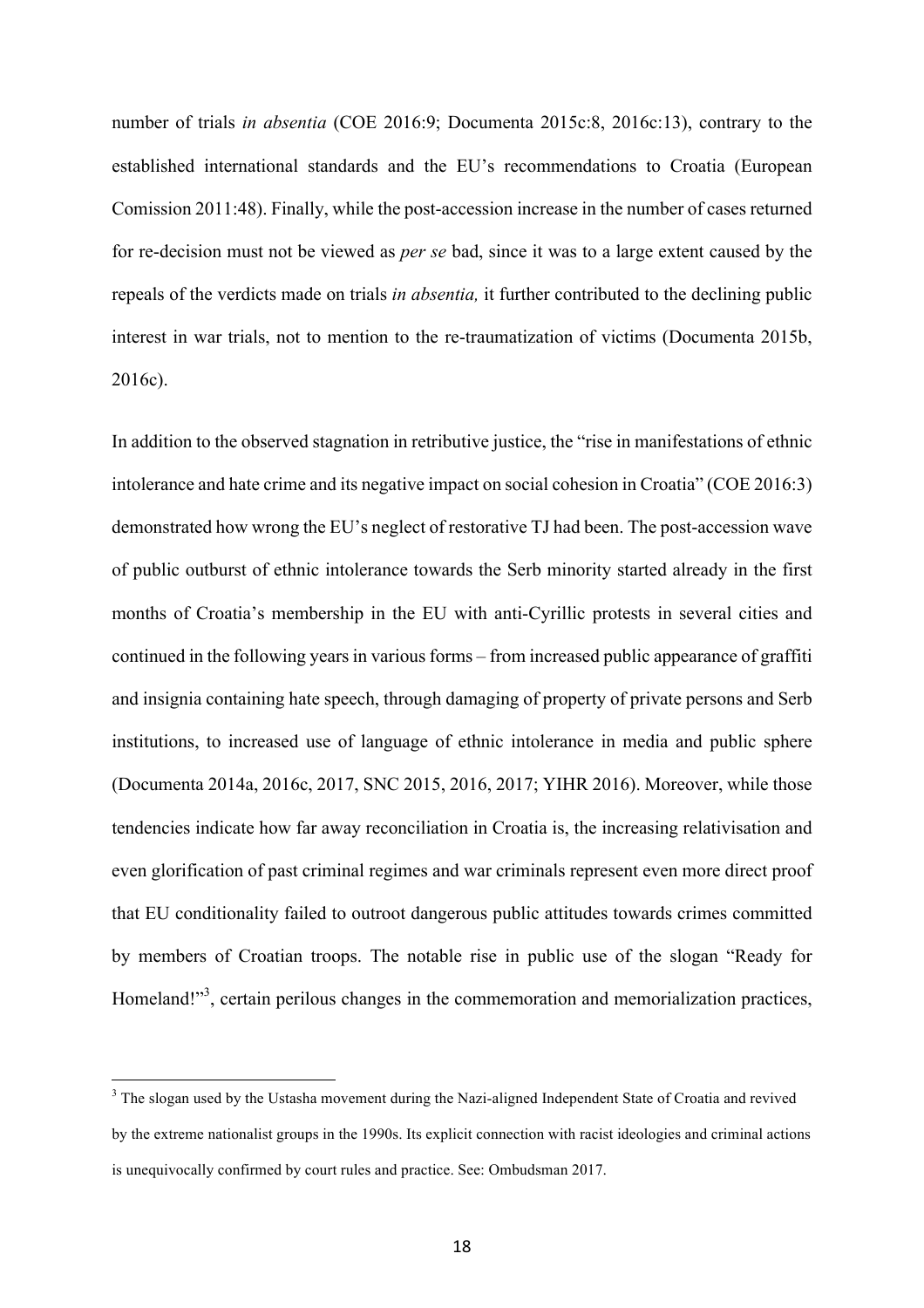number of trials *in absentia* (COE 2016:9; Documenta 2015c:8, 2016c:13), contrary to the established international standards and the EU's recommendations to Croatia (European Comission 2011:48). Finally, while the post-accession increase in the number of cases returned for re-decision must not be viewed as *per se* bad, since it was to a large extent caused by the repeals of the verdicts made on trials *in absentia,* it further contributed to the declining public interest in war trials, not to mention to the re-traumatization of victims (Documenta 2015b, 2016c).

In addition to the observed stagnation in retributive justice, the "rise in manifestations of ethnic intolerance and hate crime and its negative impact on social cohesion in Croatia" (COE 2016:3) demonstrated how wrong the EU's neglect of restorative TJ had been. The post-accession wave of public outburst of ethnic intolerance towards the Serb minority started already in the first months of Croatia's membership in the EU with anti-Cyrillic protests in several cities and continued in the following years in various forms – from increased public appearance of graffiti and insignia containing hate speech, through damaging of property of private persons and Serb institutions, to increased use of language of ethnic intolerance in media and public sphere (Documenta 2014a, 2016c, 2017, SNC 2015, 2016, 2017; YIHR 2016). Moreover, while those tendencies indicate how far away reconciliation in Croatia is, the increasing relativisation and even glorification of past criminal regimes and war criminals represent even more direct proof that EU conditionality failed to outroot dangerous public attitudes towards crimes committed by members of Croatian troops. The notable rise in public use of the slogan "Ready for Homeland!"[3], certain perilous changes in the commemoration and memorialization practices,

[3] The slogan used by the Ustasha movement during the Nazi-aligned Independent State of Croatia and revived by the extreme nationalist groups in the 1990s. Its explicit connection with racist ideologies and criminal actions is unequivocally confirmed by court rules and practice. See: Ombudsman 2017.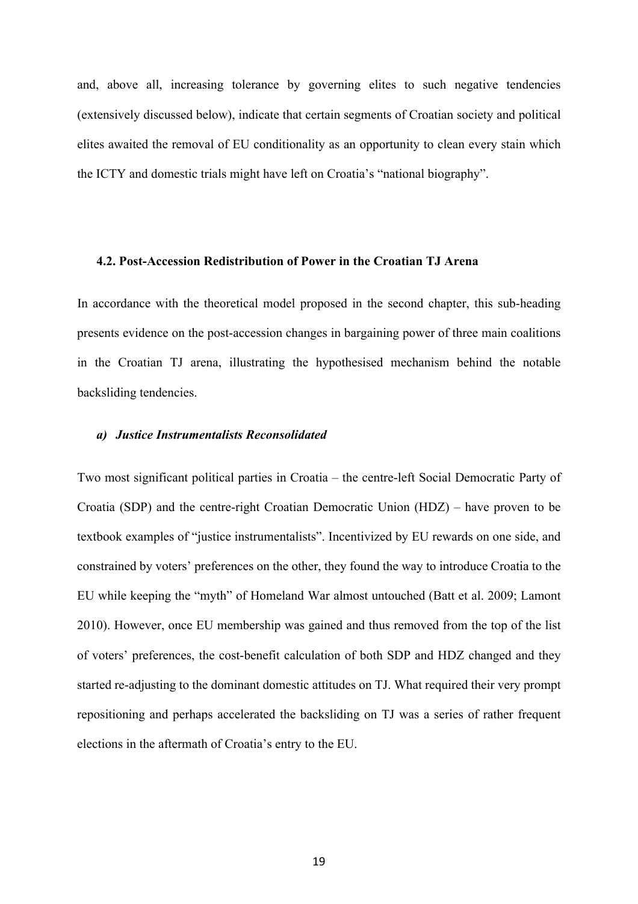and, above all, increasing tolerance by governing elites to such negative tendencies (extensively discussed below), indicate that certain segments of Croatian society and political elites awaited the removal of EU conditionality as an opportunity to clean every stain which the ICTY and domestic trials might have left on Croatia's "national biography".

### 4.2. Post-Accession Redistribution of Power in the Croatian TJ Arena

In accordance with the theoretical model proposed in the second chapter, this sub-heading presents evidence on the post-accession changes in bargaining power of three main coalitions in the Croatian TJ arena, illustrating the hypothesised mechanism behind the notable backsliding tendencies.

#### *a) Justice Instrumentalists Reconsolidated*

Two most significant political parties in Croatia – the centre-left Social Democratic Party of Croatia (SDP) and the centre-right Croatian Democratic Union (HDZ) – have proven to be textbook examples of "justice instrumentalists". Incentivized by EU rewards on one side, and constrained by voters' preferences on the other, they found the way to introduce Croatia to the EU while keeping the "myth" of Homeland War almost untouched (Batt et al. 2009; Lamont 2010). However, once EU membership was gained and thus removed from the top of the list of voters' preferences, the cost-benefit calculation of both SDP and HDZ changed and they started re-adjusting to the dominant domestic attitudes on TJ. What required their very prompt repositioning and perhaps accelerated the backsliding on TJ was a series of rather frequent elections in the aftermath of Croatia's entry to the EU.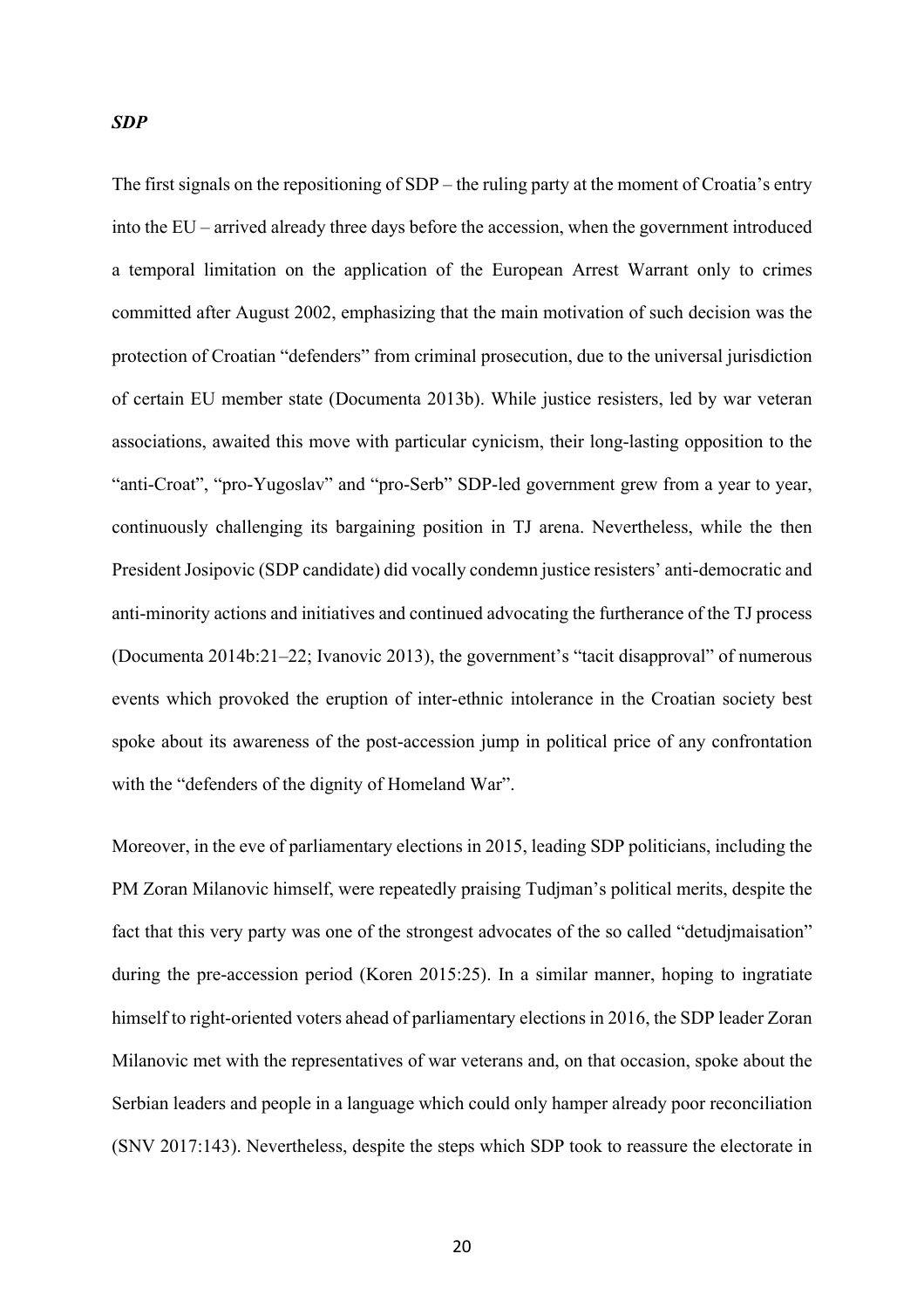***SDP***

The first signals on the repositioning of SDP – the ruling party at the moment of Croatia's entry into the EU – arrived already three days before the accession, when the government introduced a temporal limitation on the application of the European Arrest Warrant only to crimes committed after August 2002, emphasizing that the main motivation of such decision was the protection of Croatian "defenders" from criminal prosecution, due to the universal jurisdiction of certain EU member state (Documenta 2013b). While justice resisters, led by war veteran associations, awaited this move with particular cynicism, their long-lasting opposition to the "anti-Croat", "pro-Yugoslav" and "pro-Serb" SDP-led government grew from a year to year, continuously challenging its bargaining position in TJ arena. Nevertheless, while the then President Josipovic (SDP candidate) did vocally condemn justice resisters' anti-democratic and anti-minority actions and initiatives and continued advocating the furtherance of the TJ process (Documenta 2014b:21–22; Ivanovic 2013), the government's "tacit disapproval" of numerous events which provoked the eruption of inter-ethnic intolerance in the Croatian society best spoke about its awareness of the post-accession jump in political price of any confrontation with the "defenders of the dignity of Homeland War".

Moreover, in the eve of parliamentary elections in 2015, leading SDP politicians, including the PM Zoran Milanovic himself, were repeatedly praising Tudjman's political merits, despite the fact that this very party was one of the strongest advocates of the so called "detudjmaisation" during the pre-accession period (Koren 2015:25). In a similar manner, hoping to ingratiate himself to right-oriented voters ahead of parliamentary elections in 2016, the SDP leader Zoran Milanovic met with the representatives of war veterans and, on that occasion, spoke about the Serbian leaders and people in a language which could only hamper already poor reconciliation (SNV 2017:143). Nevertheless, despite the steps which SDP took to reassure the electorate in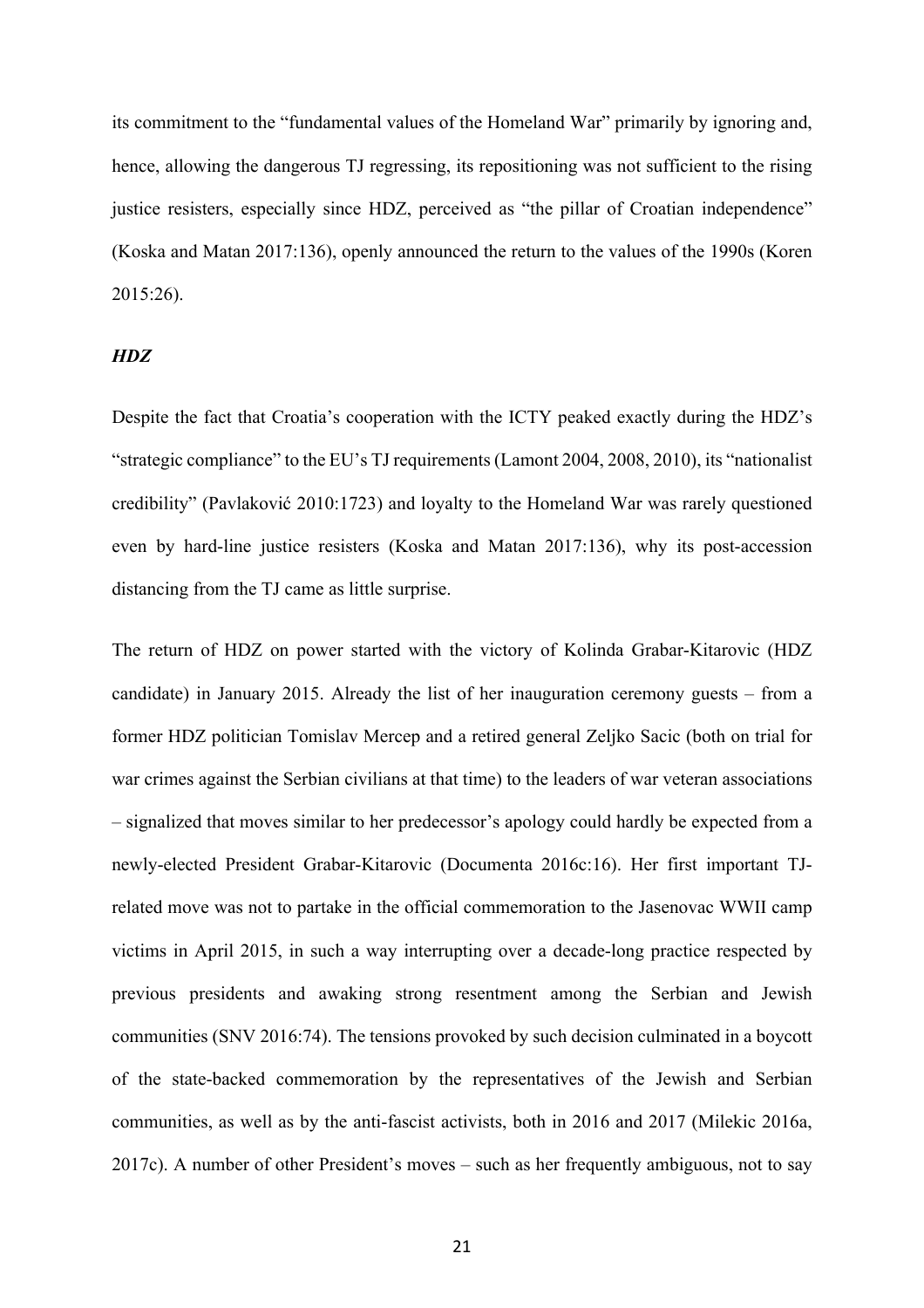its commitment to the "fundamental values of the Homeland War" primarily by ignoring and, hence, allowing the dangerous TJ regressing, its repositioning was not sufficient to the rising justice resisters, especially since HDZ, perceived as "the pillar of Croatian independence" (Koska and Matan 2017:136), openly announced the return to the values of the 1990s (Koren 2015:26).

***HDZ***

Despite the fact that Croatia's cooperation with the ICTY peaked exactly during the HDZ's "strategic compliance" to the EU's TJ requirements (Lamont 2004, 2008, 2010), its "nationalist credibility" (Pavlaković 2010:1723) and loyalty to the Homeland War was rarely questioned even by hard-line justice resisters (Koska and Matan 2017:136), why its post-accession distancing from the TJ came as little surprise.

The return of HDZ on power started with the victory of Kolinda Grabar-Kitarovic (HDZ candidate) in January 2015. Already the list of her inauguration ceremony guests – from a former HDZ politician Tomislav Mercep and a retired general Zeljko Sacic (both on trial for war crimes against the Serbian civilians at that time) to the leaders of war veteran associations – signalized that moves similar to her predecessor's apology could hardly be expected from a newly-elected President Grabar-Kitarovic (Documenta 2016c:16). Her first important TJ-related move was not to partake in the official commemoration to the Jasenovac WWII camp victims in April 2015, in such a way interrupting over a decade-long practice respected by previous presidents and awaking strong resentment among the Serbian and Jewish communities (SNV 2016:74). The tensions provoked by such decision culminated in a boycott of the state-backed commemoration by the representatives of the Jewish and Serbian communities, as well as by the anti-fascist activists, both in 2016 and 2017 (Milekic 2016a, 2017c). A number of other President's moves – such as her frequently ambiguous, not to say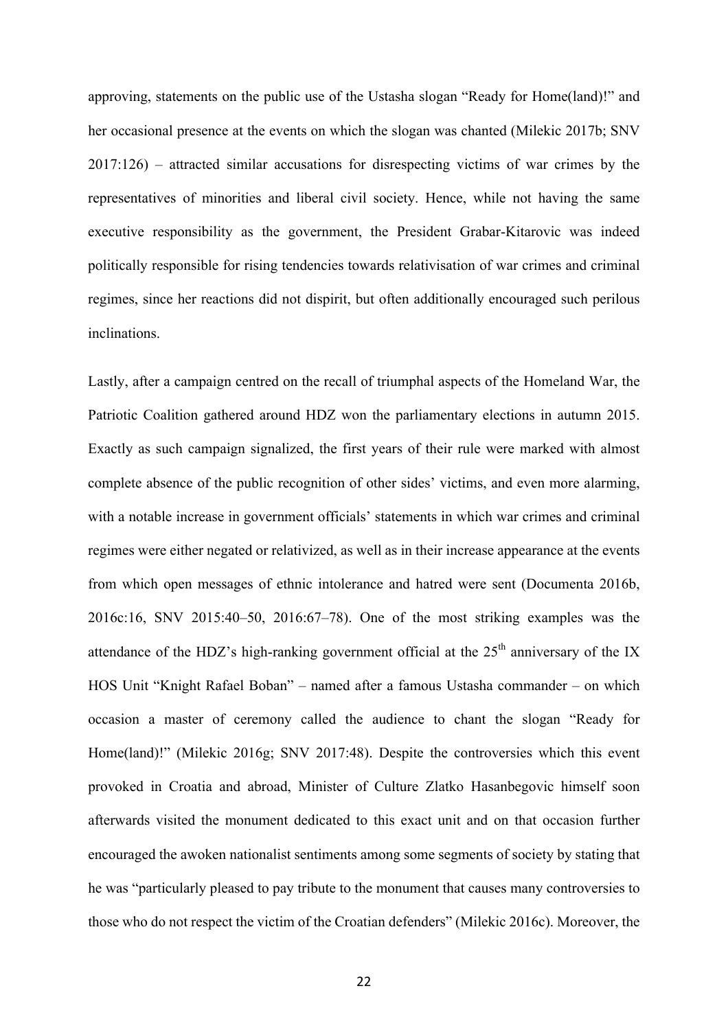approving, statements on the public use of the Ustasha slogan "Ready for Home(land)!" and her occasional presence at the events on which the slogan was chanted (Milekic 2017b; SNV 2017:126) – attracted similar accusations for disrespecting victims of war crimes by the representatives of minorities and liberal civil society. Hence, while not having the same executive responsibility as the government, the President Grabar-Kitarovic was indeed politically responsible for rising tendencies towards relativisation of war crimes and criminal regimes, since her reactions did not dispirit, but often additionally encouraged such perilous inclinations.

Lastly, after a campaign centred on the recall of triumphal aspects of the Homeland War, the Patriotic Coalition gathered around HDZ won the parliamentary elections in autumn 2015. Exactly as such campaign signalized, the first years of their rule were marked with almost complete absence of the public recognition of other sides' victims, and even more alarming, with a notable increase in government officials' statements in which war crimes and criminal regimes were either negated or relativized, as well as in their increase appearance at the events from which open messages of ethnic intolerance and hatred were sent (Documenta 2016b, 2016c:16, SNV 2015:40–50, 2016:67–78). One of the most striking examples was the attendance of the HDZ's high-ranking government official at the 25th anniversary of the IX HOS Unit "Knight Rafael Boban" – named after a famous Ustasha commander – on which occasion a master of ceremony called the audience to chant the slogan "Ready for Home(land)!" (Milekic 2016g; SNV 2017:48). Despite the controversies which this event provoked in Croatia and abroad, Minister of Culture Zlatko Hasanbegovic himself soon afterwards visited the monument dedicated to this exact unit and on that occasion further encouraged the awoken nationalist sentiments among some segments of society by stating that he was "particularly pleased to pay tribute to the monument that causes many controversies to those who do not respect the victim of the Croatian defenders" (Milekic 2016c). Moreover, the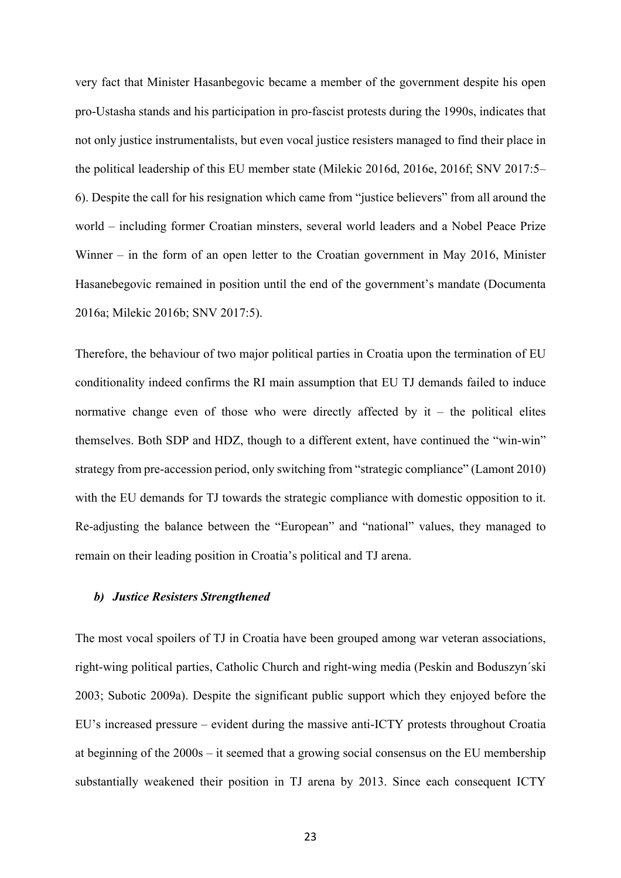very fact that Minister Hasanbegovic became a member of the government despite his open pro-Ustasha stands and his participation in pro-fascist protests during the 1990s, indicates that not only justice instrumentalists, but even vocal justice resisters managed to find their place in the political leadership of this EU member state (Milekic 2016d, 2016e, 2016f; SNV 2017:5–6). Despite the call for his resignation which came from "justice believers" from all around the world – including former Croatian minsters, several world leaders and a Nobel Peace Prize Winner – in the form of an open letter to the Croatian government in May 2016, Minister Hasanebegovic remained in position until the end of the government's mandate (Documenta 2016a; Milekic 2016b; SNV 2017:5).

Therefore, the behaviour of two major political parties in Croatia upon the termination of EU conditionality indeed confirms the RI main assumption that EU TJ demands failed to induce normative change even of those who were directly affected by it – the political elites themselves. Both SDP and HDZ, though to a different extent, have continued the "win-win" strategy from pre-accession period, only switching from "strategic compliance" (Lamont 2010) with the EU demands for TJ towards the strategic compliance with domestic opposition to it. Re-adjusting the balance between the "European" and "national" values, they managed to remain on their leading position in Croatia's political and TJ arena.

### *b) Justice Resisters Strengthened*

The most vocal spoilers of TJ in Croatia have been grouped among war veteran associations, right-wing political parties, Catholic Church and right-wing media (Peskin and Boduszyn´ski 2003; Subotic 2009a). Despite the significant public support which they enjoyed before the EU's increased pressure – evident during the massive anti-ICTY protests throughout Croatia at beginning of the 2000s – it seemed that a growing social consensus on the EU membership substantially weakened their position in TJ arena by 2013. Since each consequent ICTY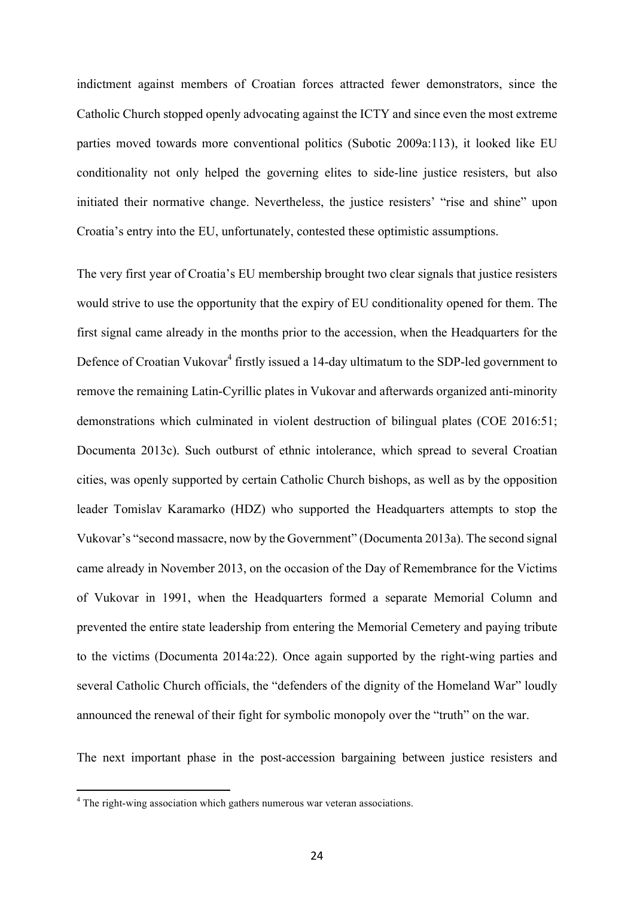indictment against members of Croatian forces attracted fewer demonstrators, since the Catholic Church stopped openly advocating against the ICTY and since even the most extreme parties moved towards more conventional politics (Subotic 2009a:113), it looked like EU conditionality not only helped the governing elites to side-line justice resisters, but also initiated their normative change. Nevertheless, the justice resisters' "rise and shine" upon Croatia's entry into the EU, unfortunately, contested these optimistic assumptions.

The very first year of Croatia's EU membership brought two clear signals that justice resisters would strive to use the opportunity that the expiry of EU conditionality opened for them. The first signal came already in the months prior to the accession, when the Headquarters for the Defence of Croatian Vukovar[4] firstly issued a 14-day ultimatum to the SDP-led government to remove the remaining Latin-Cyrillic plates in Vukovar and afterwards organized anti-minority demonstrations which culminated in violent destruction of bilingual plates (COE 2016:51; Documenta 2013c). Such outburst of ethnic intolerance, which spread to several Croatian cities, was openly supported by certain Catholic Church bishops, as well as by the opposition leader Tomislav Karamarko (HDZ) who supported the Headquarters attempts to stop the Vukovar's "second massacre, now by the Government" (Documenta 2013a). The second signal came already in November 2013, on the occasion of the Day of Remembrance for the Victims of Vukovar in 1991, when the Headquarters formed a separate Memorial Column and prevented the entire state leadership from entering the Memorial Cemetery and paying tribute to the victims (Documenta 2014a:22). Once again supported by the right-wing parties and several Catholic Church officials, the "defenders of the dignity of the Homeland War" loudly announced the renewal of their fight for symbolic monopoly over the "truth" on the war.

The next important phase in the post-accession bargaining between justice resisters and

[4] The right-wing association which gathers numerous war veteran associations.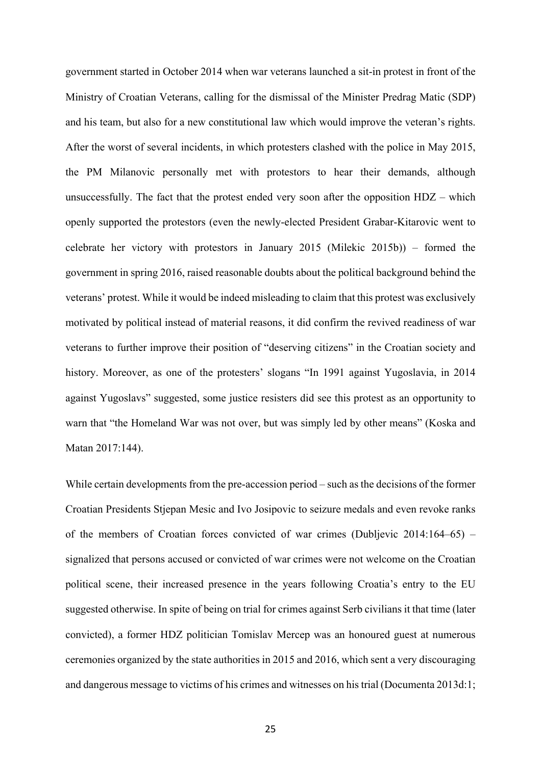government started in October 2014 when war veterans launched a sit-in protest in front of the Ministry of Croatian Veterans, calling for the dismissal of the Minister Predrag Matic (SDP) and his team, but also for a new constitutional law which would improve the veteran's rights. After the worst of several incidents, in which protesters clashed with the police in May 2015, the PM Milanovic personally met with protestors to hear their demands, although unsuccessfully. The fact that the protest ended very soon after the opposition HDZ – which openly supported the protestors (even the newly-elected President Grabar-Kitarovic went to celebrate her victory with protestors in January 2015 (Milekic 2015b)) – formed the government in spring 2016, raised reasonable doubts about the political background behind the veterans' protest. While it would be indeed misleading to claim that this protest was exclusively motivated by political instead of material reasons, it did confirm the revived readiness of war veterans to further improve their position of "deserving citizens" in the Croatian society and history. Moreover, as one of the protesters' slogans "In 1991 against Yugoslavia, in 2014 against Yugoslavs" suggested, some justice resisters did see this protest as an opportunity to warn that "the Homeland War was not over, but was simply led by other means" (Koska and Matan 2017:144).

While certain developments from the pre-accession period – such as the decisions of the former Croatian Presidents Stjepan Mesic and Ivo Josipovic to seizure medals and even revoke ranks of the members of Croatian forces convicted of war crimes (Dubljevic 2014:164–65) – signalized that persons accused or convicted of war crimes were not welcome on the Croatian political scene, their increased presence in the years following Croatia's entry to the EU suggested otherwise. In spite of being on trial for crimes against Serb civilians it that time (later convicted), a former HDZ politician Tomislav Mercep was an honoured guest at numerous ceremonies organized by the state authorities in 2015 and 2016, which sent a very discouraging and dangerous message to victims of his crimes and witnesses on his trial (Documenta 2013d:1;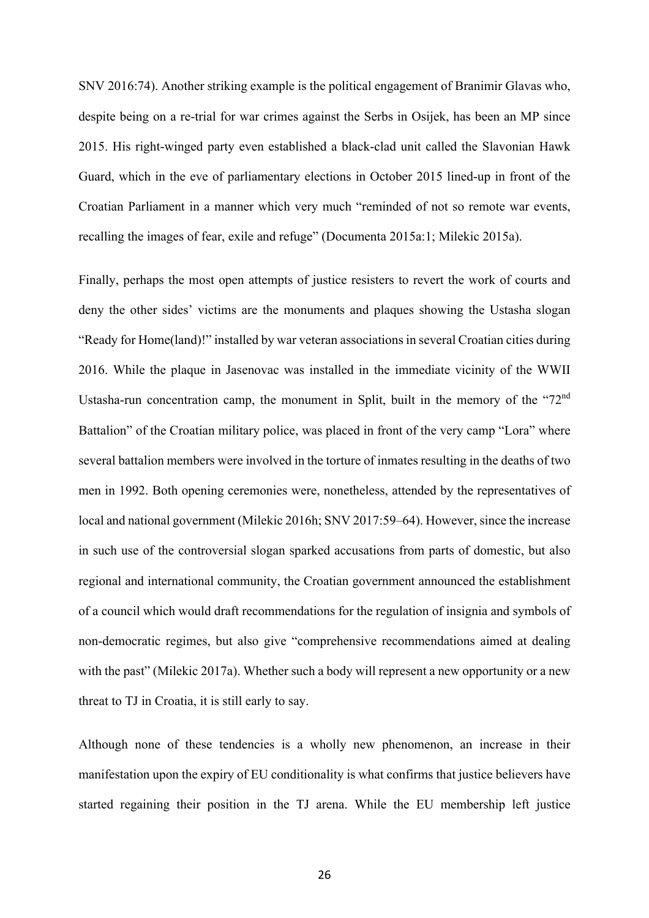SNV 2016:74). Another striking example is the political engagement of Branimir Glavas who, despite being on a re-trial for war crimes against the Serbs in Osijek, has been an MP since 2015. His right-winged party even established a black-clad unit called the Slavonian Hawk Guard, which in the eve of parliamentary elections in October 2015 lined-up in front of the Croatian Parliament in a manner which very much "reminded of not so remote war events, recalling the images of fear, exile and refuge" (Documenta 2015a:1; Milekic 2015a).

Finally, perhaps the most open attempts of justice resisters to revert the work of courts and deny the other sides' victims are the monuments and plaques showing the Ustasha slogan "Ready for Home(land)!" installed by war veteran associations in several Croatian cities during 2016. While the plaque in Jasenovac was installed in the immediate vicinity of the WWII Ustasha-run concentration camp, the monument in Split, built in the memory of the "72nd Battalion" of the Croatian military police, was placed in front of the very camp "Lora" where several battalion members were involved in the torture of inmates resulting in the deaths of two men in 1992. Both opening ceremonies were, nonetheless, attended by the representatives of local and national government (Milekic 2016h; SNV 2017:59–64). However, since the increase in such use of the controversial slogan sparked accusations from parts of domestic, but also regional and international community, the Croatian government announced the establishment of a council which would draft recommendations for the regulation of insignia and symbols of non-democratic regimes, but also give "comprehensive recommendations aimed at dealing with the past" (Milekic 2017a). Whether such a body will represent a new opportunity or a new threat to TJ in Croatia, it is still early to say.

Although none of these tendencies is a wholly new phenomenon, an increase in their manifestation upon the expiry of EU conditionality is what confirms that justice believers have started regaining their position in the TJ arena. While the EU membership left justice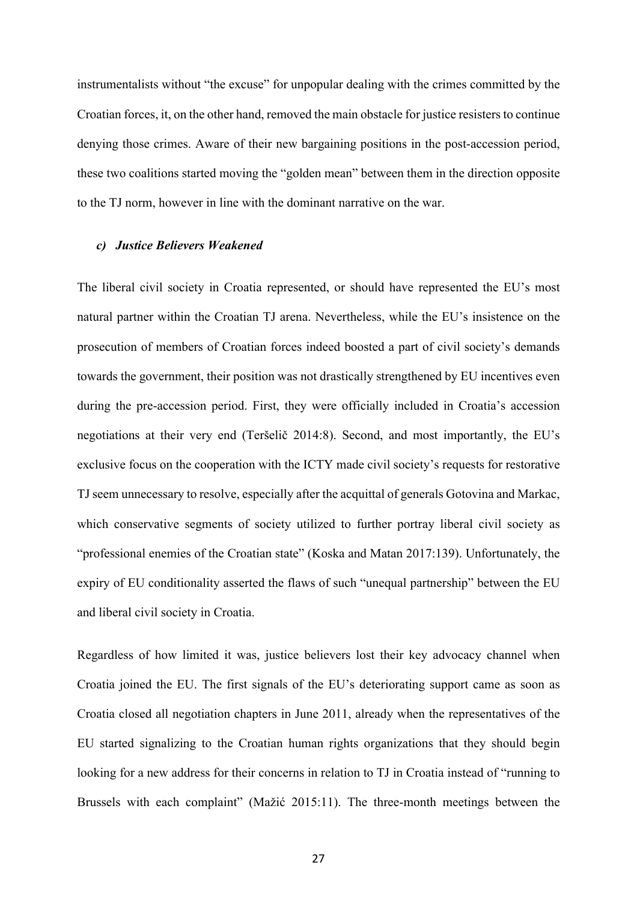instrumentalists without "the excuse" for unpopular dealing with the crimes committed by the Croatian forces, it, on the other hand, removed the main obstacle for justice resisters to continue denying those crimes. Aware of their new bargaining positions in the post-accession period, these two coalitions started moving the "golden mean" between them in the direction opposite to the TJ norm, however in line with the dominant narrative on the war.

### *c) Justice Believers Weakened*

The liberal civil society in Croatia represented, or should have represented the EU's most natural partner within the Croatian TJ arena. Nevertheless, while the EU's insistence on the prosecution of members of Croatian forces indeed boosted a part of civil society's demands towards the government, their position was not drastically strengthened by EU incentives even during the pre-accession period. First, they were officially included in Croatia's accession negotiations at their very end (Teršelič 2014:8). Second, and most importantly, the EU's exclusive focus on the cooperation with the ICTY made civil society's requests for restorative TJ seem unnecessary to resolve, especially after the acquittal of generals Gotovina and Markac, which conservative segments of society utilized to further portray liberal civil society as "professional enemies of the Croatian state" (Koska and Matan 2017:139). Unfortunately, the expiry of EU conditionality asserted the flaws of such "unequal partnership" between the EU and liberal civil society in Croatia.

Regardless of how limited it was, justice believers lost their key advocacy channel when Croatia joined the EU. The first signals of the EU's deteriorating support came as soon as Croatia closed all negotiation chapters in June 2011, already when the representatives of the EU started signalizing to the Croatian human rights organizations that they should begin looking for a new address for their concerns in relation to TJ in Croatia instead of "running to Brussels with each complaint" (Mažić 2015:11). The three-month meetings between the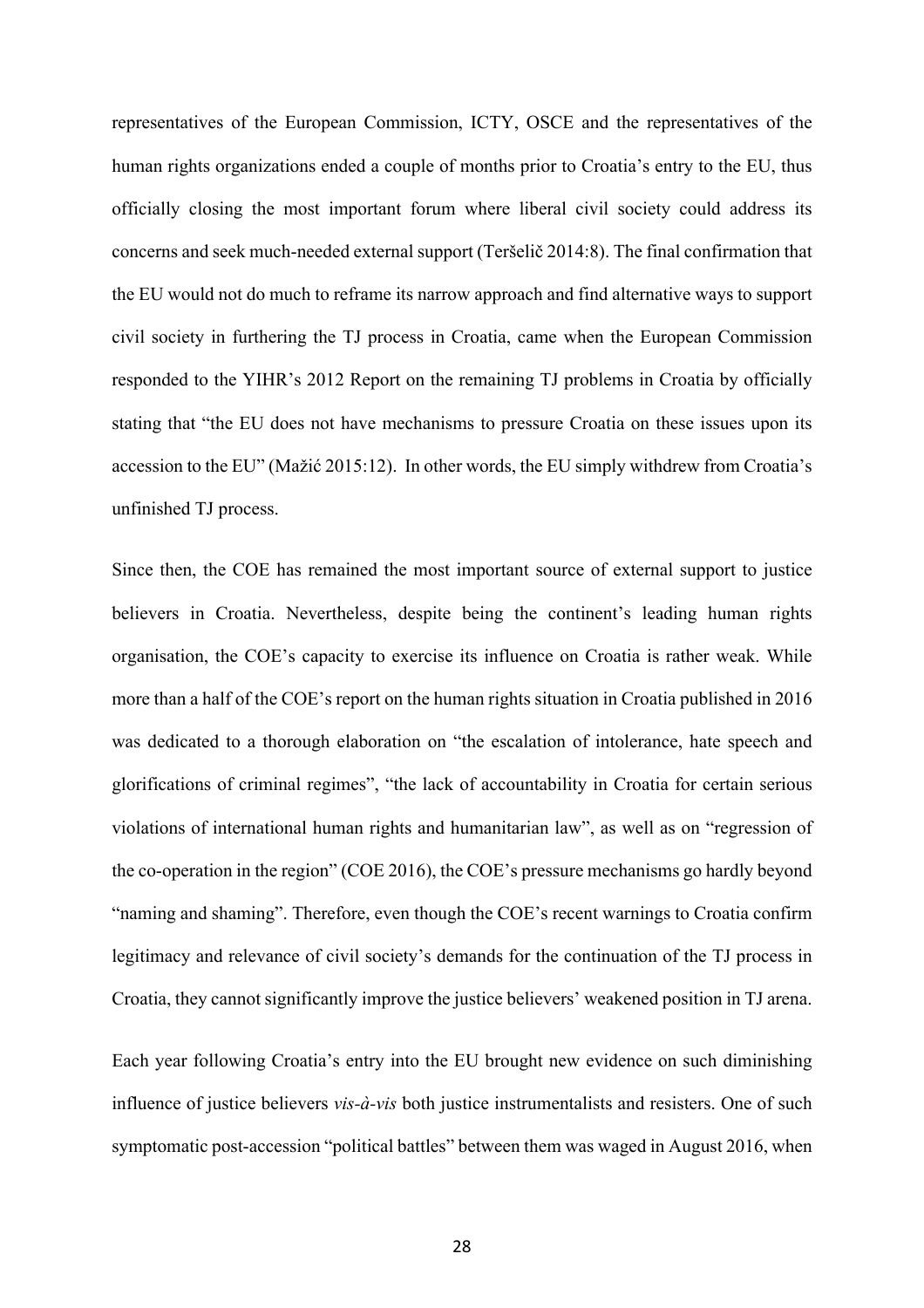representatives of the European Commission, ICTY, OSCE and the representatives of the human rights organizations ended a couple of months prior to Croatia's entry to the EU, thus officially closing the most important forum where liberal civil society could address its concerns and seek much-needed external support (Teršelič 2014:8). The final confirmation that the EU would not do much to reframe its narrow approach and find alternative ways to support civil society in furthering the TJ process in Croatia, came when the European Commission responded to the YIHR's 2012 Report on the remaining TJ problems in Croatia by officially stating that "the EU does not have mechanisms to pressure Croatia on these issues upon its accession to the EU" (Mažić 2015:12). In other words, the EU simply withdrew from Croatia's unfinished TJ process.

Since then, the COE has remained the most important source of external support to justice believers in Croatia. Nevertheless, despite being the continent's leading human rights organisation, the COE's capacity to exercise its influence on Croatia is rather weak. While more than a half of the COE's report on the human rights situation in Croatia published in 2016 was dedicated to a thorough elaboration on "the escalation of intolerance, hate speech and glorifications of criminal regimes", "the lack of accountability in Croatia for certain serious violations of international human rights and humanitarian law", as well as on "regression of the co-operation in the region" (COE 2016), the COE's pressure mechanisms go hardly beyond "naming and shaming". Therefore, even though the COE's recent warnings to Croatia confirm legitimacy and relevance of civil society's demands for the continuation of the TJ process in Croatia, they cannot significantly improve the justice believers' weakened position in TJ arena.

Each year following Croatia's entry into the EU brought new evidence on such diminishing influence of justice believers *vis-à-vis* both justice instrumentalists and resisters. One of such symptomatic post-accession "political battles" between them was waged in August 2016, when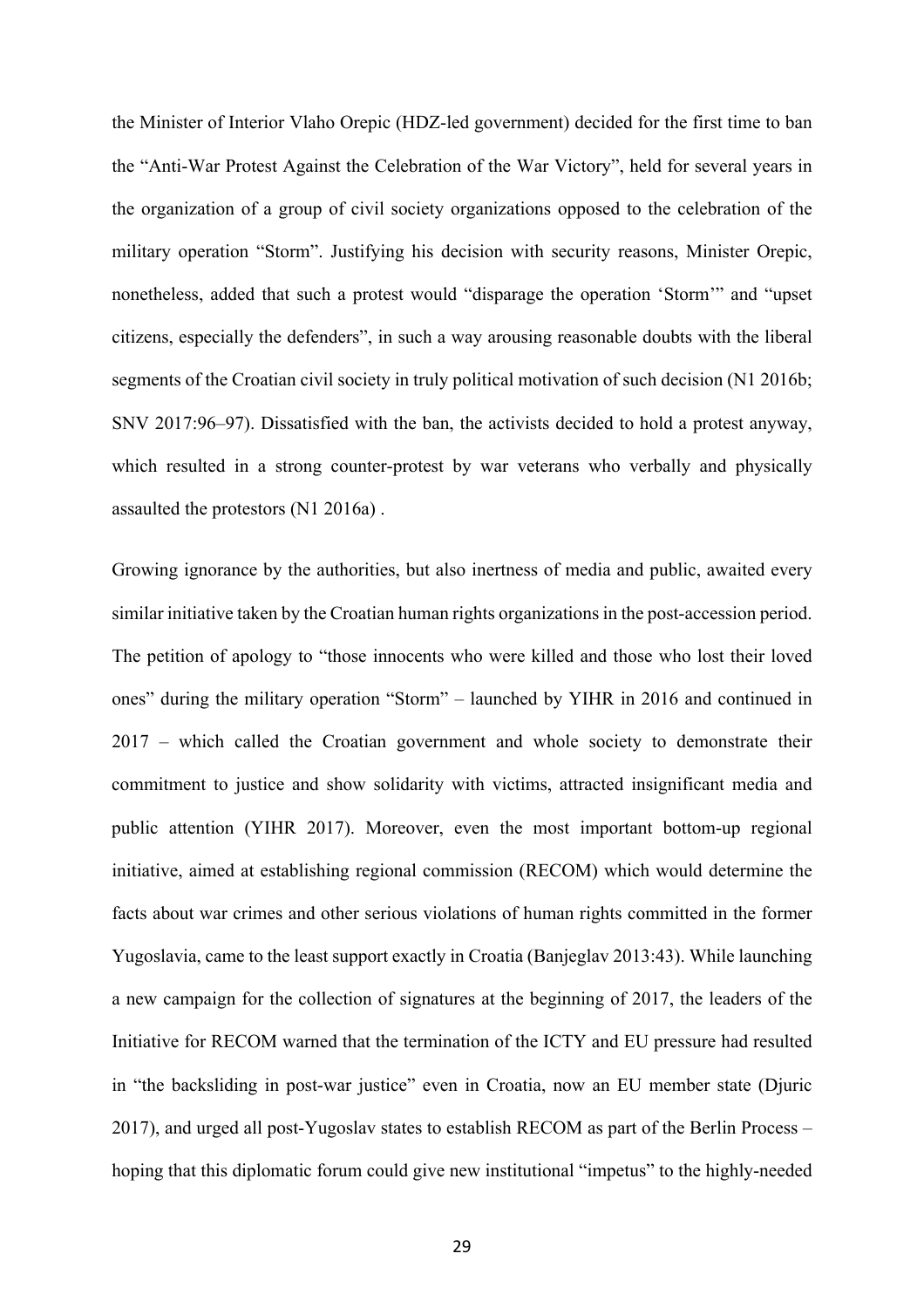the Minister of Interior Vlaho Orepic (HDZ-led government) decided for the first time to ban the "Anti-War Protest Against the Celebration of the War Victory", held for several years in the organization of a group of civil society organizations opposed to the celebration of the military operation "Storm". Justifying his decision with security reasons, Minister Orepic, nonetheless, added that such a protest would "disparage the operation 'Storm'" and "upset citizens, especially the defenders", in such a way arousing reasonable doubts with the liberal segments of the Croatian civil society in truly political motivation of such decision (N1 2016b; SNV 2017:96–97). Dissatisfied with the ban, the activists decided to hold a protest anyway, which resulted in a strong counter-protest by war veterans who verbally and physically assaulted the protestors (N1 2016a) .

Growing ignorance by the authorities, but also inertness of media and public, awaited every similar initiative taken by the Croatian human rights organizations in the post-accession period. The petition of apology to "those innocents who were killed and those who lost their loved ones" during the military operation "Storm" – launched by YIHR in 2016 and continued in 2017 – which called the Croatian government and whole society to demonstrate their commitment to justice and show solidarity with victims, attracted insignificant media and public attention (YIHR 2017). Moreover, even the most important bottom-up regional initiative, aimed at establishing regional commission (RECOM) which would determine the facts about war crimes and other serious violations of human rights committed in the former Yugoslavia, came to the least support exactly in Croatia (Banjeglav 2013:43). While launching a new campaign for the collection of signatures at the beginning of 2017, the leaders of the Initiative for RECOM warned that the termination of the ICTY and EU pressure had resulted in "the backsliding in post-war justice" even in Croatia, now an EU member state (Djuric 2017), and urged all post-Yugoslav states to establish RECOM as part of the Berlin Process – hoping that this diplomatic forum could give new institutional "impetus" to the highly-needed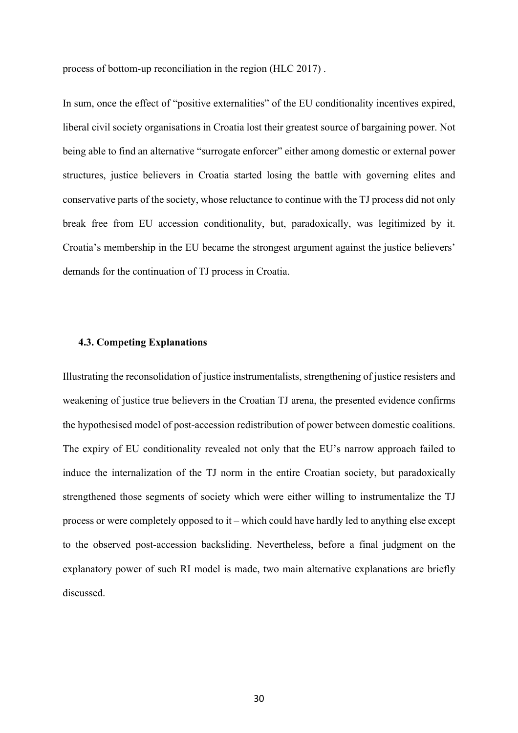process of bottom-up reconciliation in the region (HLC 2017) .

In sum, once the effect of "positive externalities" of the EU conditionality incentives expired, liberal civil society organisations in Croatia lost their greatest source of bargaining power. Not being able to find an alternative "surrogate enforcer" either among domestic or external power structures, justice believers in Croatia started losing the battle with governing elites and conservative parts of the society, whose reluctance to continue with the TJ process did not only break free from EU accession conditionality, but, paradoxically, was legitimized by it. Croatia's membership in the EU became the strongest argument against the justice believers' demands for the continuation of TJ process in Croatia.

### 4.3. Competing Explanations

Illustrating the reconsolidation of justice instrumentalists, strengthening of justice resisters and weakening of justice true believers in the Croatian TJ arena, the presented evidence confirms the hypothesised model of post-accession redistribution of power between domestic coalitions. The expiry of EU conditionality revealed not only that the EU's narrow approach failed to induce the internalization of the TJ norm in the entire Croatian society, but paradoxically strengthened those segments of society which were either willing to instrumentalize the TJ process or were completely opposed to it – which could have hardly led to anything else except to the observed post-accession backsliding. Nevertheless, before a final judgment on the explanatory power of such RI model is made, two main alternative explanations are briefly discussed.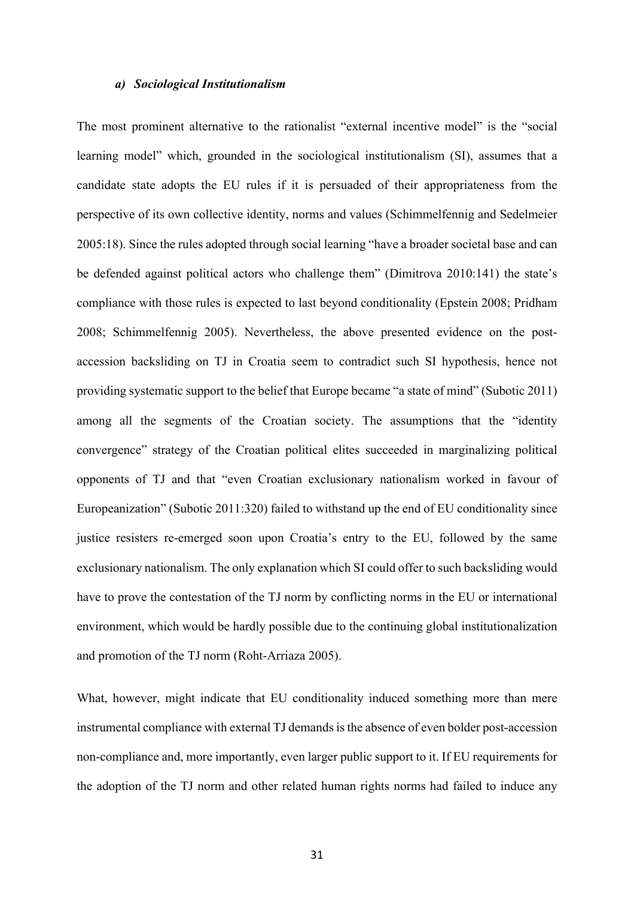### ***a) Sociological Institutionalism***

The most prominent alternative to the rationalist "external incentive model" is the "social learning model" which, grounded in the sociological institutionalism (SI), assumes that a candidate state adopts the EU rules if it is persuaded of their appropriateness from the perspective of its own collective identity, norms and values (Schimmelfennig and Sedelmeier 2005:18). Since the rules adopted through social learning "have a broader societal base and can be defended against political actors who challenge them" (Dimitrova 2010:141) the state's compliance with those rules is expected to last beyond conditionality (Epstein 2008; Pridham 2008; Schimmelfennig 2005). Nevertheless, the above presented evidence on the post-accession backsliding on TJ in Croatia seem to contradict such SI hypothesis, hence not providing systematic support to the belief that Europe became "a state of mind" (Subotic 2011) among all the segments of the Croatian society. The assumptions that the "identity convergence" strategy of the Croatian political elites succeeded in marginalizing political opponents of TJ and that "even Croatian exclusionary nationalism worked in favour of Europeanization" (Subotic 2011:320) failed to withstand up the end of EU conditionality since justice resisters re-emerged soon upon Croatia's entry to the EU, followed by the same exclusionary nationalism. The only explanation which SI could offer to such backsliding would have to prove the contestation of the TJ norm by conflicting norms in the EU or international environment, which would be hardly possible due to the continuing global institutionalization and promotion of the TJ norm (Roht-Arriaza 2005).

What, however, might indicate that EU conditionality induced something more than mere instrumental compliance with external TJ demands is the absence of even bolder post-accession non-compliance and, more importantly, even larger public support to it. If EU requirements for the adoption of the TJ norm and other related human rights norms had failed to induce any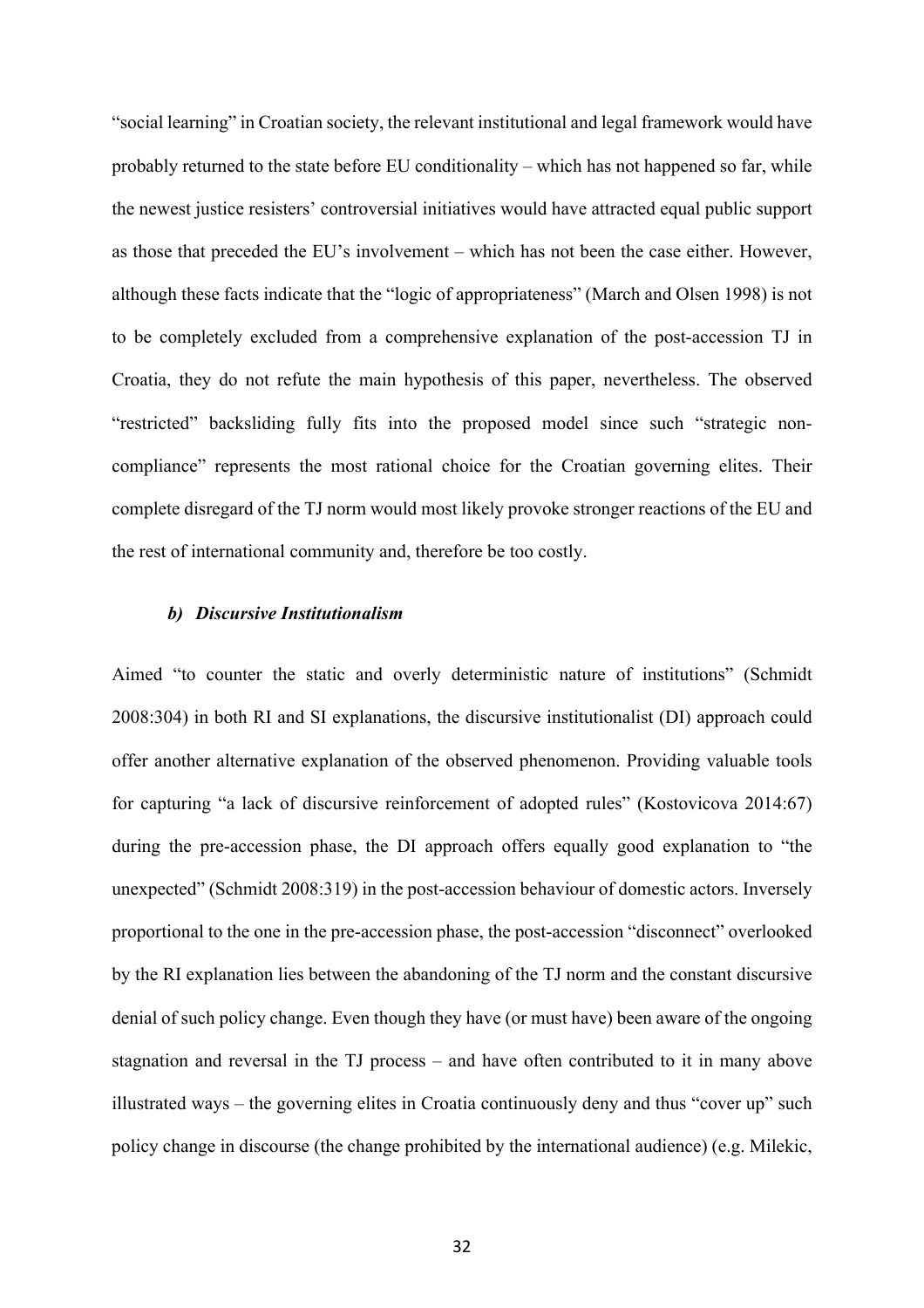"social learning" in Croatian society, the relevant institutional and legal framework would have probably returned to the state before EU conditionality – which has not happened so far, while the newest justice resisters' controversial initiatives would have attracted equal public support as those that preceded the EU's involvement – which has not been the case either. However, although these facts indicate that the "logic of appropriateness" (March and Olsen 1998) is not to be completely excluded from a comprehensive explanation of the post-accession TJ in Croatia, they do not refute the main hypothesis of this paper, nevertheless. The observed "restricted" backsliding fully fits into the proposed model since such "strategic non-compliance" represents the most rational choice for the Croatian governing elites. Their complete disregard of the TJ norm would most likely provoke stronger reactions of the EU and the rest of international community and, therefore be too costly.

### *b) Discursive Institutionalism*

Aimed "to counter the static and overly deterministic nature of institutions" (Schmidt 2008:304) in both RI and SI explanations, the discursive institutionalist (DI) approach could offer another alternative explanation of the observed phenomenon. Providing valuable tools for capturing "a lack of discursive reinforcement of adopted rules" (Kostovicova 2014:67) during the pre-accession phase, the DI approach offers equally good explanation to "the unexpected" (Schmidt 2008:319) in the post-accession behaviour of domestic actors. Inversely proportional to the one in the pre-accession phase, the post-accession "disconnect" overlooked by the RI explanation lies between the abandoning of the TJ norm and the constant discursive denial of such policy change. Even though they have (or must have) been aware of the ongoing stagnation and reversal in the TJ process – and have often contributed to it in many above illustrated ways – the governing elites in Croatia continuously deny and thus "cover up" such policy change in discourse (the change prohibited by the international audience) (e.g. Milekic,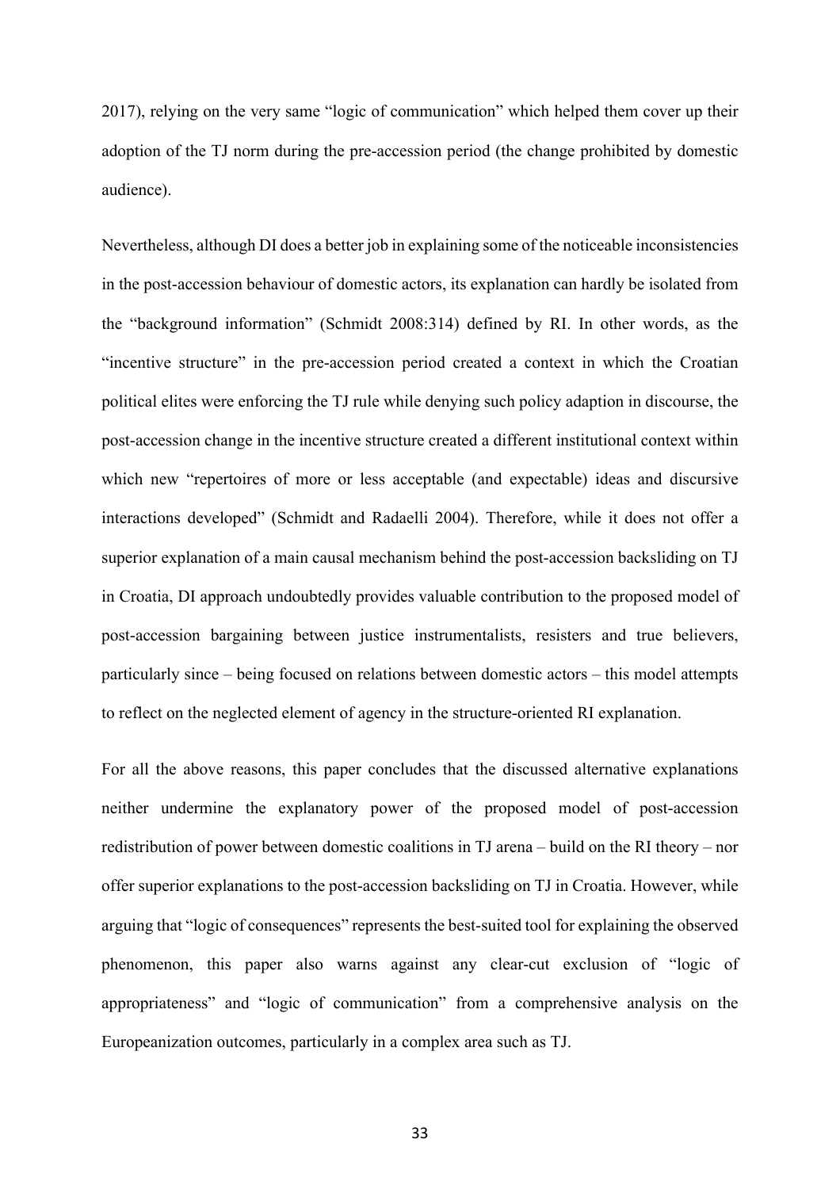2017), relying on the very same "logic of communication" which helped them cover up their adoption of the TJ norm during the pre-accession period (the change prohibited by domestic audience).

Nevertheless, although DI does a better job in explaining some of the noticeable inconsistencies in the post-accession behaviour of domestic actors, its explanation can hardly be isolated from the "background information" (Schmidt 2008:314) defined by RI. In other words, as the "incentive structure" in the pre-accession period created a context in which the Croatian political elites were enforcing the TJ rule while denying such policy adaption in discourse, the post-accession change in the incentive structure created a different institutional context within which new "repertoires of more or less acceptable (and expectable) ideas and discursive interactions developed" (Schmidt and Radaelli 2004). Therefore, while it does not offer a superior explanation of a main causal mechanism behind the post-accession backsliding on TJ in Croatia, DI approach undoubtedly provides valuable contribution to the proposed model of post-accession bargaining between justice instrumentalists, resisters and true believers, particularly since – being focused on relations between domestic actors – this model attempts to reflect on the neglected element of agency in the structure-oriented RI explanation.

For all the above reasons, this paper concludes that the discussed alternative explanations neither undermine the explanatory power of the proposed model of post-accession redistribution of power between domestic coalitions in TJ arena – build on the RI theory – nor offer superior explanations to the post-accession backsliding on TJ in Croatia. However, while arguing that "logic of consequences" represents the best-suited tool for explaining the observed phenomenon, this paper also warns against any clear-cut exclusion of "logic of appropriateness" and "logic of communication" from a comprehensive analysis on the Europeanization outcomes, particularly in a complex area such as TJ.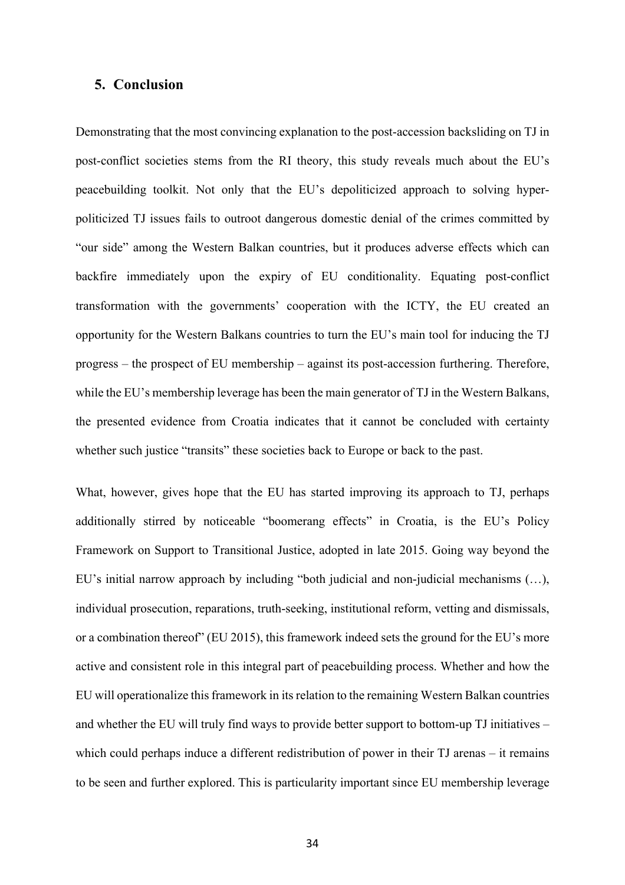## 5. Conclusion

Demonstrating that the most convincing explanation to the post-accession backsliding on TJ in post-conflict societies stems from the RI theory, this study reveals much about the EU's peacebuilding toolkit. Not only that the EU's depoliticized approach to solving hyper-politicized TJ issues fails to outroot dangerous domestic denial of the crimes committed by "our side" among the Western Balkan countries, but it produces adverse effects which can backfire immediately upon the expiry of EU conditionality. Equating post-conflict transformation with the governments' cooperation with the ICTY, the EU created an opportunity for the Western Balkans countries to turn the EU's main tool for inducing the TJ progress – the prospect of EU membership – against its post-accession furthering. Therefore, while the EU's membership leverage has been the main generator of TJ in the Western Balkans, the presented evidence from Croatia indicates that it cannot be concluded with certainty whether such justice "transits" these societies back to Europe or back to the past.

What, however, gives hope that the EU has started improving its approach to TJ, perhaps additionally stirred by noticeable "boomerang effects" in Croatia, is the EU's Policy Framework on Support to Transitional Justice, adopted in late 2015. Going way beyond the EU's initial narrow approach by including "both judicial and non-judicial mechanisms (…), individual prosecution, reparations, truth-seeking, institutional reform, vetting and dismissals, or a combination thereof" (EU 2015), this framework indeed sets the ground for the EU's more active and consistent role in this integral part of peacebuilding process. Whether and how the EU will operationalize this framework in its relation to the remaining Western Balkan countries and whether the EU will truly find ways to provide better support to bottom-up TJ initiatives – which could perhaps induce a different redistribution of power in their TJ arenas – it remains to be seen and further explored. This is particularity important since EU membership leverage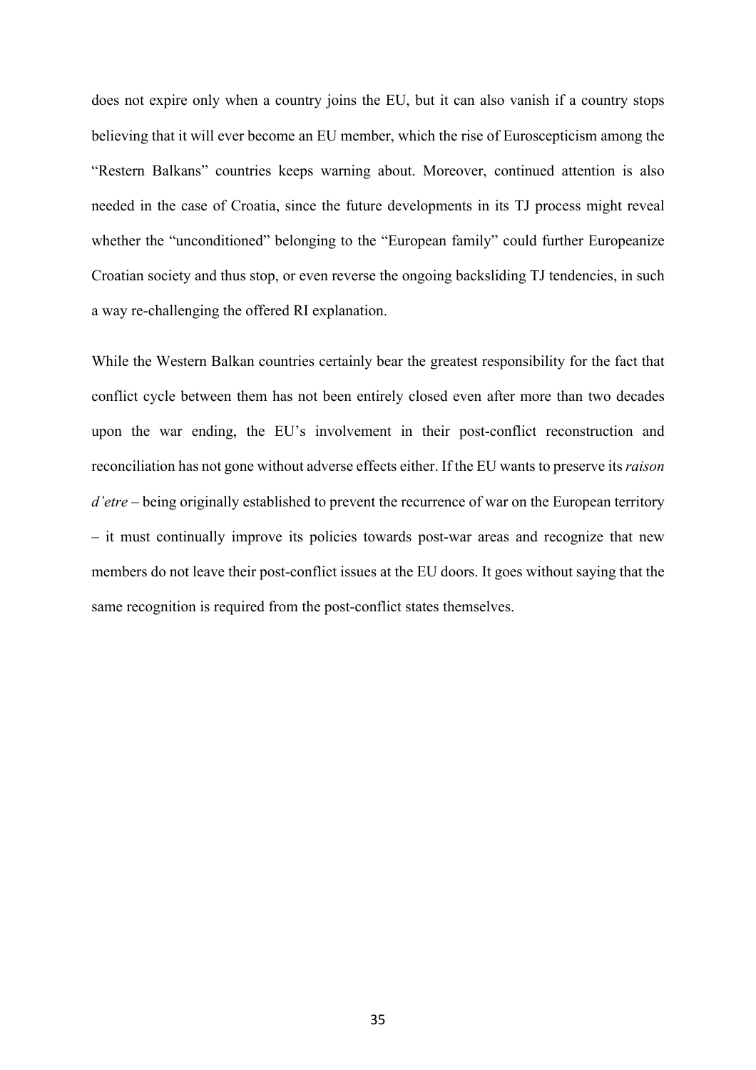does not expire only when a country joins the EU, but it can also vanish if a country stops believing that it will ever become an EU member, which the rise of Euroscepticism among the "Restern Balkans" countries keeps warning about. Moreover, continued attention is also needed in the case of Croatia, since the future developments in its TJ process might reveal whether the "unconditioned" belonging to the "European family" could further Europeanize Croatian society and thus stop, or even reverse the ongoing backsliding TJ tendencies, in such a way re-challenging the offered RI explanation.

While the Western Balkan countries certainly bear the greatest responsibility for the fact that conflict cycle between them has not been entirely closed even after more than two decades upon the war ending, the EU's involvement in their post-conflict reconstruction and reconciliation has not gone without adverse effects either. If the EU wants to preserve its *raison d'etre* – being originally established to prevent the recurrence of war on the European territory – it must continually improve its policies towards post-war areas and recognize that new members do not leave their post-conflict issues at the EU doors. It goes without saying that the same recognition is required from the post-conflict states themselves.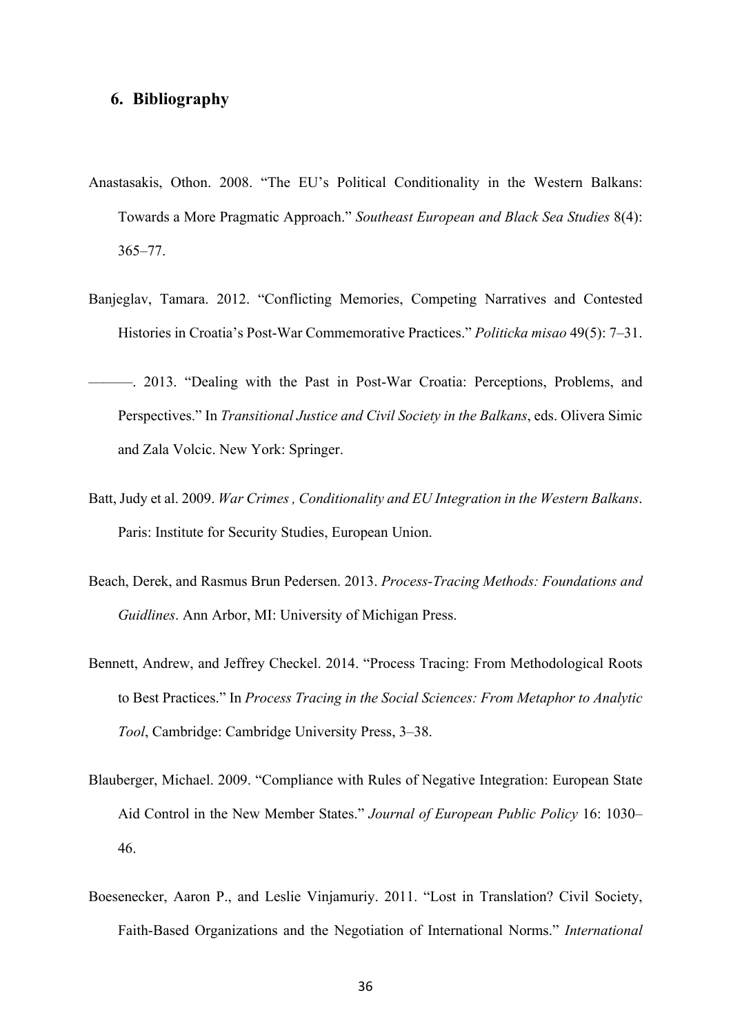## 6. Bibliography

Anastasakis, Othon. 2008. “The EU’s Political Conditionality in the Western Balkans: Towards a More Pragmatic Approach.” *Southeast European and Black Sea Studies* 8(4): 365–77.

Banjeglav, Tamara. 2012. “Conflicting Memories, Competing Narratives and Contested Histories in Croatia’s Post-War Commemorative Practices.” *Politicka misao* 49(5): 7–31.

———. 2013. “Dealing with the Past in Post-War Croatia: Perceptions, Problems, and Perspectives.” In *Transitional Justice and Civil Society in the Balkans*, eds. Olivera Simic and Zala Volcic. New York: Springer.

Batt, Judy et al. 2009. *War Crimes , Conditionality and EU Integration in the Western Balkans*. Paris: Institute for Security Studies, European Union.

Beach, Derek, and Rasmus Brun Pedersen. 2013. *Process-Tracing Methods: Foundations and Guidlines*. Ann Arbor, MI: University of Michigan Press.

Bennett, Andrew, and Jeffrey Checkel. 2014. “Process Tracing: From Methodological Roots to Best Practices.” In *Process Tracing in the Social Sciences: From Metaphor to Analytic Tool*, Cambridge: Cambridge University Press, 3–38.

Blauberger, Michael. 2009. “Compliance with Rules of Negative Integration: European State Aid Control in the New Member States.” *Journal of European Public Policy* 16: 1030–46.

Boesenecker, Aaron P., and Leslie Vinjamuriy. 2011. “Lost in Translation? Civil Society, Faith-Based Organizations and the Negotiation of International Norms.” *International*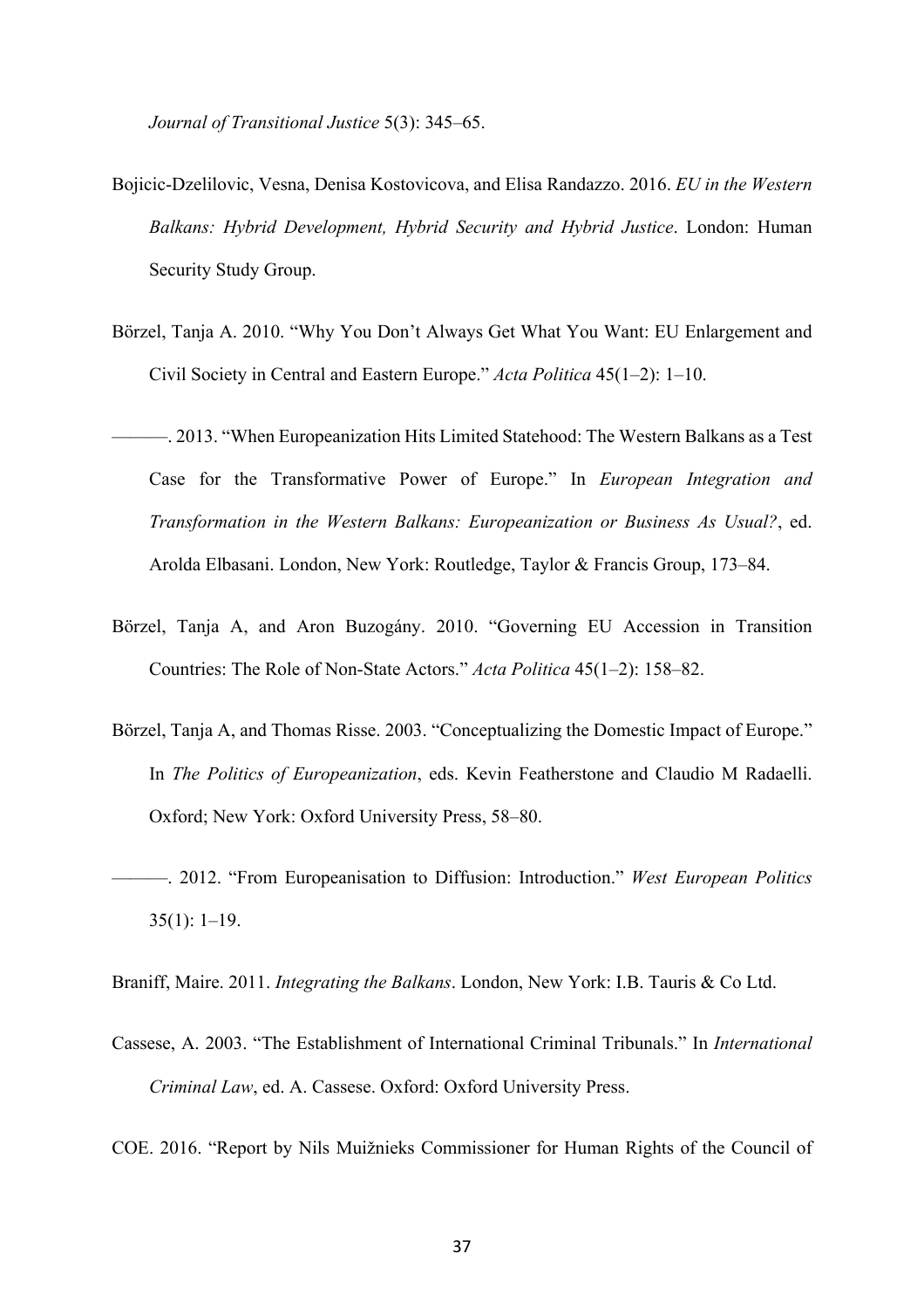*Journal of Transitional Justice* 5(3): 345–65.

Bojicic-Dzelilovic, Vesna, Denisa Kostovicova, and Elisa Randazzo. 2016. *EU in the Western Balkans: Hybrid Development, Hybrid Security and Hybrid Justice*. London: Human Security Study Group.

Börzel, Tanja A. 2010. "Why You Don't Always Get What You Want: EU Enlargement and Civil Society in Central and Eastern Europe." *Acta Politica* 45(1–2): 1–10.

———. 2013. "When Europeanization Hits Limited Statehood: The Western Balkans as a Test Case for the Transformative Power of Europe." In *European Integration and Transformation in the Western Balkans: Europeanization or Business As Usual?*, ed. Arolda Elbasani. London, New York: Routledge, Taylor & Francis Group, 173–84.

Börzel, Tanja A, and Aron Buzogány. 2010. "Governing EU Accession in Transition Countries: The Role of Non-State Actors." *Acta Politica* 45(1–2): 158–82.

Börzel, Tanja A, and Thomas Risse. 2003. "Conceptualizing the Domestic Impact of Europe." In *The Politics of Europeanization*, eds. Kevin Featherstone and Claudio M Radaelli. Oxford; New York: Oxford University Press, 58–80.

———. 2012. "From Europeanisation to Diffusion: Introduction." *West European Politics* 35(1): 1–19.

Braniff, Maire. 2011. *Integrating the Balkans*. London, New York: I.B. Tauris & Co Ltd.

Cassese, A. 2003. "The Establishment of International Criminal Tribunals." In *International Criminal Law*, ed. A. Cassese. Oxford: Oxford University Press.

COE. 2016. "Report by Nils Muižnieks Commissioner for Human Rights of the Council of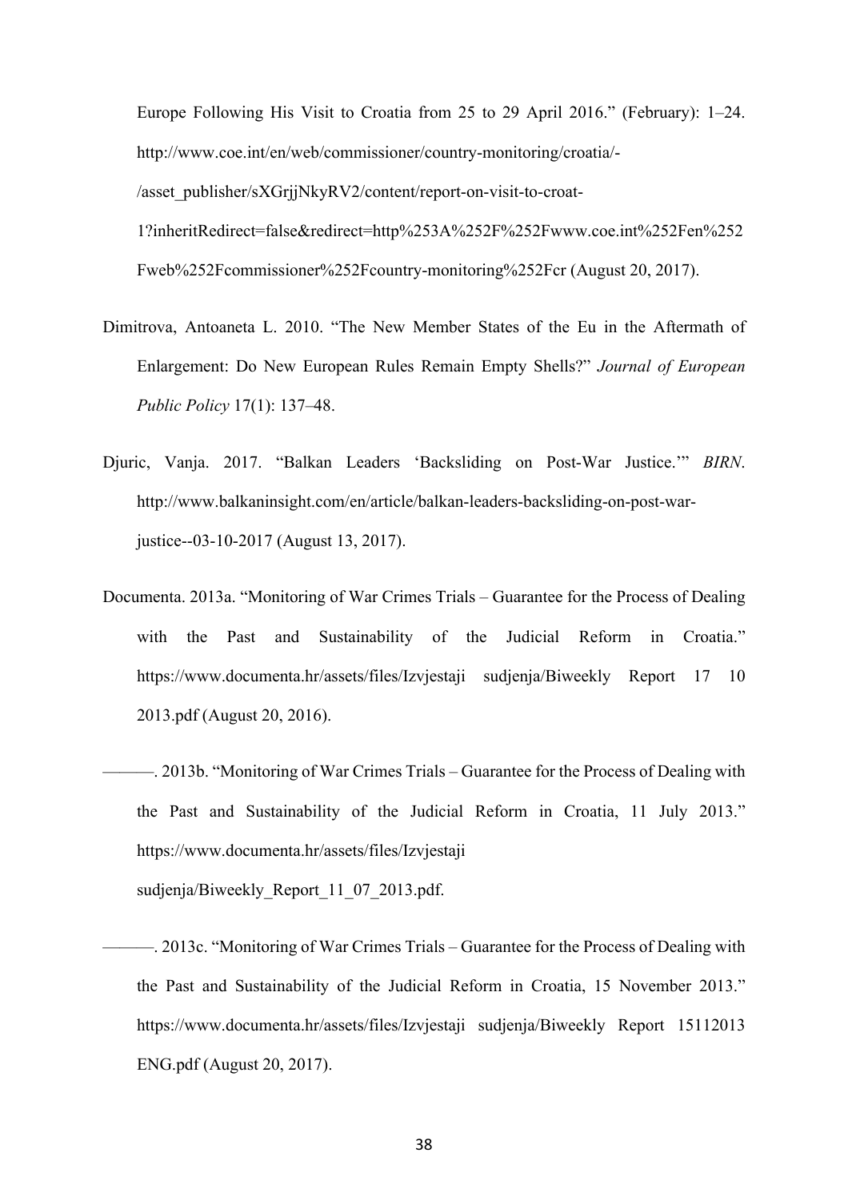Europe Following His Visit to Croatia from 25 to 29 April 2016." (February): 1–24. http://www.coe.int/en/web/commissioner/country-monitoring/croatia/-/asset_publisher/sXGrjjNkyRV2/content/report-on-visit-to-croat-1?inheritRedirect=false&redirect=http%253A%252F%252Fwww.coe.int%252Fen%252Fweb%252Fcommissioner%252Fcountry-monitoring%252Fcr (August 20, 2017).

Dimitrova, Antoaneta L. 2010. "The New Member States of the Eu in the Aftermath of Enlargement: Do New European Rules Remain Empty Shells?" *Journal of European Public Policy* 17(1): 137–48.

Djuric, Vanja. 2017. "Balkan Leaders 'Backsliding on Post-War Justice.'" *BIRN*. http://www.balkaninsight.com/en/article/balkan-leaders-backsliding-on-post-war-justice--03-10-2017 (August 13, 2017).

Documenta. 2013a. "Monitoring of War Crimes Trials – Guarantee for the Process of Dealing with the Past and Sustainability of the Judicial Reform in Croatia." https://www.documenta.hr/assets/files/Izvjestaji sudjenja/Biweekly Report 17 10 2013.pdf (August 20, 2016).

———. 2013b. "Monitoring of War Crimes Trials – Guarantee for the Process of Dealing with the Past and Sustainability of the Judicial Reform in Croatia, 11 July 2013." https://www.documenta.hr/assets/files/Izvjestaji sudjenja/Biweekly_Report_11_07_2013.pdf.

———. 2013c. "Monitoring of War Crimes Trials – Guarantee for the Process of Dealing with the Past and Sustainability of the Judicial Reform in Croatia, 15 November 2013." https://www.documenta.hr/assets/files/Izvjestaji sudjenja/Biweekly Report 15112013 ENG.pdf (August 20, 2017).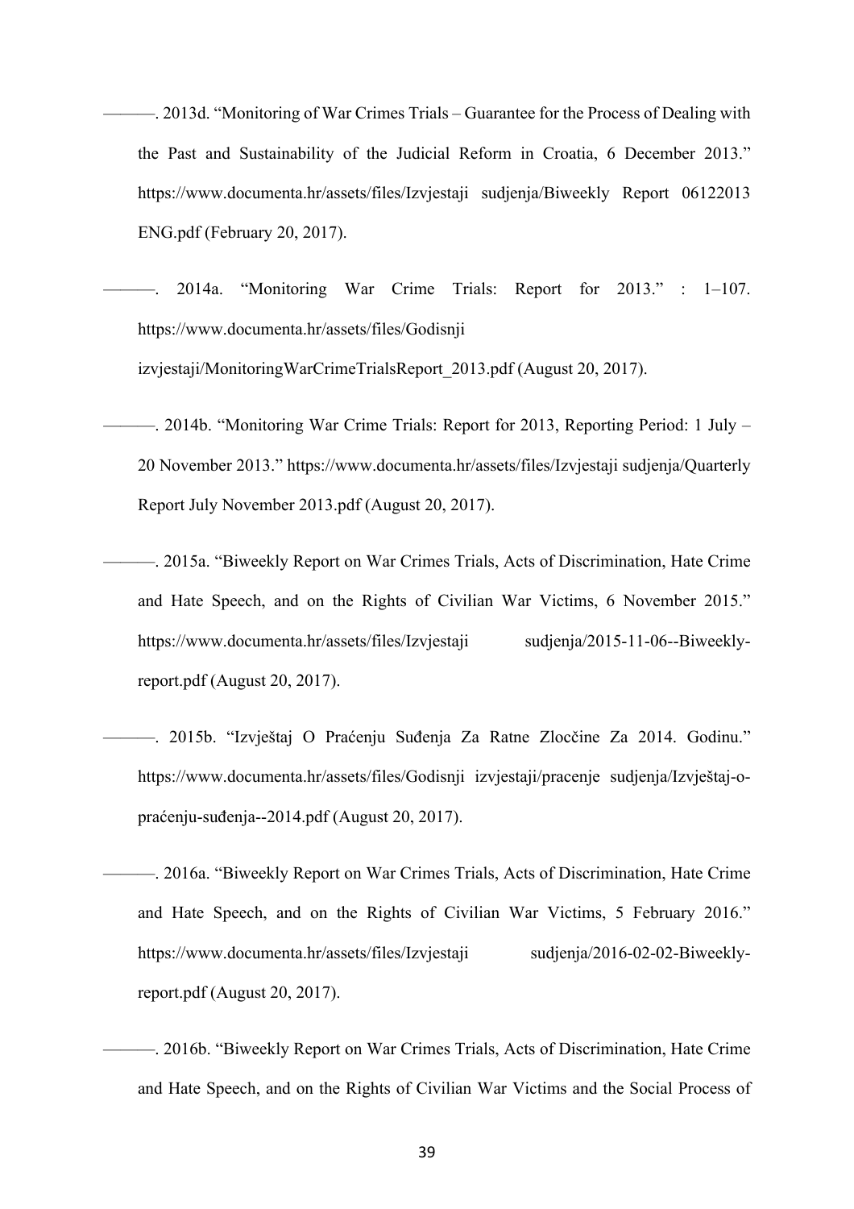———. 2013d. “Monitoring of War Crimes Trials – Guarantee for the Process of Dealing with the Past and Sustainability of the Judicial Reform in Croatia, 6 December 2013.” https://www.documenta.hr/assets/files/Izvjestaji sudjenja/Biweekly Report 06122013 ENG.pdf (February 20, 2017).

———. 2014a. “Monitoring War Crime Trials: Report for 2013.” : 1–107. https://www.documenta.hr/assets/files/Godisnji izvjestaji/MonitoringWarCrimeTrialsReport_2013.pdf (August 20, 2017).

———. 2014b. “Monitoring War Crime Trials: Report for 2013, Reporting Period: 1 July – 20 November 2013.” https://www.documenta.hr/assets/files/Izvjestaji sudjenja/Quarterly Report July November 2013.pdf (August 20, 2017).

———. 2015a. “Biweekly Report on War Crimes Trials, Acts of Discrimination, Hate Crime and Hate Speech, and on the Rights of Civilian War Victims, 6 November 2015.” https://www.documenta.hr/assets/files/Izvjestaji sudjenja/2015-11-06--Biweekly-report.pdf (August 20, 2017).

———. 2015b. “Izvještaj O Praćenju Suđenja Za Ratne Zlocčine Za 2014. Godinu.” https://www.documenta.hr/assets/files/Godisnji izvjestaji/pracenje sudjenja/Izvještaj-o-praćenju-suđenja--2014.pdf (August 20, 2017).

———. 2016a. “Biweekly Report on War Crimes Trials, Acts of Discrimination, Hate Crime and Hate Speech, and on the Rights of Civilian War Victims, 5 February 2016.” https://www.documenta.hr/assets/files/Izvjestaji sudjenja/2016-02-02-Biweekly-report.pdf (August 20, 2017).

———. 2016b. “Biweekly Report on War Crimes Trials, Acts of Discrimination, Hate Crime and Hate Speech, and on the Rights of Civilian War Victims and the Social Process of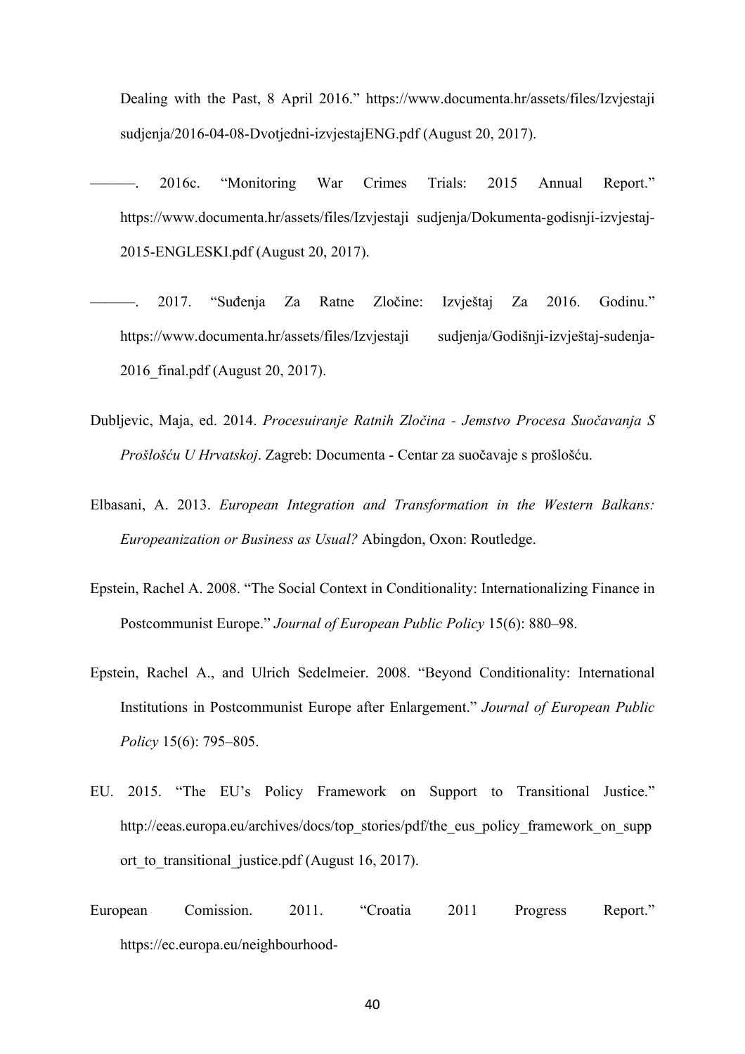Dealing with the Past, 8 April 2016." https://www.documenta.hr/assets/files/Izvjestaji sudjenja/2016-04-08-Dvotjedni-izvjestajENG.pdf (August 20, 2017).

———. 2016c. "Monitoring War Crimes Trials: 2015 Annual Report." https://www.documenta.hr/assets/files/Izvjestaji sudjenja/Dokumenta-godisnji-izvjestaj-2015-ENGLESKI.pdf (August 20, 2017).

———. 2017. "Suđenja Za Ratne Zločine: Izvještaj Za 2016. Godinu." https://www.documenta.hr/assets/files/Izvjestaji sudjenja/Godišnji-izvještaj-sudenja-2016_final.pdf (August 20, 2017).

Dubljevic, Maja, ed. 2014. *Procesuiranje Ratnih Zločina - Jemstvo Procesa Suočavanja S Prošlošću U Hrvatskoj*. Zagreb: Documenta - Centar za suočavaje s prošlošću.

Elbasani, A. 2013. *European Integration and Transformation in the Western Balkans: Europeanization or Business as Usual?* Abingdon, Oxon: Routledge.

Epstein, Rachel A. 2008. "The Social Context in Conditionality: Internationalizing Finance in Postcommunist Europe." *Journal of European Public Policy* 15(6): 880–98.

Epstein, Rachel A., and Ulrich Sedelmeier. 2008. "Beyond Conditionality: International Institutions in Postcommunist Europe after Enlargement." *Journal of European Public Policy* 15(6): 795–805.

EU. 2015. "The EU's Policy Framework on Support to Transitional Justice." http://eeas.europa.eu/archives/docs/top_stories/pdf/the_eus_policy_framework_on_support_to_transitional_justice.pdf (August 16, 2017).

European Comission. 2011. "Croatia 2011 Progress Report." https://ec.europa.eu/neighbourhood-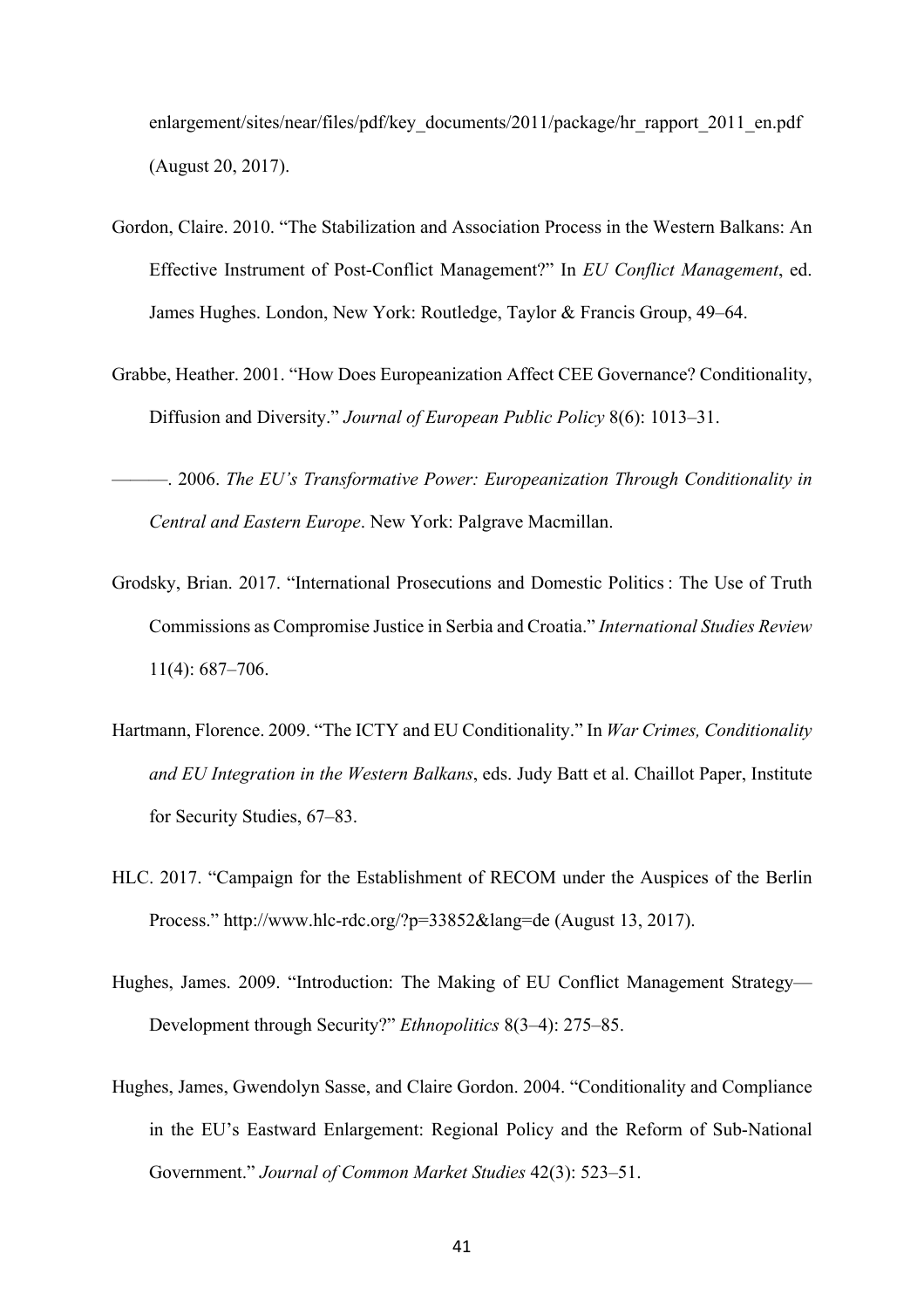enlargement/sites/near/files/pdf/key_documents/2011/package/hr_rapport_2011_en.pdf (August 20, 2017).

Gordon, Claire. 2010. "The Stabilization and Association Process in the Western Balkans: An Effective Instrument of Post-Conflict Management?" In *EU Conflict Management*, ed. James Hughes. London, New York: Routledge, Taylor & Francis Group, 49–64.

Grabbe, Heather. 2001. "How Does Europeanization Affect CEE Governance? Conditionality, Diffusion and Diversity." *Journal of European Public Policy* 8(6): 1013–31.

———. 2006. *The EU's Transformative Power: Europeanization Through Conditionality in Central and Eastern Europe*. New York: Palgrave Macmillan.

Grodsky, Brian. 2017. "International Prosecutions and Domestic Politics : The Use of Truth Commissions as Compromise Justice in Serbia and Croatia." *International Studies Review* 11(4): 687–706.

Hartmann, Florence. 2009. "The ICTY and EU Conditionality." In *War Crimes, Conditionality and EU Integration in the Western Balkans*, eds. Judy Batt et al. Chaillot Paper, Institute for Security Studies, 67–83.

HLC. 2017. "Campaign for the Establishment of RECOM under the Auspices of the Berlin Process." http://www.hlc-rdc.org/?p=33852&lang=de (August 13, 2017).

Hughes, James. 2009. "Introduction: The Making of EU Conflict Management Strategy—Development through Security?" *Ethnopolitics* 8(3–4): 275–85.

Hughes, James, Gwendolyn Sasse, and Claire Gordon. 2004. "Conditionality and Compliance in the EU's Eastward Enlargement: Regional Policy and the Reform of Sub-National Government." *Journal of Common Market Studies* 42(3): 523–51.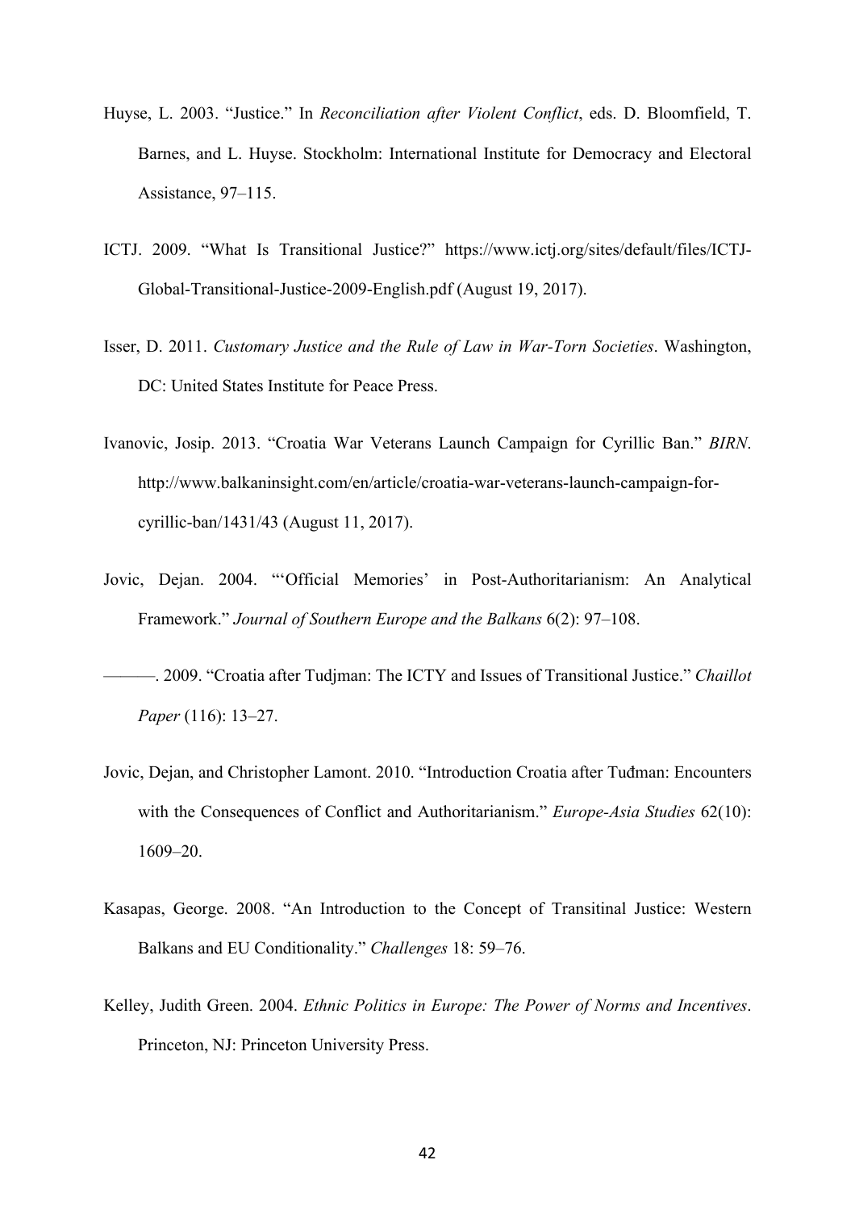Huyse, L. 2003. “Justice.” In *Reconciliation after Violent Conflict*, eds. D. Bloomfield, T. Barnes, and L. Huyse. Stockholm: International Institute for Democracy and Electoral Assistance, 97–115.

ICTJ. 2009. “What Is Transitional Justice?” https://www.ictj.org/sites/default/files/ICTJ-Global-Transitional-Justice-2009-English.pdf (August 19, 2017).

Isser, D. 2011. *Customary Justice and the Rule of Law in War-Torn Societies*. Washington, DC: United States Institute for Peace Press.

Ivanovic, Josip. 2013. “Croatia War Veterans Launch Campaign for Cyrillic Ban.” *BIRN*. http://www.balkaninsight.com/en/article/croatia-war-veterans-launch-campaign-for-cyrillic-ban/1431/43 (August 11, 2017).

Jovic, Dejan. 2004. “‘Official Memories’ in Post-Authoritarianism: An Analytical Framework.” *Journal of Southern Europe and the Balkans* 6(2): 97–108.

———. 2009. “Croatia after Tudjman: The ICTY and Issues of Transitional Justice.” *Chaillot Paper* (116): 13–27.

Jovic, Dejan, and Christopher Lamont. 2010. “Introduction Croatia after Tuđman: Encounters with the Consequences of Conflict and Authoritarianism.” *Europe-Asia Studies* 62(10): 1609–20.

Kasapas, George. 2008. “An Introduction to the Concept of Transitinal Justice: Western Balkans and EU Conditionality.” *Challenges* 18: 59–76.

Kelley, Judith Green. 2004. *Ethnic Politics in Europe: The Power of Norms and Incentives*. Princeton, NJ: Princeton University Press.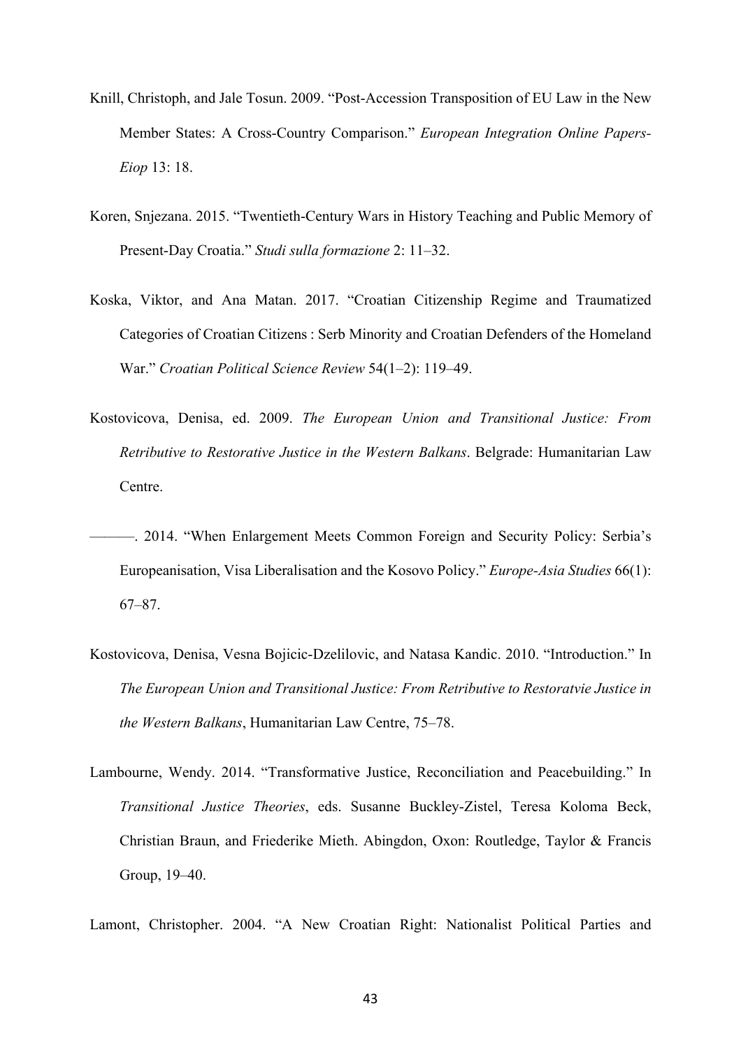Knill, Christoph, and Jale Tosun. 2009. "Post-Accession Transposition of EU Law in the New Member States: A Cross-Country Comparison." *European Integration Online Papers-Eiop* 13: 18.

Koren, Snjezana. 2015. "Twentieth-Century Wars in History Teaching and Public Memory of Present-Day Croatia." *Studi sulla formazione* 2: 11–32.

Koska, Viktor, and Ana Matan. 2017. "Croatian Citizenship Regime and Traumatized Categories of Croatian Citizens : Serb Minority and Croatian Defenders of the Homeland War." *Croatian Political Science Review* 54(1–2): 119–49.

Kostovicova, Denisa, ed. 2009. *The European Union and Transitional Justice: From Retributive to Restorative Justice in the Western Balkans*. Belgrade: Humanitarian Law Centre.

———. 2014. "When Enlargement Meets Common Foreign and Security Policy: Serbia's Europeanisation, Visa Liberalisation and the Kosovo Policy." *Europe-Asia Studies* 66(1): 67–87.

Kostovicova, Denisa, Vesna Bojicic-Dzelilovic, and Natasa Kandic. 2010. "Introduction." In *The European Union and Transitional Justice: From Retributive to Restoratvie Justice in the Western Balkans*, Humanitarian Law Centre, 75–78.

Lambourne, Wendy. 2014. "Transformative Justice, Reconciliation and Peacebuilding." In *Transitional Justice Theories*, eds. Susanne Buckley-Zistel, Teresa Koloma Beck, Christian Braun, and Friederike Mieth. Abingdon, Oxon: Routledge, Taylor & Francis Group, 19–40.

Lamont, Christopher. 2004. "A New Croatian Right: Nationalist Political Parties and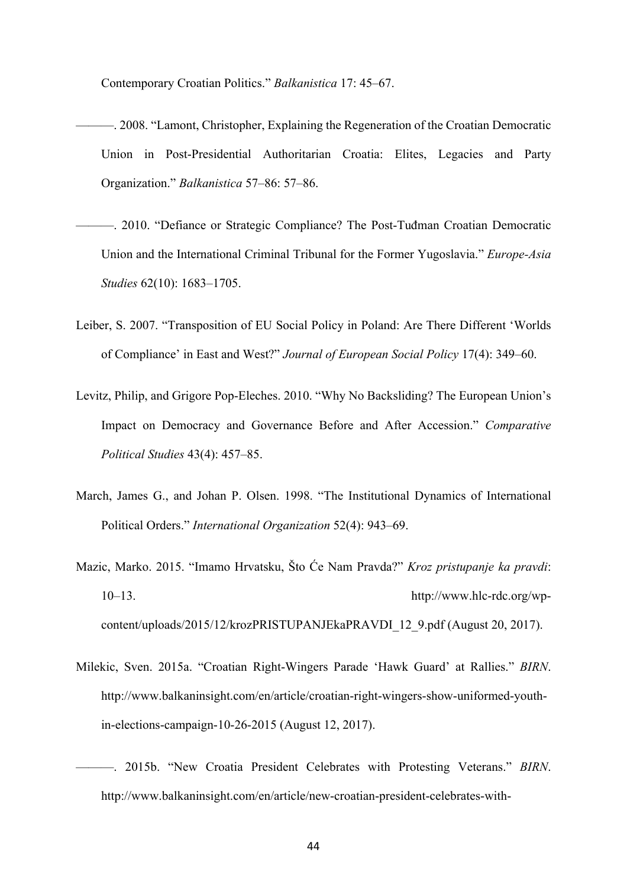Contemporary Croatian Politics." *Balkanistica* 17: 45–67.

———. 2008. "Lamont, Christopher, Explaining the Regeneration of the Croatian Democratic Union in Post-Presidential Authoritarian Croatia: Elites, Legacies and Party Organization." *Balkanistica* 57–86: 57–86.

———. 2010. "Defiance or Strategic Compliance? The Post-Tuđman Croatian Democratic Union and the International Criminal Tribunal for the Former Yugoslavia." *Europe-Asia Studies* 62(10): 1683–1705.

Leiber, S. 2007. "Transposition of EU Social Policy in Poland: Are There Different 'Worlds of Compliance' in East and West?" *Journal of European Social Policy* 17(4): 349–60.

Levitz, Philip, and Grigore Pop-Eleches. 2010. "Why No Backsliding? The European Union's Impact on Democracy and Governance Before and After Accession." *Comparative Political Studies* 43(4): 457–85.

March, James G., and Johan P. Olsen. 1998. "The Institutional Dynamics of International Political Orders." *International Organization* 52(4): 943–69.

Mazic, Marko. 2015. "Imamo Hrvatsku, Što Će Nam Pravda?" *Kroz pristupanje ka pravdi*: 10–13. http://www.hlc-rdc.org/wp-content/uploads/2015/12/krozPRISTUPANJEkaPRAVDI_12_9.pdf (August 20, 2017).

Milekic, Sven. 2015a. "Croatian Right-Wingers Parade 'Hawk Guard' at Rallies." *BIRN*. http://www.balkaninsight.com/en/article/croatian-right-wingers-show-uniformed-youth-in-elections-campaign-10-26-2015 (August 12, 2017).

———. 2015b. "New Croatia President Celebrates with Protesting Veterans." *BIRN*. http://www.balkaninsight.com/en/article/new-croatian-president-celebrates-with-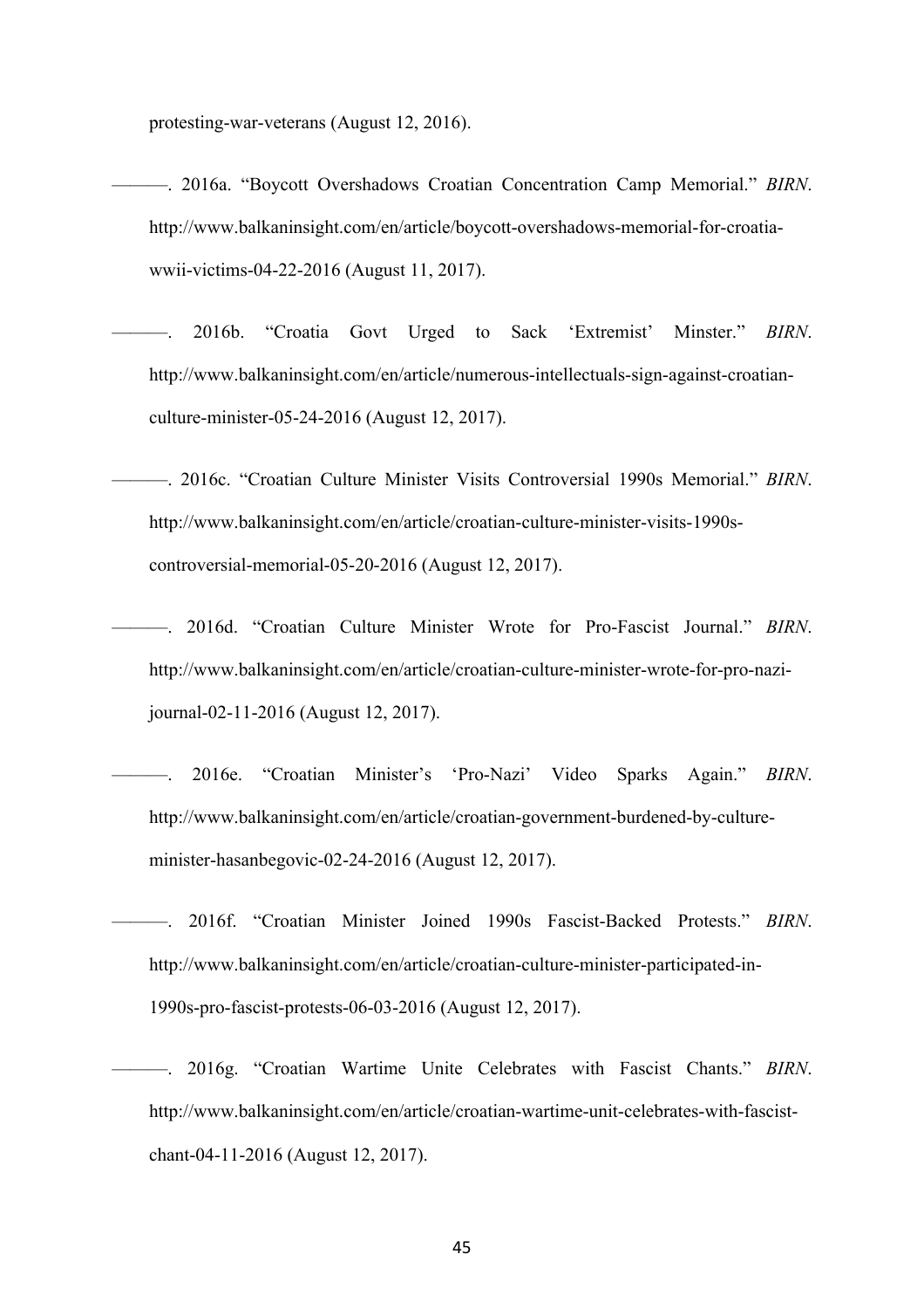protesting-war-veterans (August 12, 2016).

———. 2016a. “Boycott Overshadows Croatian Concentration Camp Memorial.” *BIRN*. http://www.balkaninsight.com/en/article/boycott-overshadows-memorial-for-croatia-wwii-victims-04-22-2016 (August 11, 2017).

———. 2016b. “Croatia Govt Urged to Sack ‘Extremist’ Minster.” *BIRN*. http://www.balkaninsight.com/en/article/numerous-intellectuals-sign-against-croatian-culture-minister-05-24-2016 (August 12, 2017).

———. 2016c. “Croatian Culture Minister Visits Controversial 1990s Memorial.” *BIRN*. http://www.balkaninsight.com/en/article/croatian-culture-minister-visits-1990s-controversial-memorial-05-20-2016 (August 12, 2017).

———. 2016d. “Croatian Culture Minister Wrote for Pro-Fascist Journal.” *BIRN*. http://www.balkaninsight.com/en/article/croatian-culture-minister-wrote-for-pro-nazi-journal-02-11-2016 (August 12, 2017).

———. 2016e. “Croatian Minister’s ‘Pro-Nazi’ Video Sparks Again.” *BIRN*. http://www.balkaninsight.com/en/article/croatian-government-burdened-by-culture-minister-hasanbegovic-02-24-2016 (August 12, 2017).

———. 2016f. “Croatian Minister Joined 1990s Fascist-Backed Protests.” *BIRN*. http://www.balkaninsight.com/en/article/croatian-culture-minister-participated-in-1990s-pro-fascist-protests-06-03-2016 (August 12, 2017).

———. 2016g. “Croatian Wartime Unite Celebrates with Fascist Chants.” *BIRN*. http://www.balkaninsight.com/en/article/croatian-wartime-unit-celebrates-with-fascist-chant-04-11-2016 (August 12, 2017).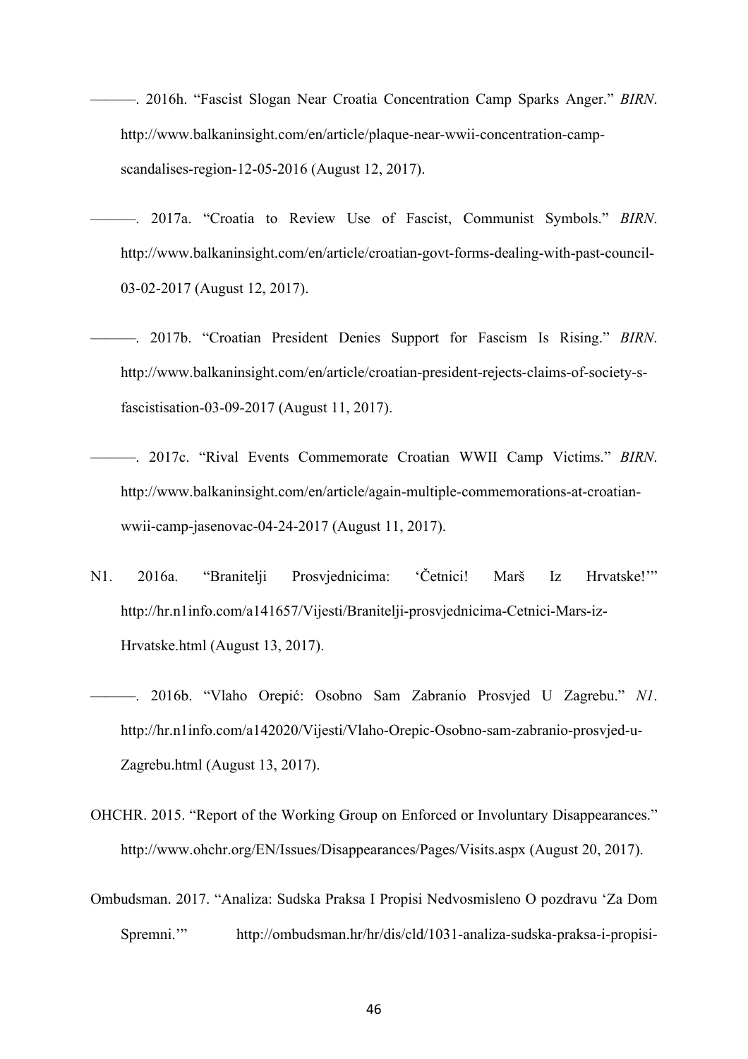———. 2016h. “Fascist Slogan Near Croatia Concentration Camp Sparks Anger.” *BIRN*. http://www.balkaninsight.com/en/article/plaque-near-wwii-concentration-camp-scandalises-region-12-05-2016 (August 12, 2017).

———. 2017a. “Croatia to Review Use of Fascist, Communist Symbols.” *BIRN*. http://www.balkaninsight.com/en/article/croatian-govt-forms-dealing-with-past-council-03-02-2017 (August 12, 2017).

———. 2017b. “Croatian President Denies Support for Fascism Is Rising.” *BIRN*. http://www.balkaninsight.com/en/article/croatian-president-rejects-claims-of-society-s-fascistisation-03-09-2017 (August 11, 2017).

———. 2017c. “Rival Events Commemorate Croatian WWII Camp Victims.” *BIRN*. http://www.balkaninsight.com/en/article/again-multiple-commemorations-at-croatian-wwii-camp-jasenovac-04-24-2017 (August 11, 2017).

N1. 2016a. “Branitelji Prosvjednicima: ‘Četnici! Marš Iz Hrvatske!’” http://hr.n1info.com/a141657/Vijesti/Branitelji-prosvjednicima-Cetnici-Mars-iz-Hrvatske.html (August 13, 2017).

———. 2016b. “Vlaho Orepić: Osobno Sam Zabranio Prosvjed U Zagrebu.” *N1*. http://hr.n1info.com/a142020/Vijesti/Vlaho-Orepic-Osobno-sam-zabranio-prosvjed-u-Zagrebu.html (August 13, 2017).

OHCHR. 2015. “Report of the Working Group on Enforced or Involuntary Disappearances.” http://www.ohchr.org/EN/Issues/Disappearances/Pages/Visits.aspx (August 20, 2017).

Ombudsman. 2017. “Analiza: Sudska Praksa I Propisi Nedvosmisleno O pozdravu ‘Za Dom Spremni.’” http://ombudsman.hr/hr/dis/cld/1031-analiza-sudska-praksa-i-propisi-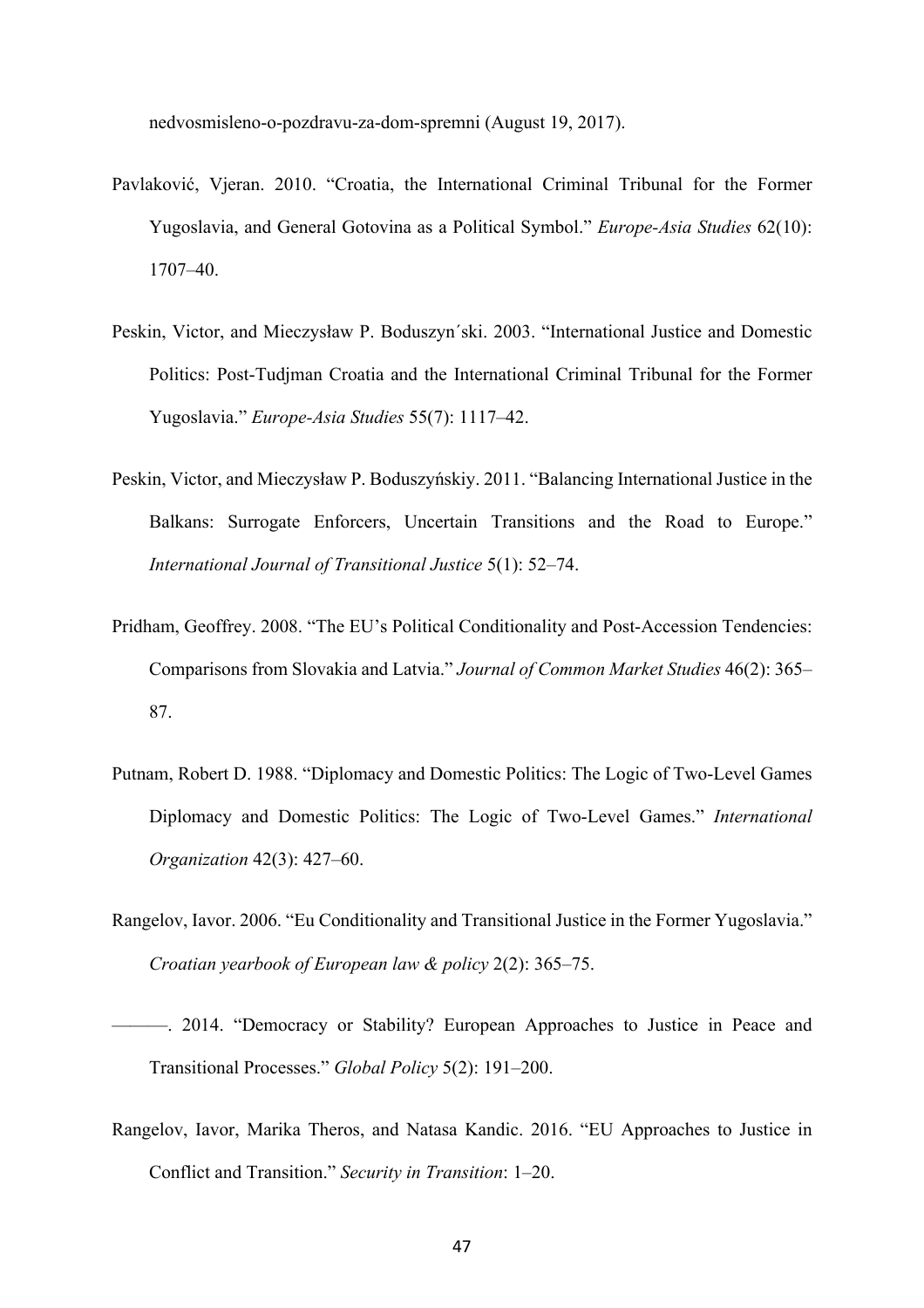nedvosmisleno-o-pozdravu-za-dom-spremni (August 19, 2017).

Pavlaković, Vjeran. 2010. "Croatia, the International Criminal Tribunal for the Former Yugoslavia, and General Gotovina as a Political Symbol." *Europe-Asia Studies* 62(10): 1707–40.

Peskin, Victor, and Mieczysław P. Boduszyn´ski. 2003. "International Justice and Domestic Politics: Post-Tudjman Croatia and the International Criminal Tribunal for the Former Yugoslavia." *Europe-Asia Studies* 55(7): 1117–42.

Peskin, Victor, and Mieczysław P. Boduszyńskiy. 2011. "Balancing International Justice in the Balkans: Surrogate Enforcers, Uncertain Transitions and the Road to Europe." *International Journal of Transitional Justice* 5(1): 52–74.

Pridham, Geoffrey. 2008. "The EU's Political Conditionality and Post-Accession Tendencies: Comparisons from Slovakia and Latvia." *Journal of Common Market Studies* 46(2): 365–87.

Putnam, Robert D. 1988. "Diplomacy and Domestic Politics: The Logic of Two-Level Games Diplomacy and Domestic Politics: The Logic of Two-Level Games." *International Organization* 42(3): 427–60.

Rangelov, Iavor. 2006. "Eu Conditionality and Transitional Justice in the Former Yugoslavia." *Croatian yearbook of European law & policy* 2(2): 365–75.

———. 2014. "Democracy or Stability? European Approaches to Justice in Peace and Transitional Processes." *Global Policy* 5(2): 191–200.

Rangelov, Iavor, Marika Theros, and Natasa Kandic. 2016. "EU Approaches to Justice in Conflict and Transition." *Security in Transition*: 1–20.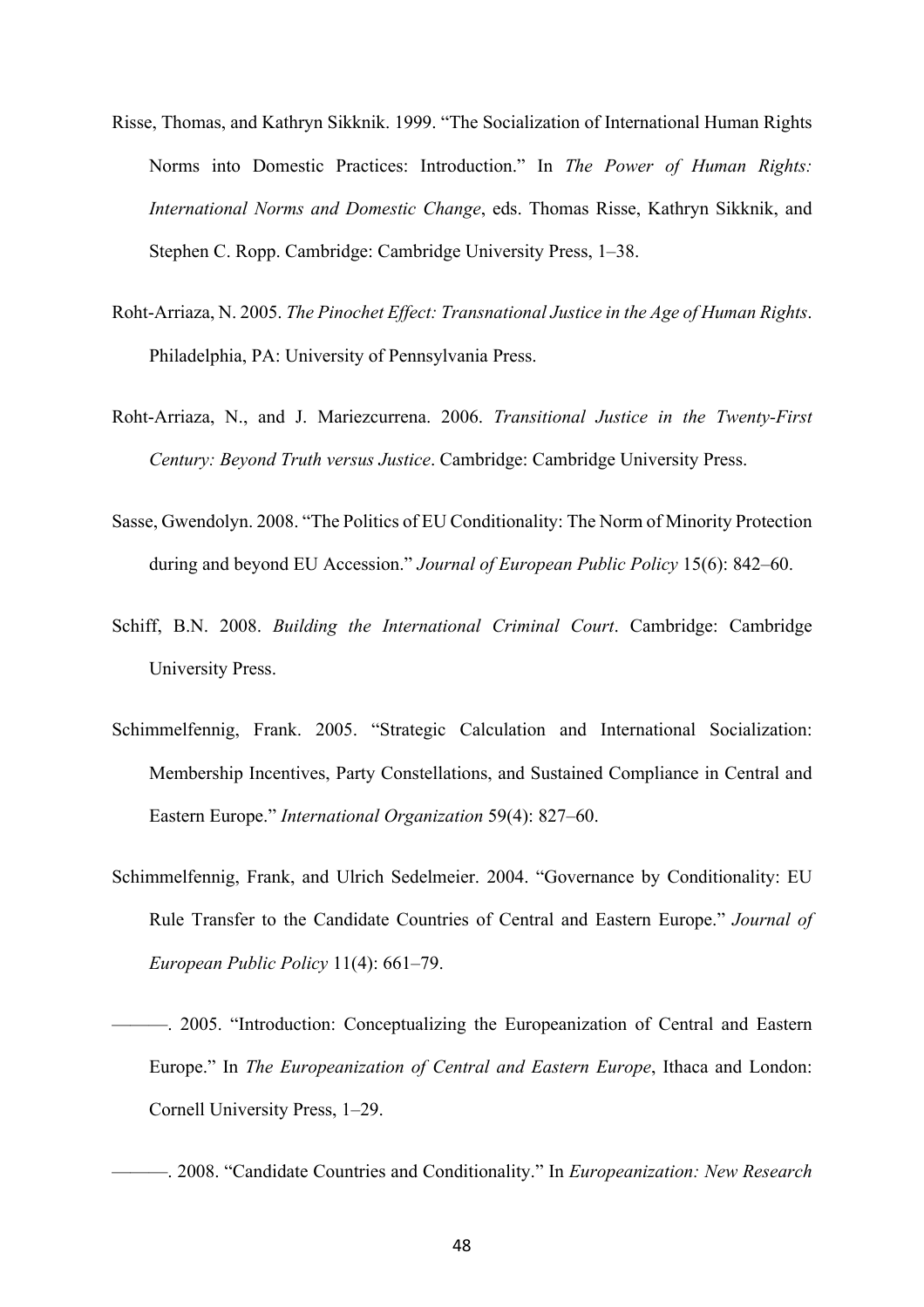Risse, Thomas, and Kathryn Sikknik. 1999. "The Socialization of International Human Rights Norms into Domestic Practices: Introduction." In *The Power of Human Rights: International Norms and Domestic Change*, eds. Thomas Risse, Kathryn Sikknik, and Stephen C. Ropp. Cambridge: Cambridge University Press, 1–38.

Roht-Arriaza, N. 2005. *The Pinochet Effect: Transnational Justice in the Age of Human Rights*. Philadelphia, PA: University of Pennsylvania Press.

Roht-Arriaza, N., and J. Mariezcurrena. 2006. *Transitional Justice in the Twenty-First Century: Beyond Truth versus Justice*. Cambridge: Cambridge University Press.

Sasse, Gwendolyn. 2008. "The Politics of EU Conditionality: The Norm of Minority Protection during and beyond EU Accession." *Journal of European Public Policy* 15(6): 842–60.

Schiff, B.N. 2008. *Building the International Criminal Court*. Cambridge: Cambridge University Press.

Schimmelfennig, Frank. 2005. "Strategic Calculation and International Socialization: Membership Incentives, Party Constellations, and Sustained Compliance in Central and Eastern Europe." *International Organization* 59(4): 827–60.

Schimmelfennig, Frank, and Ulrich Sedelmeier. 2004. "Governance by Conditionality: EU Rule Transfer to the Candidate Countries of Central and Eastern Europe." *Journal of European Public Policy* 11(4): 661–79.

———. 2005. "Introduction: Conceptualizing the Europeanization of Central and Eastern Europe." In *The Europeanization of Central and Eastern Europe*, Ithaca and London: Cornell University Press, 1–29.

———. 2008. "Candidate Countries and Conditionality." In *Europeanization: New Research*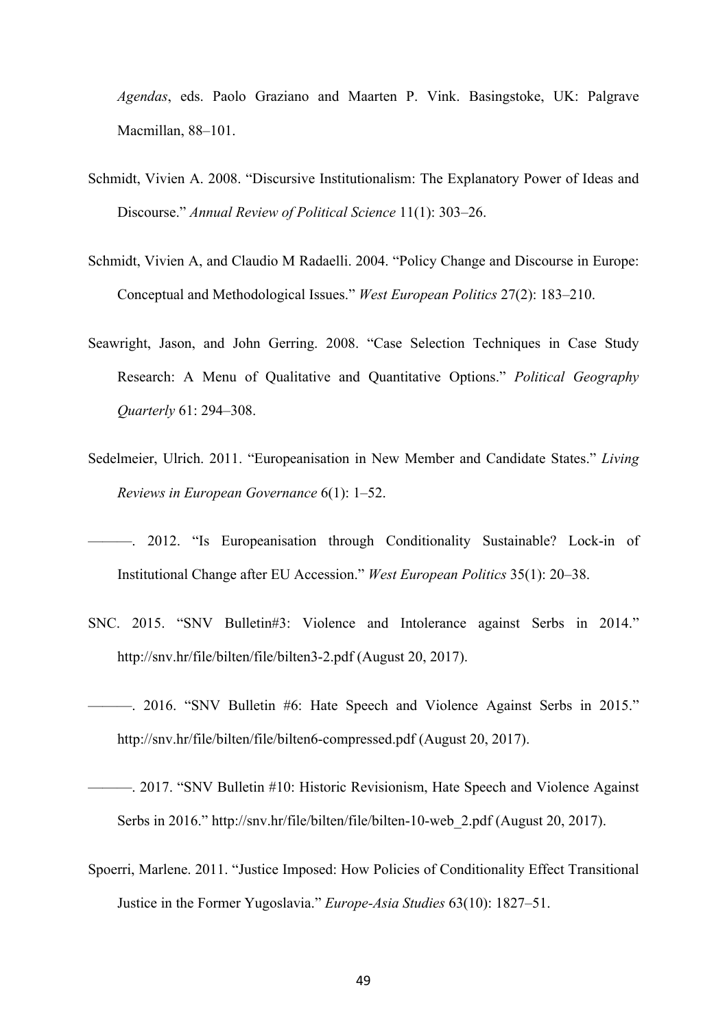*Agendas*, eds. Paolo Graziano and Maarten P. Vink. Basingstoke, UK: Palgrave Macmillan, 88–101.

Schmidt, Vivien A. 2008. “Discursive Institutionalism: The Explanatory Power of Ideas and Discourse.” *Annual Review of Political Science* 11(1): 303–26.

Schmidt, Vivien A, and Claudio M Radaelli. 2004. “Policy Change and Discourse in Europe: Conceptual and Methodological Issues.” *West European Politics* 27(2): 183–210.

Seawright, Jason, and John Gerring. 2008. “Case Selection Techniques in Case Study Research: A Menu of Qualitative and Quantitative Options.” *Political Geography Quarterly* 61: 294–308.

Sedelmeier, Ulrich. 2011. “Europeanisation in New Member and Candidate States.” *Living Reviews in European Governance* 6(1): 1–52.

———. 2012. “Is Europeanisation through Conditionality Sustainable? Lock-in of Institutional Change after EU Accession.” *West European Politics* 35(1): 20–38.

SNC. 2015. “SNV Bulletin#3: Violence and Intolerance against Serbs in 2014.” http://snv.hr/file/bilten/file/bilten3-2.pdf (August 20, 2017).

———. 2016. “SNV Bulletin #6: Hate Speech and Violence Against Serbs in 2015.” http://snv.hr/file/bilten/file/bilten6-compressed.pdf (August 20, 2017).

———. 2017. “SNV Bulletin #10: Historic Revisionism, Hate Speech and Violence Against Serbs in 2016.” http://snv.hr/file/bilten/file/bilten-10-web_2.pdf (August 20, 2017).

Spoerri, Marlene. 2011. “Justice Imposed: How Policies of Conditionality Effect Transitional Justice in the Former Yugoslavia.” *Europe-Asia Studies* 63(10): 1827–51.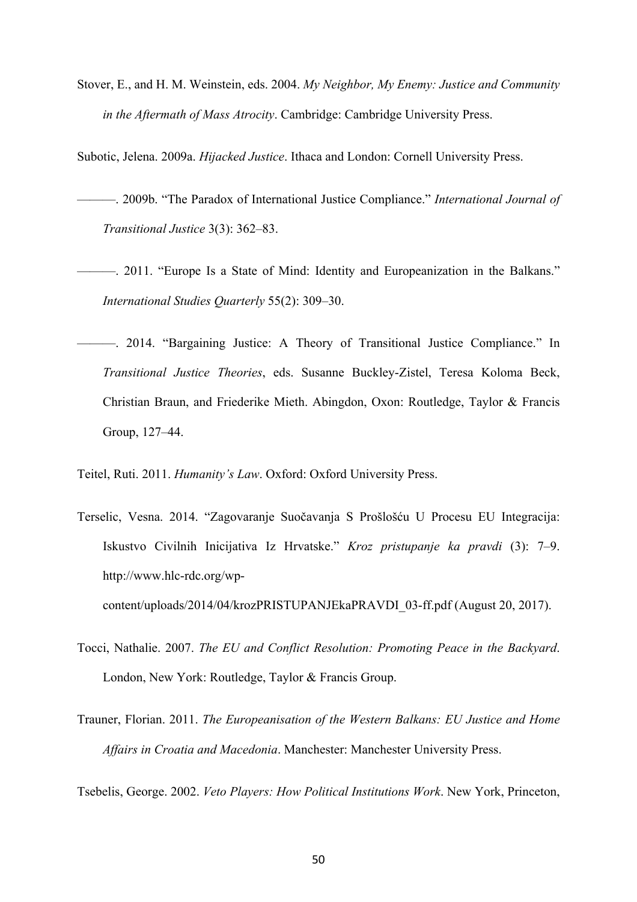Stover, E., and H. M. Weinstein, eds. 2004. *My Neighbor, My Enemy: Justice and Community in the Aftermath of Mass Atrocity*. Cambridge: Cambridge University Press.

Subotic, Jelena. 2009a. *Hijacked Justice*. Ithaca and London: Cornell University Press.

———. 2009b. "The Paradox of International Justice Compliance." *International Journal of Transitional Justice* 3(3): 362–83.

———. 2011. "Europe Is a State of Mind: Identity and Europeanization in the Balkans." *International Studies Quarterly* 55(2): 309–30.

———. 2014. "Bargaining Justice: A Theory of Transitional Justice Compliance." In *Transitional Justice Theories*, eds. Susanne Buckley-Zistel, Teresa Koloma Beck, Christian Braun, and Friederike Mieth. Abingdon, Oxon: Routledge, Taylor & Francis Group, 127–44.

Teitel, Ruti. 2011. *Humanity's Law*. Oxford: Oxford University Press.

Terselic, Vesna. 2014. "Zagovaranje Suočavanja S Prošlošću U Procesu EU Integracija: Iskustvo Civilnih Inicijativa Iz Hrvatske." *Kroz pristupanje ka pravdi* (3): 7–9. http://www.hlc-rdc.org/wp-content/uploads/2014/04/krozPRISTUPANJEkaPRAVDI_03-ff.pdf (August 20, 2017).

Tocci, Nathalie. 2007. *The EU and Conflict Resolution: Promoting Peace in the Backyard*. London, New York: Routledge, Taylor & Francis Group.

Trauner, Florian. 2011. *The Europeanisation of the Western Balkans: EU Justice and Home Affairs in Croatia and Macedonia*. Manchester: Manchester University Press.

Tsebelis, George. 2002. *Veto Players: How Political Institutions Work*. New York, Princeton,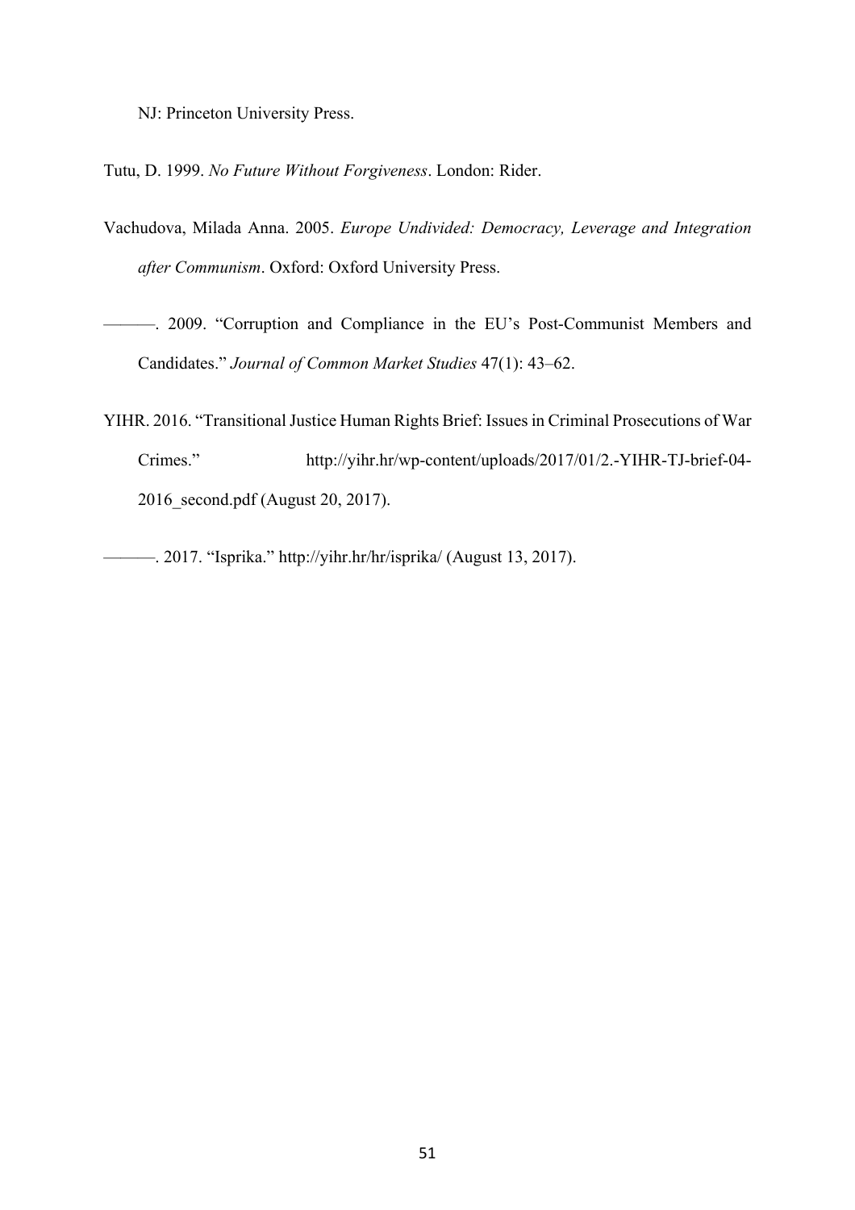NJ: Princeton University Press.

Tutu, D. 1999. *No Future Without Forgiveness*. London: Rider.

Vachudova, Milada Anna. 2005. *Europe Undivided: Democracy, Leverage and Integration after Communism*. Oxford: Oxford University Press.

———. 2009. "Corruption and Compliance in the EU's Post-Communist Members and Candidates." *Journal of Common Market Studies* 47(1): 43–62.

YIHR. 2016. "Transitional Justice Human Rights Brief: Issues in Criminal Prosecutions of War Crimes." http://yihr.hr/wp-content/uploads/2017/01/2.-YIHR-TJ-brief-04-2016_second.pdf (August 20, 2017).

———. 2017. "Isprika." http://yihr.hr/hr/isprika/ (August 13, 2017).